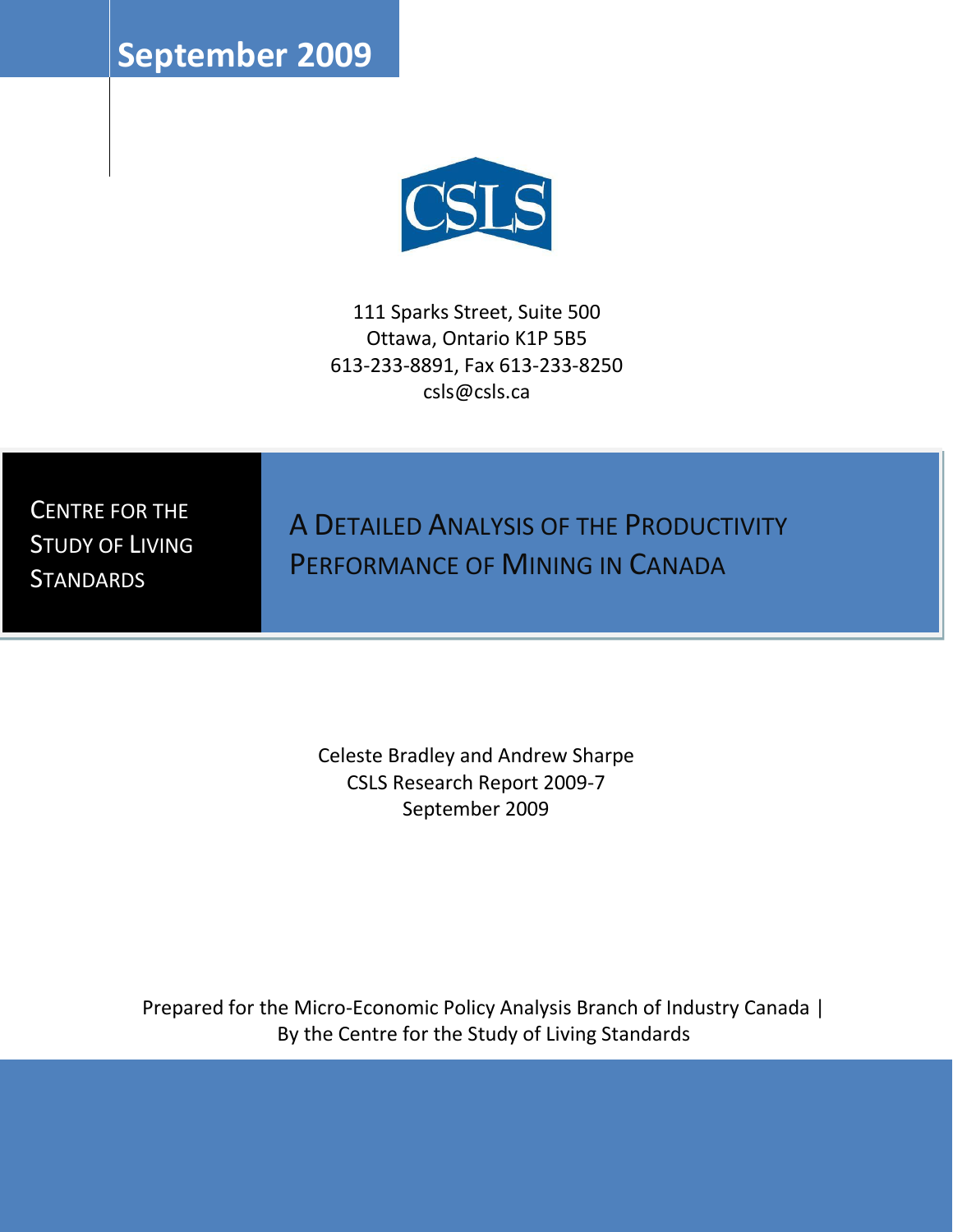September 2009

CSLS

111 Sparks Street, Suite 500
Ottawa, Ontario K1P 5B5
613-233-8891, Fax 613-233-8250
csls@csls.ca

CENTRE FOR THE STUDY OF LIVING STANDARDS

# A DETAILED ANALYSIS OF THE PRODUCTIVITY PERFORMANCE OF MINING IN CANADA

Celeste Bradley and Andrew Sharpe
CSLS Research Report 2009-7
September 2009

Prepared for the Micro-Economic Policy Analysis Branch of Industry Canada |
By the Centre for the Study of Living Standards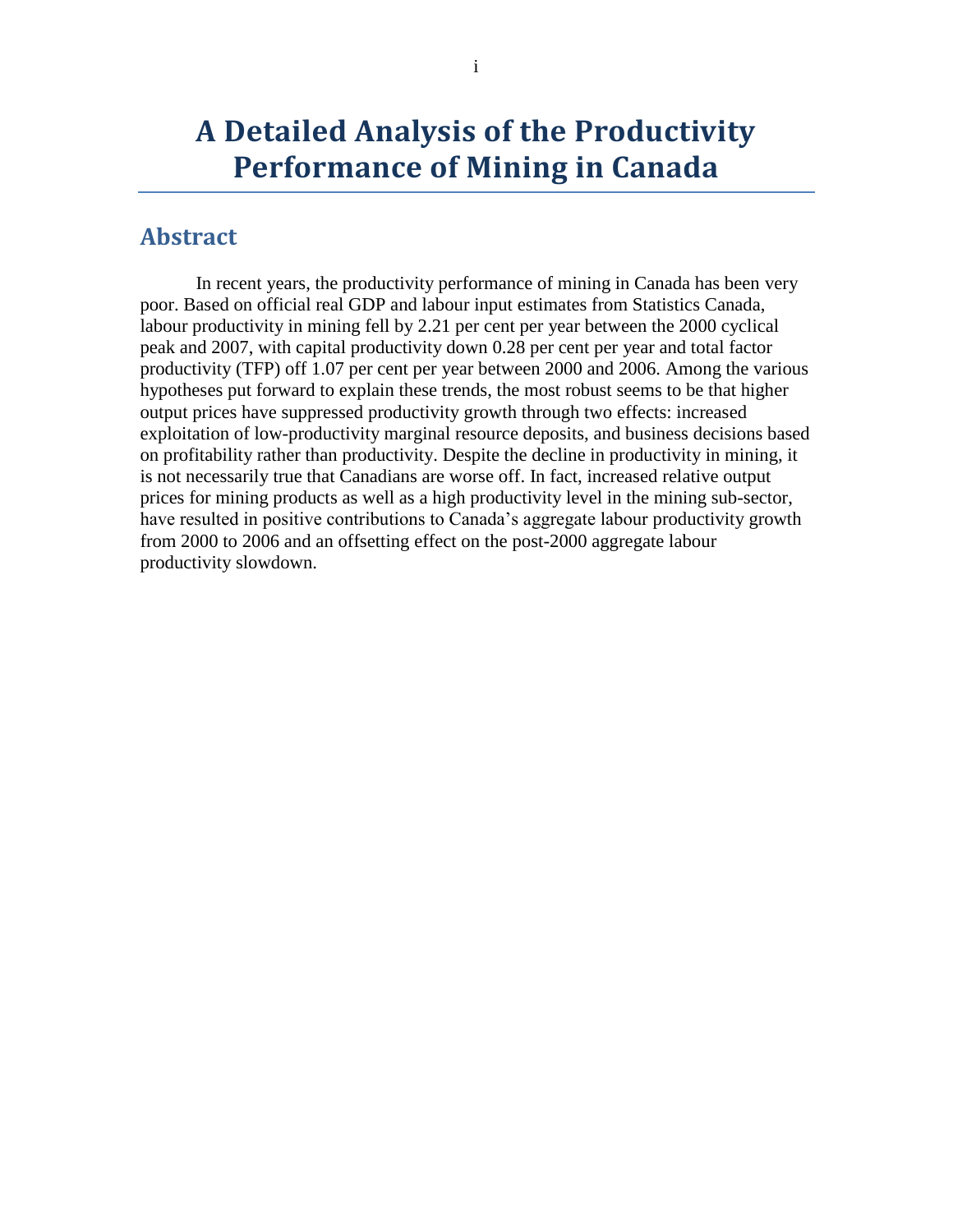# A Detailed Analysis of the Productivity Performance of Mining in Canada

## Abstract

In recent years, the productivity performance of mining in Canada has been very poor. Based on official real GDP and labour input estimates from Statistics Canada, labour productivity in mining fell by 2.21 per cent per year between the 2000 cyclical peak and 2007, with capital productivity down 0.28 per cent per year and total factor productivity (TFP) off 1.07 per cent per year between 2000 and 2006. Among the various hypotheses put forward to explain these trends, the most robust seems to be that higher output prices have suppressed productivity growth through two effects: increased exploitation of low-productivity marginal resource deposits, and business decisions based on profitability rather than productivity. Despite the decline in productivity in mining, it is not necessarily true that Canadians are worse off. In fact, increased relative output prices for mining products as well as a high productivity level in the mining sub-sector, have resulted in positive contributions to Canada's aggregate labour productivity growth from 2000 to 2006 and an offsetting effect on the post-2000 aggregate labour productivity slowdown.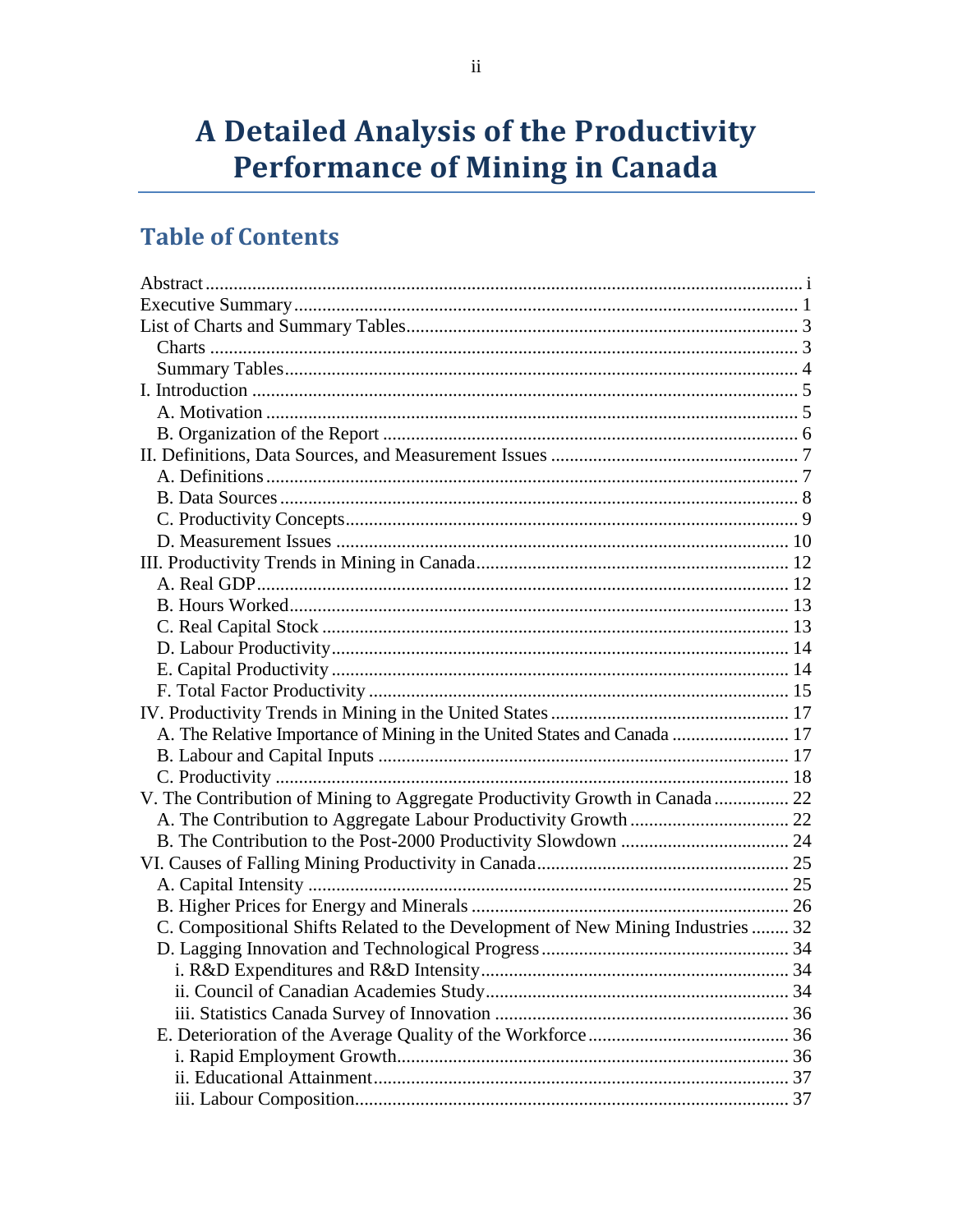# A Detailed Analysis of the Productivity Performance of Mining in Canada

## Table of Contents

Abstract ..... i
Executive Summary ..... 1
List of Charts and Summary Tables ..... 3
- Charts ..... 3
- Summary Tables ..... 4

I. Introduction ..... 5
- A. Motivation ..... 5
- B. Organization of the Report ..... 6

II. Definitions, Data Sources, and Measurement Issues ..... 7
- A. Definitions ..... 7
- B. Data Sources ..... 8
- C. Productivity Concepts ..... 9
- D. Measurement Issues ..... 10

III. Productivity Trends in Mining in Canada ..... 12
- A. Real GDP ..... 12
- B. Hours Worked ..... 13
- C. Real Capital Stock ..... 13
- D. Labour Productivity ..... 14
- E. Capital Productivity ..... 14
- F. Total Factor Productivity ..... 15

IV. Productivity Trends in Mining in the United States ..... 17
- A. The Relative Importance of Mining in the United States and Canada ..... 17
- B. Labour and Capital Inputs ..... 17
- C. Productivity ..... 18

V. The Contribution of Mining to Aggregate Productivity Growth in Canada ..... 22
- A. The Contribution to Aggregate Labour Productivity Growth ..... 22
- B. The Contribution to the Post-2000 Productivity Slowdown ..... 24

VI. Causes of Falling Mining Productivity in Canada ..... 25
- A. Capital Intensity ..... 25
- B. Higher Prices for Energy and Minerals ..... 26
- C. Compositional Shifts Related to the Development of New Mining Industries ..... 32
- D. Lagging Innovation and Technological Progress ..... 34
  - i. R&D Expenditures and R&D Intensity ..... 34
  - ii. Council of Canadian Academies Study ..... 34
  - iii. Statistics Canada Survey of Innovation ..... 36
- E. Deterioration of the Average Quality of the Workforce ..... 36
  - i. Rapid Employment Growth ..... 36
  - ii. Educational Attainment ..... 37
  - iii. Labour Composition ..... 37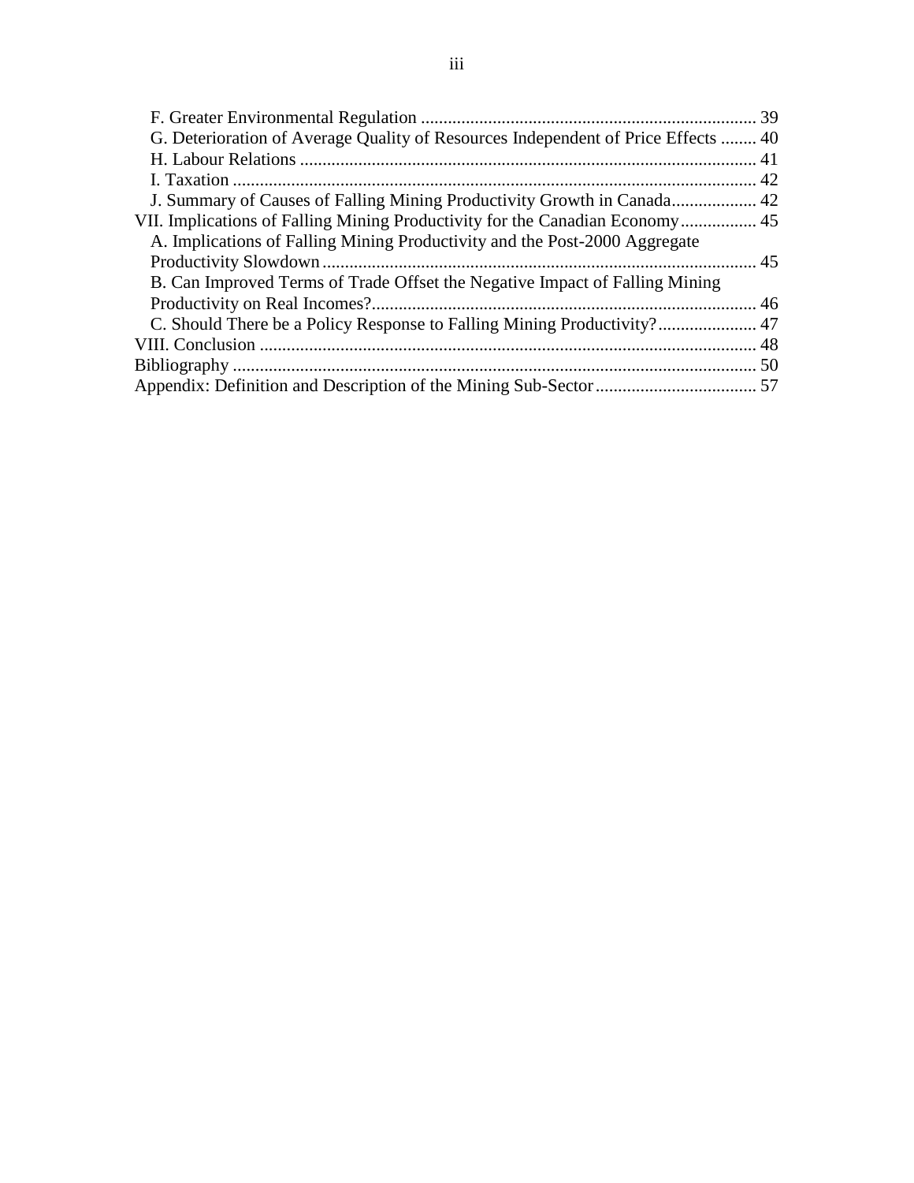F. Greater Environmental Regulation ........................................................................... 39
G. Deterioration of Average Quality of Resources Independent of Price Effects ........ 40
H. Labour Relations ...................................................................................................... 41
I. Taxation ..................................................................................................................... 42
J. Summary of Causes of Falling Mining Productivity Growth in Canada................... 42
VII. Implications of Falling Mining Productivity for the Canadian Economy................. 45
A. Implications of Falling Mining Productivity and the Post-2000 Aggregate Productivity Slowdown................................................................................................. 45
B. Can Improved Terms of Trade Offset the Negative Impact of Falling Mining Productivity on Real Incomes?...................................................................................... 46
C. Should There be a Policy Response to Falling Mining Productivity?...................... 47
VIII. Conclusion ............................................................................................................... 48
Bibliography .................................................................................................................... 50
Appendix: Definition and Description of the Mining Sub-Sector .................................... 57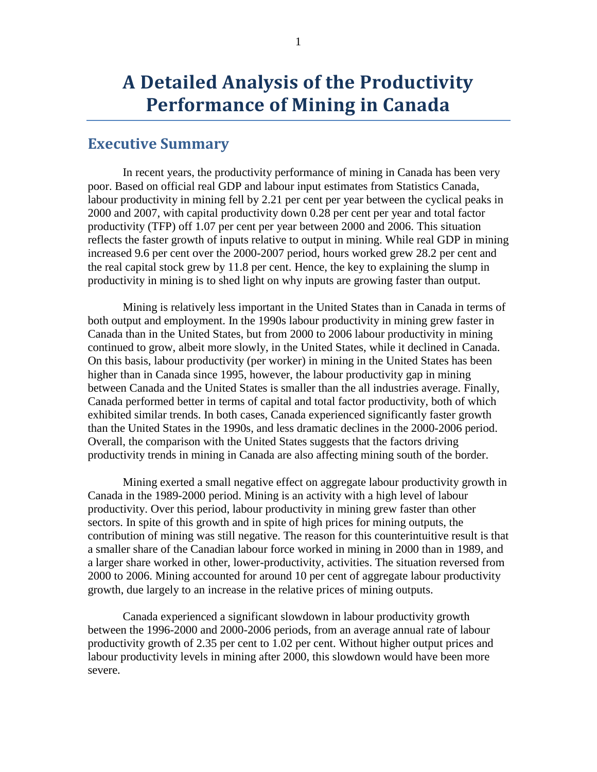# A Detailed Analysis of the Productivity Performance of Mining in Canada

## Executive Summary

In recent years, the productivity performance of mining in Canada has been very poor. Based on official real GDP and labour input estimates from Statistics Canada, labour productivity in mining fell by 2.21 per cent per year between the cyclical peaks in 2000 and 2007, with capital productivity down 0.28 per cent per year and total factor productivity (TFP) off 1.07 per cent per year between 2000 and 2006. This situation reflects the faster growth of inputs relative to output in mining. While real GDP in mining increased 9.6 per cent over the 2000-2007 period, hours worked grew 28.2 per cent and the real capital stock grew by 11.8 per cent. Hence, the key to explaining the slump in productivity in mining is to shed light on why inputs are growing faster than output.

Mining is relatively less important in the United States than in Canada in terms of both output and employment. In the 1990s labour productivity in mining grew faster in Canada than in the United States, but from 2000 to 2006 labour productivity in mining continued to grow, albeit more slowly, in the United States, while it declined in Canada. On this basis, labour productivity (per worker) in mining in the United States has been higher than in Canada since 1995, however, the labour productivity gap in mining between Canada and the United States is smaller than the all industries average. Finally, Canada performed better in terms of capital and total factor productivity, both of which exhibited similar trends. In both cases, Canada experienced significantly faster growth than the United States in the 1990s, and less dramatic declines in the 2000-2006 period. Overall, the comparison with the United States suggests that the factors driving productivity trends in mining in Canada are also affecting mining south of the border.

Mining exerted a small negative effect on aggregate labour productivity growth in Canada in the 1989-2000 period. Mining is an activity with a high level of labour productivity. Over this period, labour productivity in mining grew faster than other sectors. In spite of this growth and in spite of high prices for mining outputs, the contribution of mining was still negative. The reason for this counterintuitive result is that a smaller share of the Canadian labour force worked in mining in 2000 than in 1989, and a larger share worked in other, lower-productivity, activities. The situation reversed from 2000 to 2006. Mining accounted for around 10 per cent of aggregate labour productivity growth, due largely to an increase in the relative prices of mining outputs.

Canada experienced a significant slowdown in labour productivity growth between the 1996-2000 and 2000-2006 periods, from an average annual rate of labour productivity growth of 2.35 per cent to 1.02 per cent. Without higher output prices and labour productivity levels in mining after 2000, this slowdown would have been more severe.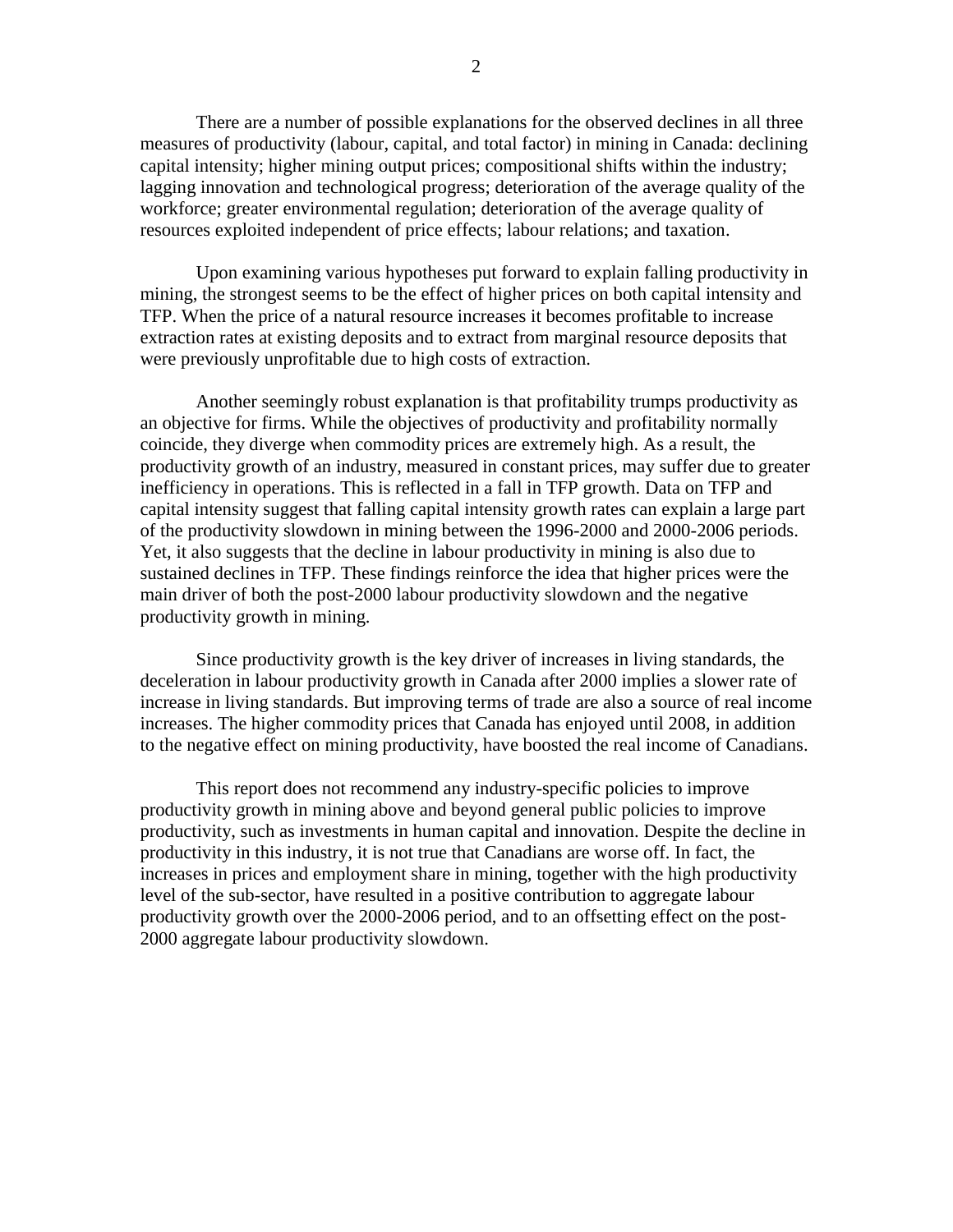There are a number of possible explanations for the observed declines in all three measures of productivity (labour, capital, and total factor) in mining in Canada: declining capital intensity; higher mining output prices; compositional shifts within the industry; lagging innovation and technological progress; deterioration of the average quality of the workforce; greater environmental regulation; deterioration of the average quality of resources exploited independent of price effects; labour relations; and taxation.

Upon examining various hypotheses put forward to explain falling productivity in mining, the strongest seems to be the effect of higher prices on both capital intensity and TFP. When the price of a natural resource increases it becomes profitable to increase extraction rates at existing deposits and to extract from marginal resource deposits that were previously unprofitable due to high costs of extraction.

Another seemingly robust explanation is that profitability trumps productivity as an objective for firms. While the objectives of productivity and profitability normally coincide, they diverge when commodity prices are extremely high. As a result, the productivity growth of an industry, measured in constant prices, may suffer due to greater inefficiency in operations. This is reflected in a fall in TFP growth. Data on TFP and capital intensity suggest that falling capital intensity growth rates can explain a large part of the productivity slowdown in mining between the 1996-2000 and 2000-2006 periods. Yet, it also suggests that the decline in labour productivity in mining is also due to sustained declines in TFP. These findings reinforce the idea that higher prices were the main driver of both the post-2000 labour productivity slowdown and the negative productivity growth in mining.

Since productivity growth is the key driver of increases in living standards, the deceleration in labour productivity growth in Canada after 2000 implies a slower rate of increase in living standards. But improving terms of trade are also a source of real income increases. The higher commodity prices that Canada has enjoyed until 2008, in addition to the negative effect on mining productivity, have boosted the real income of Canadians.

This report does not recommend any industry-specific policies to improve productivity growth in mining above and beyond general public policies to improve productivity, such as investments in human capital and innovation. Despite the decline in productivity in this industry, it is not true that Canadians are worse off. In fact, the increases in prices and employment share in mining, together with the high productivity level of the sub-sector, have resulted in a positive contribution to aggregate labour productivity growth over the 2000-2006 period, and to an offsetting effect on the post-2000 aggregate labour productivity slowdown.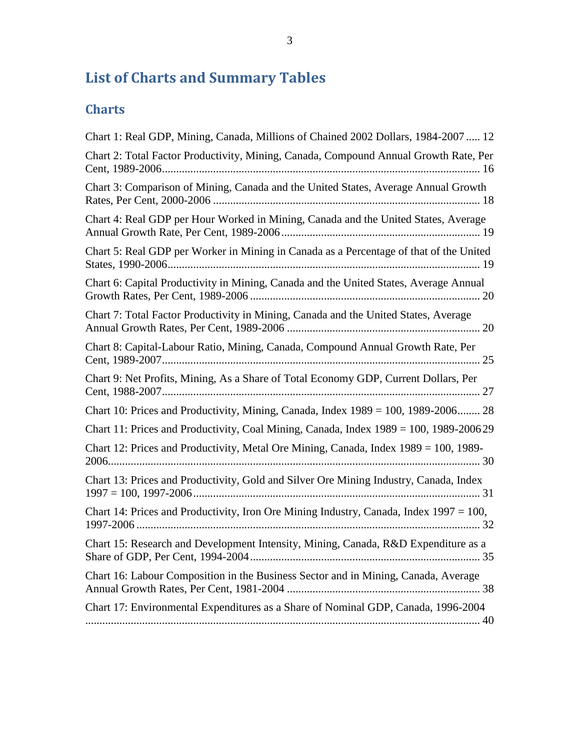# List of Charts and Summary Tables

## Charts

Chart 1: Real GDP, Mining, Canada, Millions of Chained 2002 Dollars, 1984-2007 ..... 12

Chart 2: Total Factor Productivity, Mining, Canada, Compound Annual Growth Rate, Per Cent, 1989-2006 ..... 16

Chart 3: Comparison of Mining, Canada and the United States, Average Annual Growth Rates, Per Cent, 2000-2006 ..... 18

Chart 4: Real GDP per Hour Worked in Mining, Canada and the United States, Average Annual Growth Rate, Per Cent, 1989-2006 ..... 19

Chart 5: Real GDP per Worker in Mining in Canada as a Percentage of that of the United States, 1990-2006 ..... 19

Chart 6: Capital Productivity in Mining, Canada and the United States, Average Annual Growth Rates, Per Cent, 1989-2006 ..... 20

Chart 7: Total Factor Productivity in Mining, Canada and the United States, Average Annual Growth Rates, Per Cent, 1989-2006 ..... 20

Chart 8: Capital-Labour Ratio, Mining, Canada, Compound Annual Growth Rate, Per Cent, 1989-2007 ..... 25

Chart 9: Net Profits, Mining, As a Share of Total Economy GDP, Current Dollars, Per Cent, 1988-2007 ..... 27

Chart 10: Prices and Productivity, Mining, Canada, Index 1989 = 100, 1989-2006 ..... 28

Chart 11: Prices and Productivity, Coal Mining, Canada, Index 1989 = 100, 1989-2006 ..... 29

Chart 12: Prices and Productivity, Metal Ore Mining, Canada, Index 1989 = 100, 1989-2006 ..... 30

Chart 13: Prices and Productivity, Gold and Silver Ore Mining Industry, Canada, Index 1997 = 100, 1997-2006 ..... 31

Chart 14: Prices and Productivity, Iron Ore Mining Industry, Canada, Index 1997 = 100, 1997-2006 ..... 32

Chart 15: Research and Development Intensity, Mining, Canada, R&D Expenditure as a Share of GDP, Per Cent, 1994-2004 ..... 35

Chart 16: Labour Composition in the Business Sector and in Mining, Canada, Average Annual Growth Rates, Per Cent, 1981-2004 ..... 38

Chart 17: Environmental Expenditures as a Share of Nominal GDP, Canada, 1996-2004 ..... 40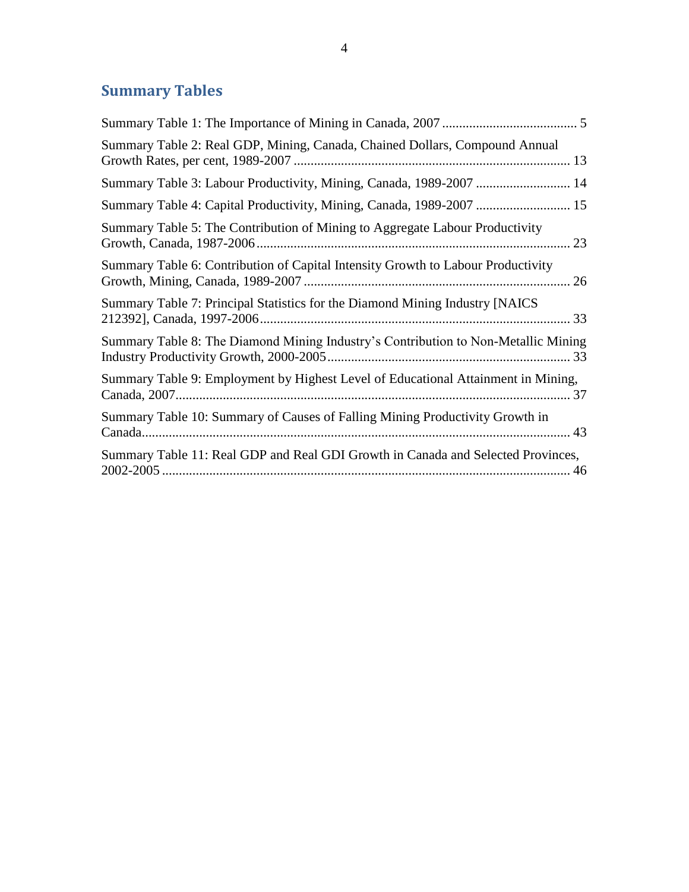## Summary Tables

Summary Table 1: The Importance of Mining in Canada, 2007 ........................................ 5

Summary Table 2: Real GDP, Mining, Canada, Chained Dollars, Compound Annual Growth Rates, per cent, 1989-2007 ................................................................................. 13

Summary Table 3: Labour Productivity, Mining, Canada, 1989-2007 ............................ 14

Summary Table 4: Capital Productivity, Mining, Canada, 1989-2007 ............................ 15

Summary Table 5: The Contribution of Mining to Aggregate Labour Productivity Growth, Canada, 1987-2006............................................................................................ 23

Summary Table 6: Contribution of Capital Intensity Growth to Labour Productivity Growth, Mining, Canada, 1989-2007 .............................................................................. 26

Summary Table 7: Principal Statistics for the Diamond Mining Industry [NAICS 212392], Canada, 1997-2006........................................................................................... 33

Summary Table 8: The Diamond Mining Industry's Contribution to Non-Metallic Mining Industry Productivity Growth, 2000-2005....................................................................... 33

Summary Table 9: Employment by Highest Level of Educational Attainment in Mining, Canada, 2007.................................................................................................................... 37

Summary Table 10: Summary of Causes of Falling Mining Productivity Growth in Canada............................................................................................................................. 43

Summary Table 11: Real GDP and Real GDI Growth in Canada and Selected Provinces, 2002-2005 ........................................................................................................................ 46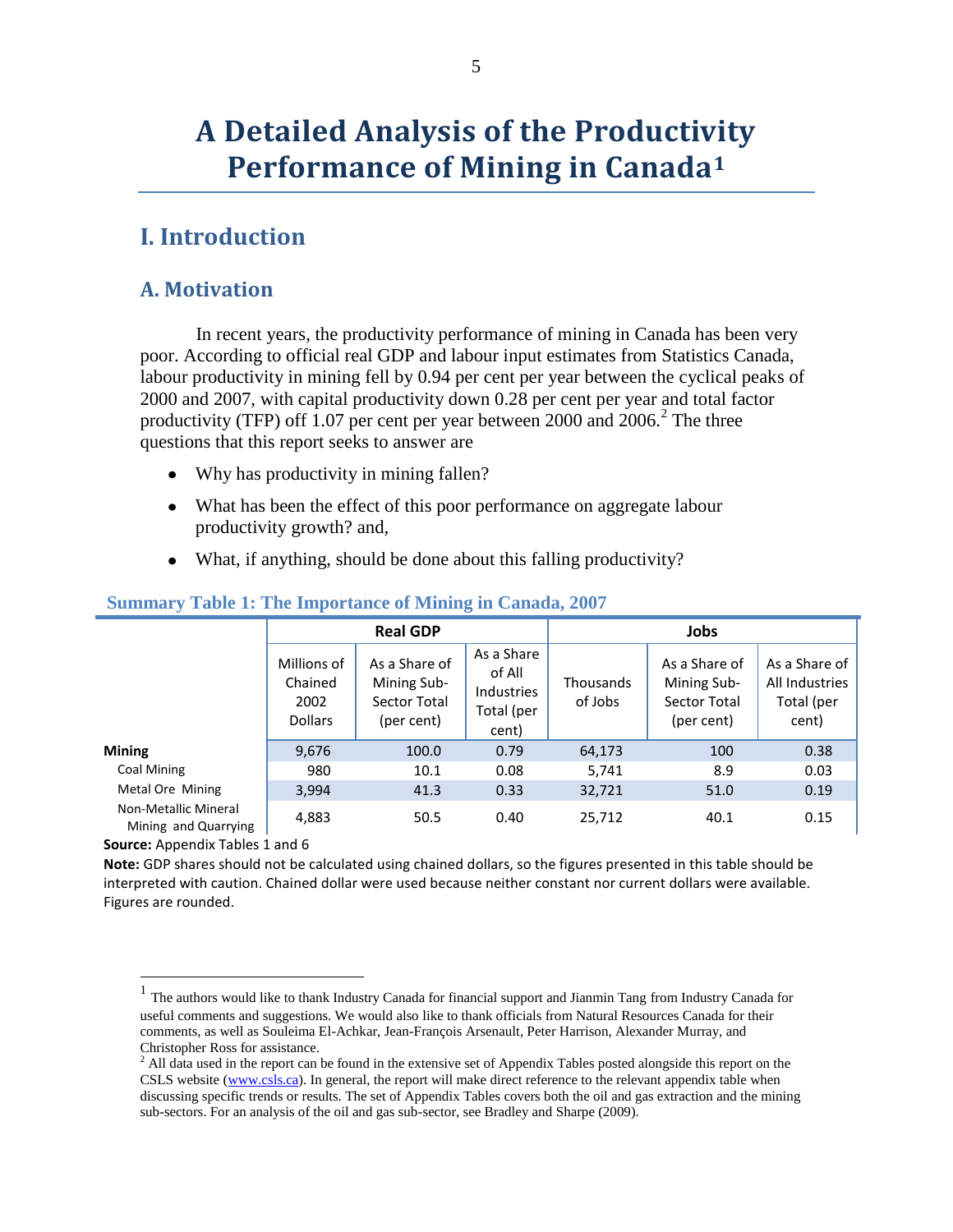# A Detailed Analysis of the Productivity Performance of Mining in Canada[1]

## I. Introduction

### A. Motivation

In recent years, the productivity performance of mining in Canada has been very poor. According to official real GDP and labour input estimates from Statistics Canada, labour productivity in mining fell by 0.94 per cent per year between the cyclical peaks of 2000 and 2007, with capital productivity down 0.28 per cent per year and total factor productivity (TFP) off 1.07 per cent per year between 2000 and 2006.[2] The three questions that this report seeks to answer are

- Why has productivity in mining fallen?
- What has been the effect of this poor performance on aggregate labour productivity growth? and,
- What, if anything, should be done about this falling productivity?

**Summary Table 1: The Importance of Mining in Canada, 2007**

| | Real GDP | | | Jobs | | |
|---|---|---|---|---|---|---|
| | Millions of Chained 2002 Dollars | As a Share of Mining Sub-Sector Total (per cent) | As a Share of All Industries Total (per cent) | Thousands of Jobs | As a Share of Mining Sub-Sector Total (per cent) | As a Share of All Industries Total (per cent) |
| **Mining** | 9,676 | 100.0 | 0.79 | 64,173 | 100 | 0.38 |
| Coal Mining | 980 | 10.1 | 0.08 | 5,741 | 8.9 | 0.03 |
| Metal Ore Mining | 3,994 | 41.3 | 0.33 | 32,721 | 51.0 | 0.19 |
| Non-Metallic Mineral Mining and Quarrying | 4,883 | 50.5 | 0.40 | 25,712 | 40.1 | 0.15 |

**Source:** Appendix Tables 1 and 6

**Note:** GDP shares should not be calculated using chained dollars, so the figures presented in this table should be interpreted with caution. Chained dollar were used because neither constant nor current dollars were available. Figures are rounded.

---

[1] The authors would like to thank Industry Canada for financial support and Jianmin Tang from Industry Canada for useful comments and suggestions. We would also like to thank officials from Natural Resources Canada for their comments, as well as Souleima El-Achkar, Jean-François Arsenault, Peter Harrison, Alexander Murray, and Christopher Ross for assistance.

[2] All data used in the report can be found in the extensive set of Appendix Tables posted alongside this report on the CSLS website (www.csls.ca). In general, the report will make direct reference to the relevant appendix table when discussing specific trends or results. The set of Appendix Tables covers both the oil and gas extraction and the mining sub-sectors. For an analysis of the oil and gas sub-sector, see Bradley and Sharpe (2009).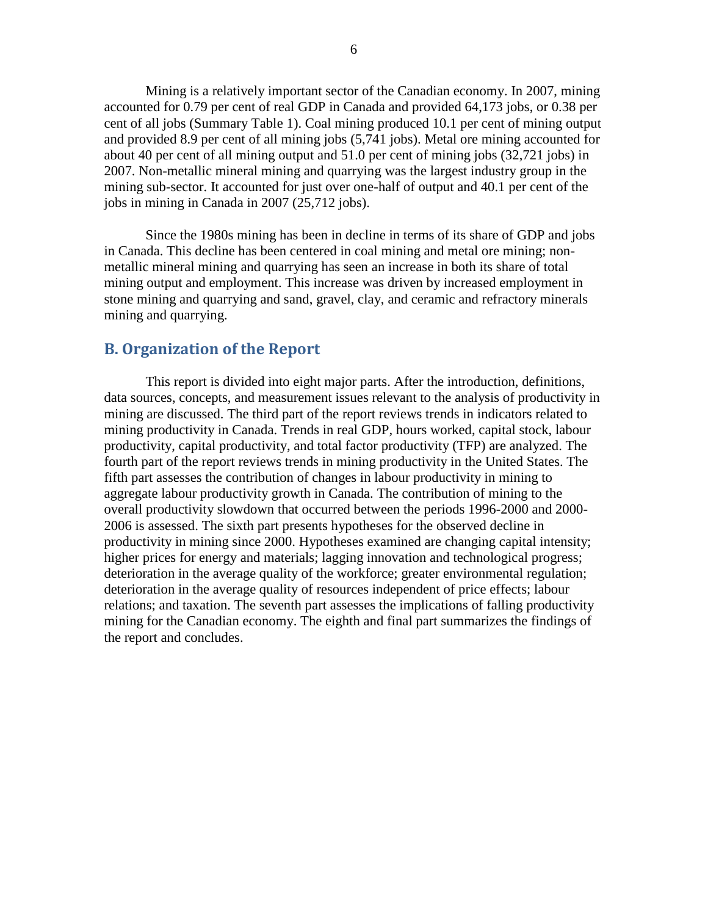Mining is a relatively important sector of the Canadian economy. In 2007, mining accounted for 0.79 per cent of real GDP in Canada and provided 64,173 jobs, or 0.38 per cent of all jobs (Summary Table 1). Coal mining produced 10.1 per cent of mining output and provided 8.9 per cent of all mining jobs (5,741 jobs). Metal ore mining accounted for about 40 per cent of all mining output and 51.0 per cent of mining jobs (32,721 jobs) in 2007. Non-metallic mineral mining and quarrying was the largest industry group in the mining sub-sector. It accounted for just over one-half of output and 40.1 per cent of the jobs in mining in Canada in 2007 (25,712 jobs).

Since the 1980s mining has been in decline in terms of its share of GDP and jobs in Canada. This decline has been centered in coal mining and metal ore mining; non-metallic mineral mining and quarrying has seen an increase in both its share of total mining output and employment. This increase was driven by increased employment in stone mining and quarrying and sand, gravel, clay, and ceramic and refractory minerals mining and quarrying.

## B. Organization of the Report

This report is divided into eight major parts. After the introduction, definitions, data sources, concepts, and measurement issues relevant to the analysis of productivity in mining are discussed. The third part of the report reviews trends in indicators related to mining productivity in Canada. Trends in real GDP, hours worked, capital stock, labour productivity, capital productivity, and total factor productivity (TFP) are analyzed. The fourth part of the report reviews trends in mining productivity in the United States. The fifth part assesses the contribution of changes in labour productivity in mining to aggregate labour productivity growth in Canada. The contribution of mining to the overall productivity slowdown that occurred between the periods 1996-2000 and 2000-2006 is assessed. The sixth part presents hypotheses for the observed decline in productivity in mining since 2000. Hypotheses examined are changing capital intensity; higher prices for energy and materials; lagging innovation and technological progress; deterioration in the average quality of the workforce; greater environmental regulation; deterioration in the average quality of resources independent of price effects; labour relations; and taxation. The seventh part assesses the implications of falling productivity mining for the Canadian economy. The eighth and final part summarizes the findings of the report and concludes.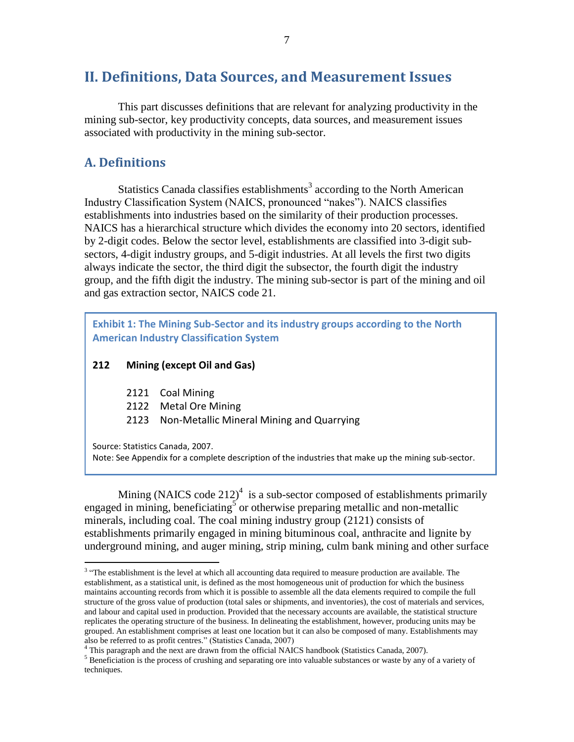## II. Definitions, Data Sources, and Measurement Issues

This part discusses definitions that are relevant for analyzing productivity in the mining sub-sector, key productivity concepts, data sources, and measurement issues associated with productivity in the mining sub-sector.

### A. Definitions

Statistics Canada classifies establishments[3] according to the North American Industry Classification System (NAICS, pronounced "nakes"). NAICS classifies establishments into industries based on the similarity of their production processes. NAICS has a hierarchical structure which divides the economy into 20 sectors, identified by 2-digit codes. Below the sector level, establishments are classified into 3-digit sub-sectors, 4-digit industry groups, and 5-digit industries. At all levels the first two digits always indicate the sector, the third digit the subsector, the fourth digit the industry group, and the fifth digit the industry. The mining sub-sector is part of the mining and oil and gas extraction sector, NAICS code 21.

**Exhibit 1: The Mining Sub-Sector and its industry groups according to the North American Industry Classification System**

**212 Mining (except Oil and Gas)**

- 2121 Coal Mining
- 2122 Metal Ore Mining
- 2123 Non-Metallic Mineral Mining and Quarrying

Source: Statistics Canada, 2007.
Note: See Appendix for a complete description of the industries that make up the mining sub-sector.

Mining (NAICS code 212)[4] is a sub-sector composed of establishments primarily engaged in mining, beneficiating[5] or otherwise preparing metallic and non-metallic minerals, including coal. The coal mining industry group (2121) consists of establishments primarily engaged in mining bituminous coal, anthracite and lignite by underground mining, and auger mining, strip mining, culm bank mining and other surface

[3] "The establishment is the level at which all accounting data required to measure production are available. The establishment, as a statistical unit, is defined as the most homogeneous unit of production for which the business maintains accounting records from which it is possible to assemble all the data elements required to compile the full structure of the gross value of production (total sales or shipments, and inventories), the cost of materials and services, and labour and capital used in production. Provided that the necessary accounts are available, the statistical structure replicates the operating structure of the business. In delineating the establishment, however, producing units may be grouped. An establishment comprises at least one location but it can also be composed of many. Establishments may also be referred to as profit centres." (Statistics Canada, 2007)

[4] This paragraph and the next are drawn from the official NAICS handbook (Statistics Canada, 2007).

[5] Beneficiation is the process of crushing and separating ore into valuable substances or waste by any of a variety of techniques.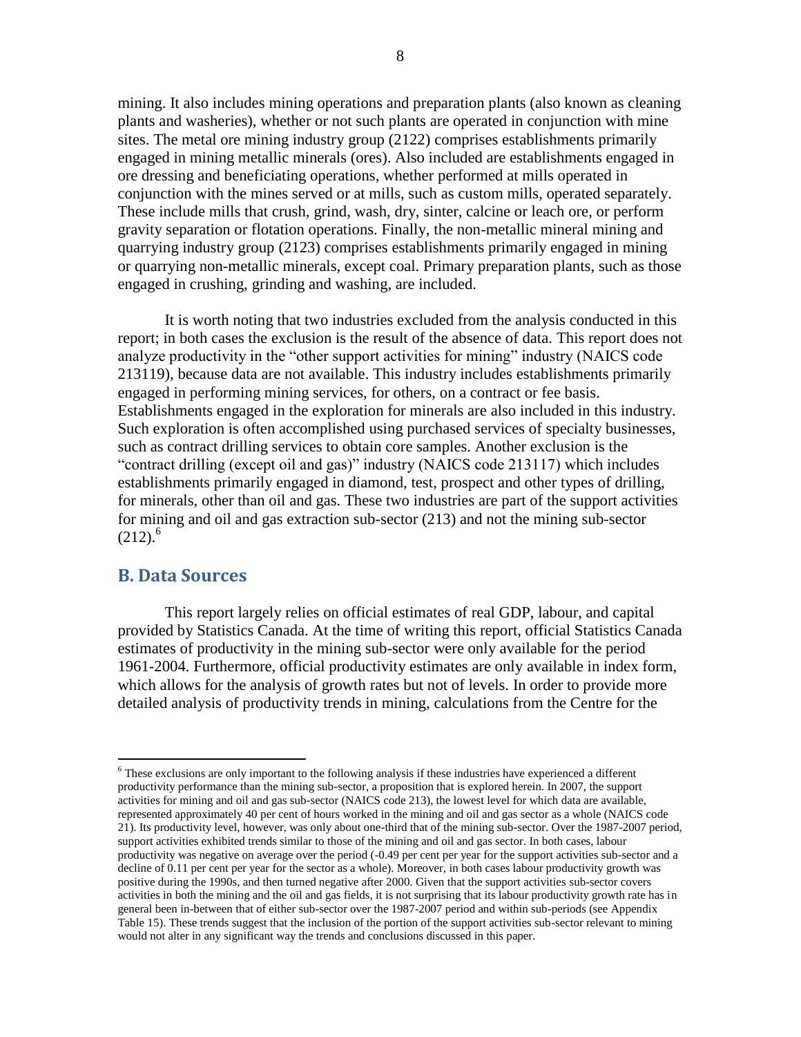mining. It also includes mining operations and preparation plants (also known as cleaning plants and washeries), whether or not such plants are operated in conjunction with mine sites. The metal ore mining industry group (2122) comprises establishments primarily engaged in mining metallic minerals (ores). Also included are establishments engaged in ore dressing and beneficiating operations, whether performed at mills operated in conjunction with the mines served or at mills, such as custom mills, operated separately. These include mills that crush, grind, wash, dry, sinter, calcine or leach ore, or perform gravity separation or flotation operations. Finally, the non-metallic mineral mining and quarrying industry group (2123) comprises establishments primarily engaged in mining or quarrying non-metallic minerals, except coal. Primary preparation plants, such as those engaged in crushing, grinding and washing, are included.

It is worth noting that two industries excluded from the analysis conducted in this report; in both cases the exclusion is the result of the absence of data. This report does not analyze productivity in the "other support activities for mining" industry (NAICS code 213119), because data are not available. This industry includes establishments primarily engaged in performing mining services, for others, on a contract or fee basis. Establishments engaged in the exploration for minerals are also included in this industry. Such exploration is often accomplished using purchased services of specialty businesses, such as contract drilling services to obtain core samples. Another exclusion is the "contract drilling (except oil and gas)" industry (NAICS code 213117) which includes establishments primarily engaged in diamond, test, prospect and other types of drilling, for minerals, other than oil and gas. These two industries are part of the support activities for mining and oil and gas extraction sub-sector (213) and not the mining sub-sector (212).[6]

## B. Data Sources

This report largely relies on official estimates of real GDP, labour, and capital provided by Statistics Canada. At the time of writing this report, official Statistics Canada estimates of productivity in the mining sub-sector were only available for the period 1961-2004. Furthermore, official productivity estimates are only available in index form, which allows for the analysis of growth rates but not of levels. In order to provide more detailed analysis of productivity trends in mining, calculations from the Centre for the

[6] These exclusions are only important to the following analysis if these industries have experienced a different productivity performance than the mining sub-sector, a proposition that is explored herein. In 2007, the support activities for mining and oil and gas sub-sector (NAICS code 213), the lowest level for which data are available, represented approximately 40 per cent of hours worked in the mining and oil and gas sector as a whole (NAICS code 21). Its productivity level, however, was only about one-third that of the mining sub-sector. Over the 1987-2007 period, support activities exhibited trends similar to those of the mining and oil and gas sector. In both cases, labour productivity was negative on average over the period (-0.49 per cent per year for the support activities sub-sector and a decline of 0.11 per cent per year for the sector as a whole). Moreover, in both cases labour productivity growth was positive during the 1990s, and then turned negative after 2000. Given that the support activities sub-sector covers activities in both the mining and the oil and gas fields, it is not surprising that its labour productivity growth rate has in general been in-between that of either sub-sector over the 1987-2007 period and within sub-periods (see Appendix Table 15). These trends suggest that the inclusion of the portion of the support activities sub-sector relevant to mining would not alter in any significant way the trends and conclusions discussed in this paper.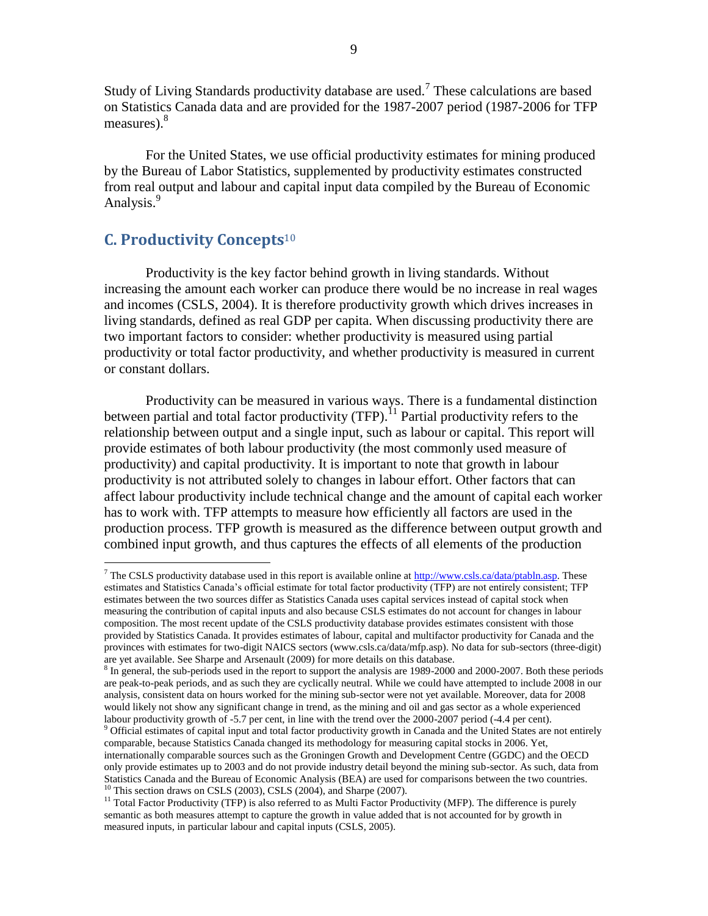Study of Living Standards productivity database are used.[7] These calculations are based on Statistics Canada data and are provided for the 1987-2007 period (1987-2006 for TFP measures).[8]

For the United States, we use official productivity estimates for mining produced by the Bureau of Labor Statistics, supplemented by productivity estimates constructed from real output and labour and capital input data compiled by the Bureau of Economic Analysis.[9]

## C. Productivity Concepts[10]

Productivity is the key factor behind growth in living standards. Without increasing the amount each worker can produce there would be no increase in real wages and incomes (CSLS, 2004). It is therefore productivity growth which drives increases in living standards, defined as real GDP per capita. When discussing productivity there are two important factors to consider: whether productivity is measured using partial productivity or total factor productivity, and whether productivity is measured in current or constant dollars.

Productivity can be measured in various ways. There is a fundamental distinction between partial and total factor productivity (TFP).[11] Partial productivity refers to the relationship between output and a single input, such as labour or capital. This report will provide estimates of both labour productivity (the most commonly used measure of productivity) and capital productivity. It is important to note that growth in labour productivity is not attributed solely to changes in labour effort. Other factors that can affect labour productivity include technical change and the amount of capital each worker has to work with. TFP attempts to measure how efficiently all factors are used in the production process. TFP growth is measured as the difference between output growth and combined input growth, and thus captures the effects of all elements of the production

---

[7] The CSLS productivity database used in this report is available online at http://www.csls.ca/data/ptabln.asp. These estimates and Statistics Canada's official estimate for total factor productivity (TFP) are not entirely consistent; TFP estimates between the two sources differ as Statistics Canada uses capital services instead of capital stock when measuring the contribution of capital inputs and also because CSLS estimates do not account for changes in labour composition. The most recent update of the CSLS productivity database provides estimates consistent with those provided by Statistics Canada. It provides estimates of labour, capital and multifactor productivity for Canada and the provinces with estimates for two-digit NAICS sectors (www.csls.ca/data/mfp.asp). No data for sub-sectors (three-digit) are yet available. See Sharpe and Arsenault (2009) for more details on this database.

[8] In general, the sub-periods used in the report to support the analysis are 1989-2000 and 2000-2007. Both these periods are peak-to-peak periods, and as such they are cyclically neutral. While we could have attempted to include 2008 in our analysis, consistent data on hours worked for the mining sub-sector were not yet available. Moreover, data for 2008 would likely not show any significant change in trend, as the mining and oil and gas sector as a whole experienced labour productivity growth of -5.7 per cent, in line with the trend over the 2000-2007 period (-4.4 per cent).

[9] Official estimates of capital input and total factor productivity growth in Canada and the United States are not entirely comparable, because Statistics Canada changed its methodology for measuring capital stocks in 2006. Yet, internationally comparable sources such as the Groningen Growth and Development Centre (GGDC) and the OECD only provide estimates up to 2003 and do not provide industry detail beyond the mining sub-sector. As such, data from Statistics Canada and the Bureau of Economic Analysis (BEA) are used for comparisons between the two countries.

[10] This section draws on CSLS (2003), CSLS (2004), and Sharpe (2007).

[11] Total Factor Productivity (TFP) is also referred to as Multi Factor Productivity (MFP). The difference is purely semantic as both measures attempt to capture the growth in value added that is not accounted for by growth in measured inputs, in particular labour and capital inputs (CSLS, 2005).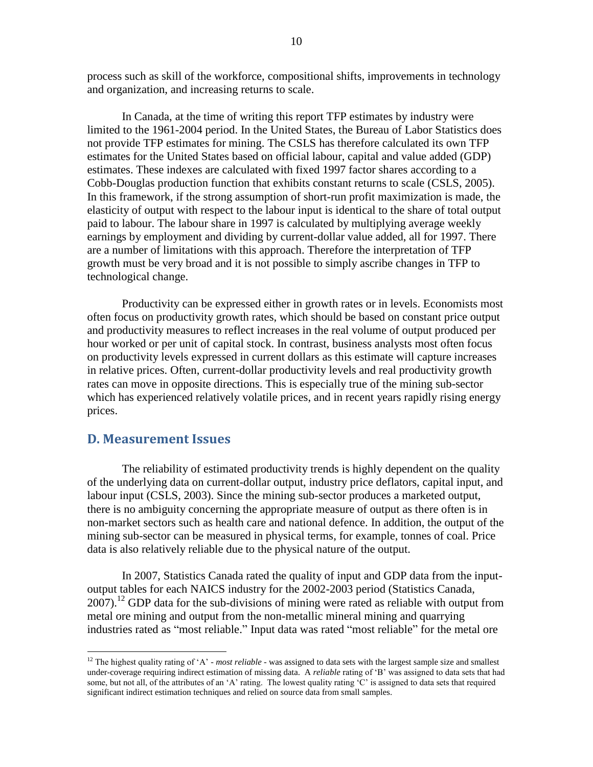process such as skill of the workforce, compositional shifts, improvements in technology and organization, and increasing returns to scale.

In Canada, at the time of writing this report TFP estimates by industry were limited to the 1961-2004 period. In the United States, the Bureau of Labor Statistics does not provide TFP estimates for mining. The CSLS has therefore calculated its own TFP estimates for the United States based on official labour, capital and value added (GDP) estimates. These indexes are calculated with fixed 1997 factor shares according to a Cobb-Douglas production function that exhibits constant returns to scale (CSLS, 2005). In this framework, if the strong assumption of short-run profit maximization is made, the elasticity of output with respect to the labour input is identical to the share of total output paid to labour. The labour share in 1997 is calculated by multiplying average weekly earnings by employment and dividing by current-dollar value added, all for 1997. There are a number of limitations with this approach. Therefore the interpretation of TFP growth must be very broad and it is not possible to simply ascribe changes in TFP to technological change.

Productivity can be expressed either in growth rates or in levels. Economists most often focus on productivity growth rates, which should be based on constant price output and productivity measures to reflect increases in the real volume of output produced per hour worked or per unit of capital stock. In contrast, business analysts most often focus on productivity levels expressed in current dollars as this estimate will capture increases in relative prices. Often, current-dollar productivity levels and real productivity growth rates can move in opposite directions. This is especially true of the mining sub-sector which has experienced relatively volatile prices, and in recent years rapidly rising energy prices.

## D. Measurement Issues

The reliability of estimated productivity trends is highly dependent on the quality of the underlying data on current-dollar output, industry price deflators, capital input, and labour input (CSLS, 2003). Since the mining sub-sector produces a marketed output, there is no ambiguity concerning the appropriate measure of output as there often is in non-market sectors such as health care and national defence. In addition, the output of the mining sub-sector can be measured in physical terms, for example, tonnes of coal. Price data is also relatively reliable due to the physical nature of the output.

In 2007, Statistics Canada rated the quality of input and GDP data from the input-output tables for each NAICS industry for the 2002-2003 period (Statistics Canada, 2007).[12] GDP data for the sub-divisions of mining were rated as reliable with output from metal ore mining and output from the non-metallic mineral mining and quarrying industries rated as "most reliable." Input data was rated "most reliable" for the metal ore

[12] The highest quality rating of 'A' - *most reliable* - was assigned to data sets with the largest sample size and smallest under-coverage requiring indirect estimation of missing data. A *reliable* rating of 'B' was assigned to data sets that had some, but not all, of the attributes of an 'A' rating. The lowest quality rating 'C' is assigned to data sets that required significant indirect estimation techniques and relied on source data from small samples.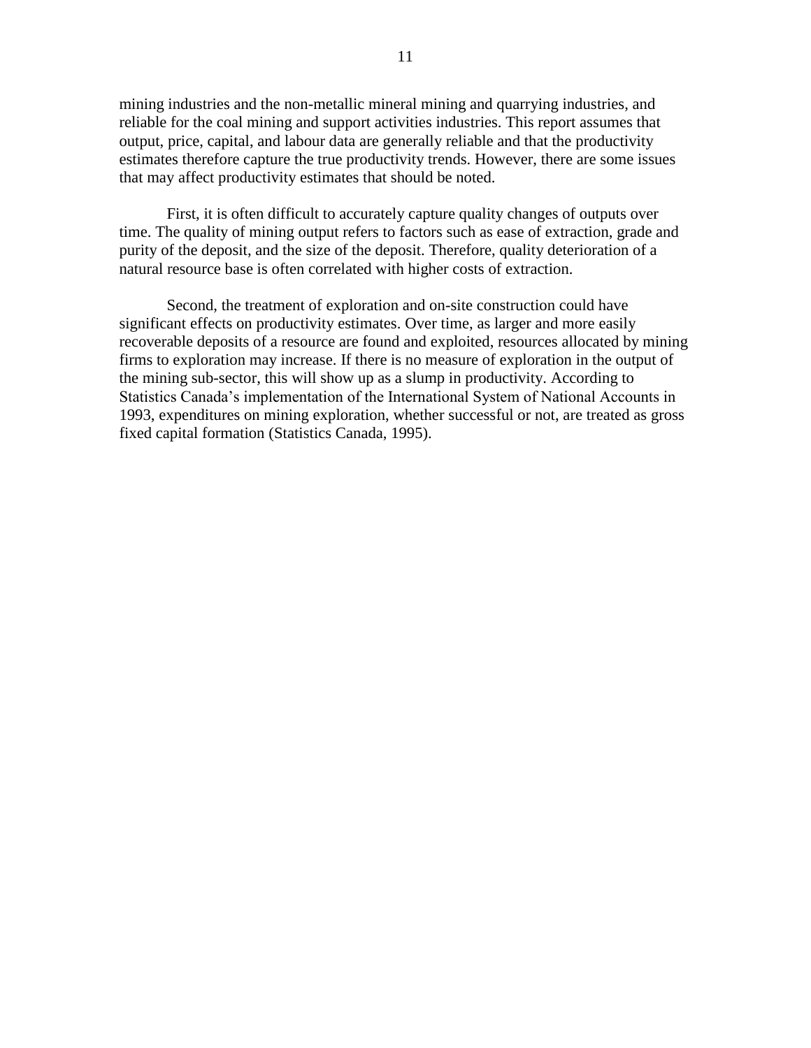mining industries and the non-metallic mineral mining and quarrying industries, and reliable for the coal mining and support activities industries. This report assumes that output, price, capital, and labour data are generally reliable and that the productivity estimates therefore capture the true productivity trends. However, there are some issues that may affect productivity estimates that should be noted.

First, it is often difficult to accurately capture quality changes of outputs over time. The quality of mining output refers to factors such as ease of extraction, grade and purity of the deposit, and the size of the deposit. Therefore, quality deterioration of a natural resource base is often correlated with higher costs of extraction.

Second, the treatment of exploration and on-site construction could have significant effects on productivity estimates. Over time, as larger and more easily recoverable deposits of a resource are found and exploited, resources allocated by mining firms to exploration may increase. If there is no measure of exploration in the output of the mining sub-sector, this will show up as a slump in productivity. According to Statistics Canada's implementation of the International System of National Accounts in 1993, expenditures on mining exploration, whether successful or not, are treated as gross fixed capital formation (Statistics Canada, 1995).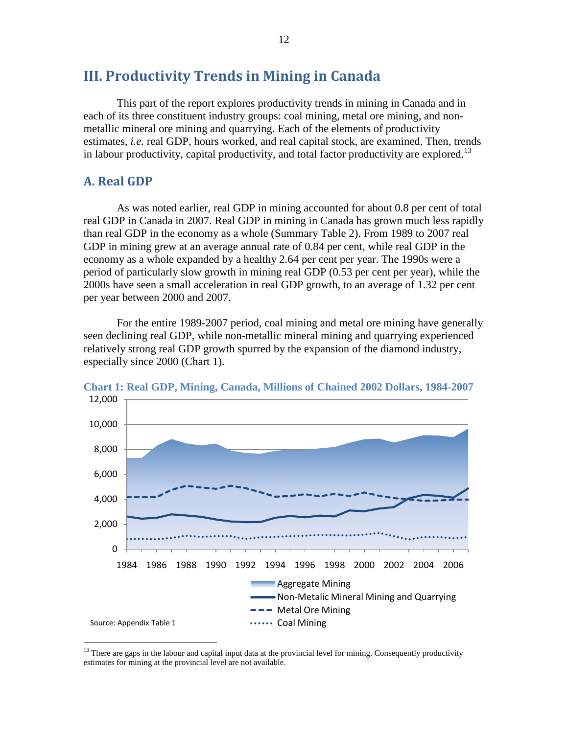## III. Productivity Trends in Mining in Canada

This part of the report explores productivity trends in mining in Canada and in each of its three constituent industry groups: coal mining, metal ore mining, and non-metallic mineral ore mining and quarrying. Each of the elements of productivity estimates, *i.e.* real GDP, hours worked, and real capital stock, are examined. Then, trends in labour productivity, capital productivity, and total factor productivity are explored.[13]

### A. Real GDP

As was noted earlier, real GDP in mining accounted for about 0.8 per cent of total real GDP in Canada in 2007. Real GDP in mining in Canada has grown much less rapidly than real GDP in the economy as a whole (Summary Table 2). From 1989 to 2007 real GDP in mining grew at an average annual rate of 0.84 per cent, while real GDP in the economy as a whole expanded by a healthy 2.64 per cent per year. The 1990s were a period of particularly slow growth in mining real GDP (0.53 per cent per year), while the 2000s have seen a small acceleration in real GDP growth, to an average of 1.32 per cent per year between 2000 and 2007.

For the entire 1989-2007 period, coal mining and metal ore mining have generally seen declining real GDP, while non-metallic mineral mining and quarrying experienced relatively strong real GDP growth spurred by the expansion of the diamond industry, especially since 2000 (Chart 1).

**Chart 1: Real GDP, Mining, Canada, Millions of Chained 2002 Dollars, 1984-2007**

Source: Appendix Table 1

[13] There are gaps in the labour and capital input data at the provincial level for mining. Consequently productivity estimates for mining at the provincial level are not available.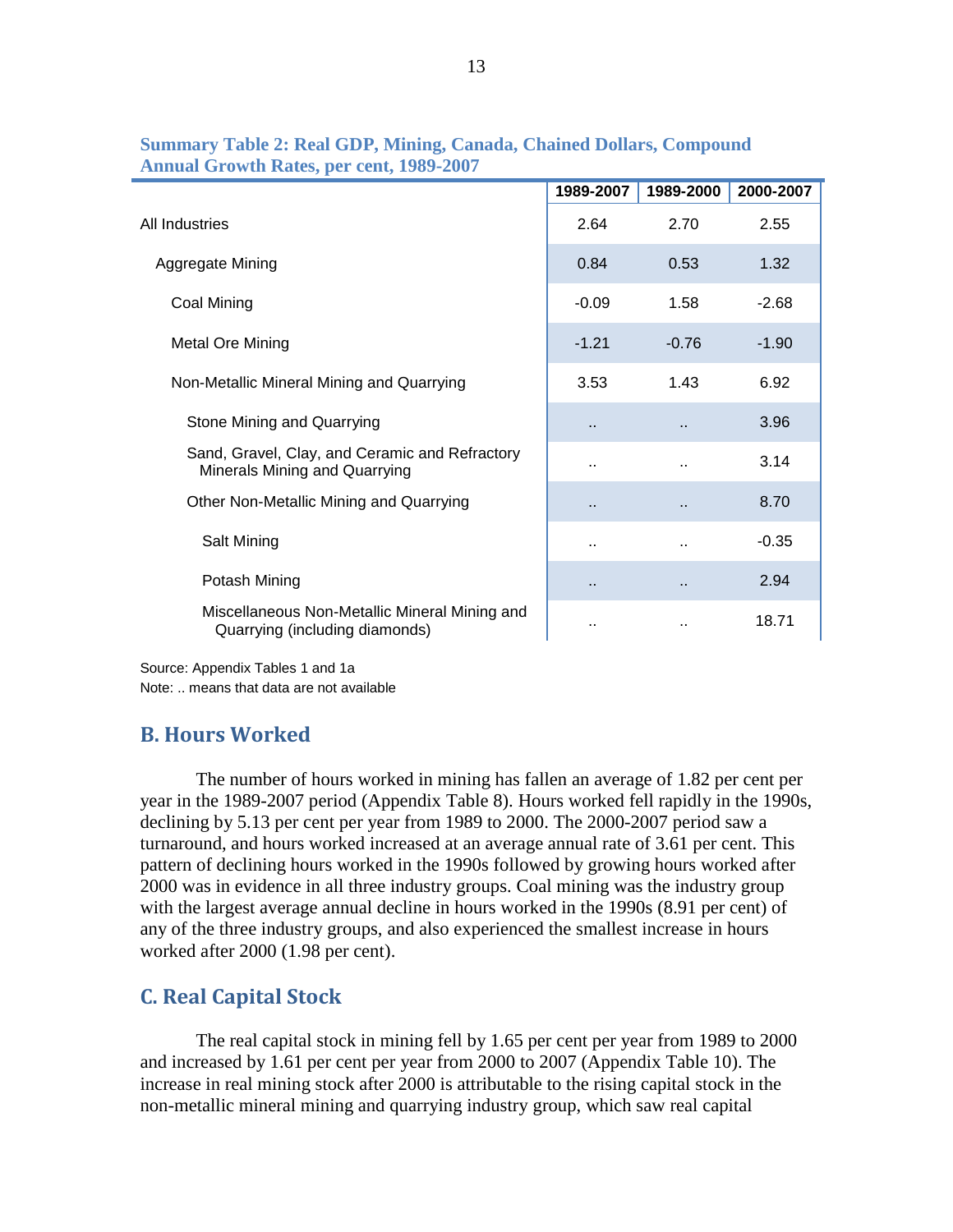**Summary Table 2: Real GDP, Mining, Canada, Chained Dollars, Compound Annual Growth Rates, per cent, 1989-2007**

| | 1989-2007 | 1989-2000 | 2000-2007 |
|---|---|---|---|
| All Industries | 2.64 | 2.70 | 2.55 |
| Aggregate Mining | 0.84 | 0.53 | 1.32 |
| Coal Mining | -0.09 | 1.58 | -2.68 |
| Metal Ore Mining | -1.21 | -0.76 | -1.90 |
| Non-Metallic Mineral Mining and Quarrying | 3.53 | 1.43 | 6.92 |
| Stone Mining and Quarrying | .. | .. | 3.96 |
| Sand, Gravel, Clay, and Ceramic and Refractory Minerals Mining and Quarrying | .. | .. | 3.14 |
| Other Non-Metallic Mining and Quarrying | .. | .. | 8.70 |
| Salt Mining | .. | .. | -0.35 |
| Potash Mining | .. | .. | 2.94 |
| Miscellaneous Non-Metallic Mineral Mining and Quarrying (including diamonds) | .. | .. | 18.71 |

Source: Appendix Tables 1 and 1a
Note: .. means that data are not available

## B. Hours Worked

The number of hours worked in mining has fallen an average of 1.82 per cent per year in the 1989-2007 period (Appendix Table 8). Hours worked fell rapidly in the 1990s, declining by 5.13 per cent per year from 1989 to 2000. The 2000-2007 period saw a turnaround, and hours worked increased at an average annual rate of 3.61 per cent. This pattern of declining hours worked in the 1990s followed by growing hours worked after 2000 was in evidence in all three industry groups. Coal mining was the industry group with the largest average annual decline in hours worked in the 1990s (8.91 per cent) of any of the three industry groups, and also experienced the smallest increase in hours worked after 2000 (1.98 per cent).

## C. Real Capital Stock

The real capital stock in mining fell by 1.65 per cent per year from 1989 to 2000 and increased by 1.61 per cent per year from 2000 to 2007 (Appendix Table 10). The increase in real mining stock after 2000 is attributable to the rising capital stock in the non-metallic mineral mining and quarrying industry group, which saw real capital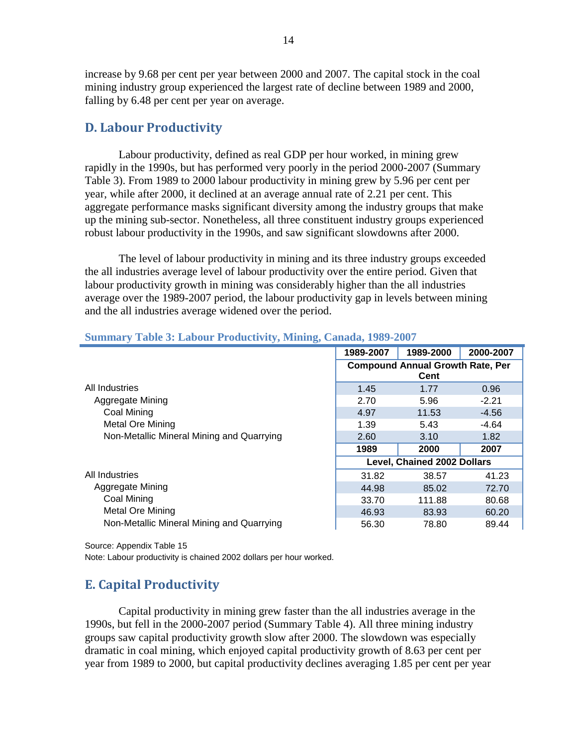increase by 9.68 per cent per year between 2000 and 2007. The capital stock in the coal mining industry group experienced the largest rate of decline between 1989 and 2000, falling by 6.48 per cent per year on average.

## D. Labour Productivity

Labour productivity, defined as real GDP per hour worked, in mining grew rapidly in the 1990s, but has performed very poorly in the period 2000-2007 (Summary Table 3). From 1989 to 2000 labour productivity in mining grew by 5.96 per cent per year, while after 2000, it declined at an average annual rate of 2.21 per cent. This aggregate performance masks significant diversity among the industry groups that make up the mining sub-sector. Nonetheless, all three constituent industry groups experienced robust labour productivity in the 1990s, and saw significant slowdowns after 2000.

The level of labour productivity in mining and its three industry groups exceeded the all industries average level of labour productivity over the entire period. Given that labour productivity growth in mining was considerably higher than the all industries average over the 1989-2007 period, the labour productivity gap in levels between mining and the all industries average widened over the period.

**Summary Table 3: Labour Productivity, Mining, Canada, 1989-2007**

| | 1989-2007 | 1989-2000 | 2000-2007 |
|---|---|---|---|
| | Compound Annual Growth Rate, Per Cent | | |
| All Industries | 1.45 | 1.77 | 0.96 |
| Aggregate Mining | 2.70 | 5.96 | -2.21 |
| Coal Mining | 4.97 | 11.53 | -4.56 |
| Metal Ore Mining | 1.39 | 5.43 | -4.64 |
| Non-Metallic Mineral Mining and Quarrying | 2.60 | 3.10 | 1.82 |
| | **1989** | **2000** | **2007** |
| | Level, Chained 2002 Dollars | | |
| All Industries | 31.82 | 38.57 | 41.23 |
| Aggregate Mining | 44.98 | 85.02 | 72.70 |
| Coal Mining | 33.70 | 111.88 | 80.68 |
| Metal Ore Mining | 46.93 | 83.93 | 60.20 |
| Non-Metallic Mineral Mining and Quarrying | 56.30 | 78.80 | 89.44 |

Source: Appendix Table 15

Note: Labour productivity is chained 2002 dollars per hour worked.

## E. Capital Productivity

Capital productivity in mining grew faster than the all industries average in the 1990s, but fell in the 2000-2007 period (Summary Table 4). All three mining industry groups saw capital productivity growth slow after 2000. The slowdown was especially dramatic in coal mining, which enjoyed capital productivity growth of 8.63 per cent per year from 1989 to 2000, but capital productivity declines averaging 1.85 per cent per year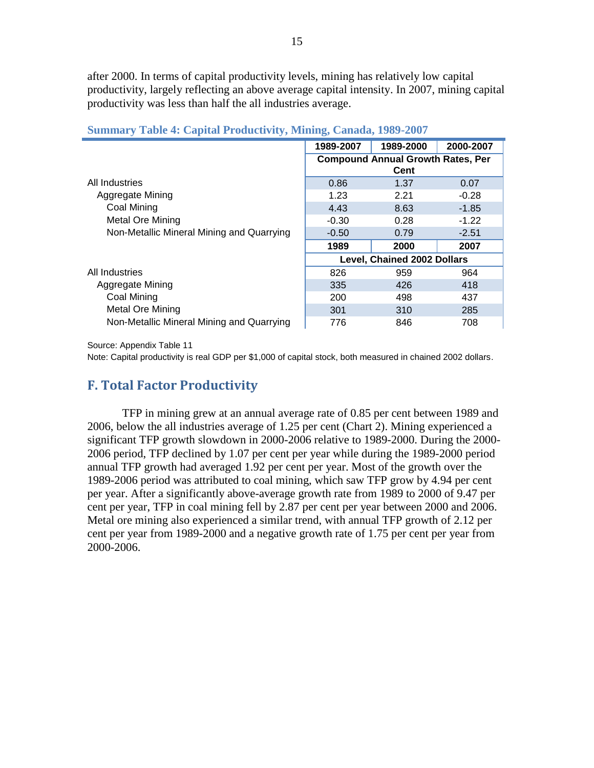after 2000. In terms of capital productivity levels, mining has relatively low capital productivity, largely reflecting an above average capital intensity. In 2007, mining capital productivity was less than half the all industries average.

**Summary Table 4: Capital Productivity, Mining, Canada, 1989-2007**

| | 1989-2007 | 1989-2000 | 2000-2007 |
|---|---|---|---|
| | Compound Annual Growth Rates, Per Cent | | |
| All Industries | 0.86 | 1.37 | 0.07 |
| Aggregate Mining | 1.23 | 2.21 | -0.28 |
| Coal Mining | 4.43 | 8.63 | -1.85 |
| Metal Ore Mining | -0.30 | 0.28 | -1.22 |
| Non-Metallic Mineral Mining and Quarrying | -0.50 | 0.79 | -2.51 |
| | **1989** | **2000** | **2007** |
| | Level, Chained 2002 Dollars | | |
| All Industries | 826 | 959 | 964 |
| Aggregate Mining | 335 | 426 | 418 |
| Coal Mining | 200 | 498 | 437 |
| Metal Ore Mining | 301 | 310 | 285 |
| Non-Metallic Mineral Mining and Quarrying | 776 | 846 | 708 |

Source: Appendix Table 11

Note: Capital productivity is real GDP per $1,000 of capital stock, both measured in chained 2002 dollars.

## F. Total Factor Productivity

TFP in mining grew at an annual average rate of 0.85 per cent between 1989 and 2006, below the all industries average of 1.25 per cent (Chart 2). Mining experienced a significant TFP growth slowdown in 2000-2006 relative to 1989-2000. During the 2000-2006 period, TFP declined by 1.07 per cent per year while during the 1989-2000 period annual TFP growth had averaged 1.92 per cent per year. Most of the growth over the 1989-2006 period was attributed to coal mining, which saw TFP grow by 4.94 per cent per year. After a significantly above-average growth rate from 1989 to 2000 of 9.47 per cent per year, TFP in coal mining fell by 2.87 per cent per year between 2000 and 2006. Metal ore mining also experienced a similar trend, with annual TFP growth of 2.12 per cent per year from 1989-2000 and a negative growth rate of 1.75 per cent per year from 2000-2006.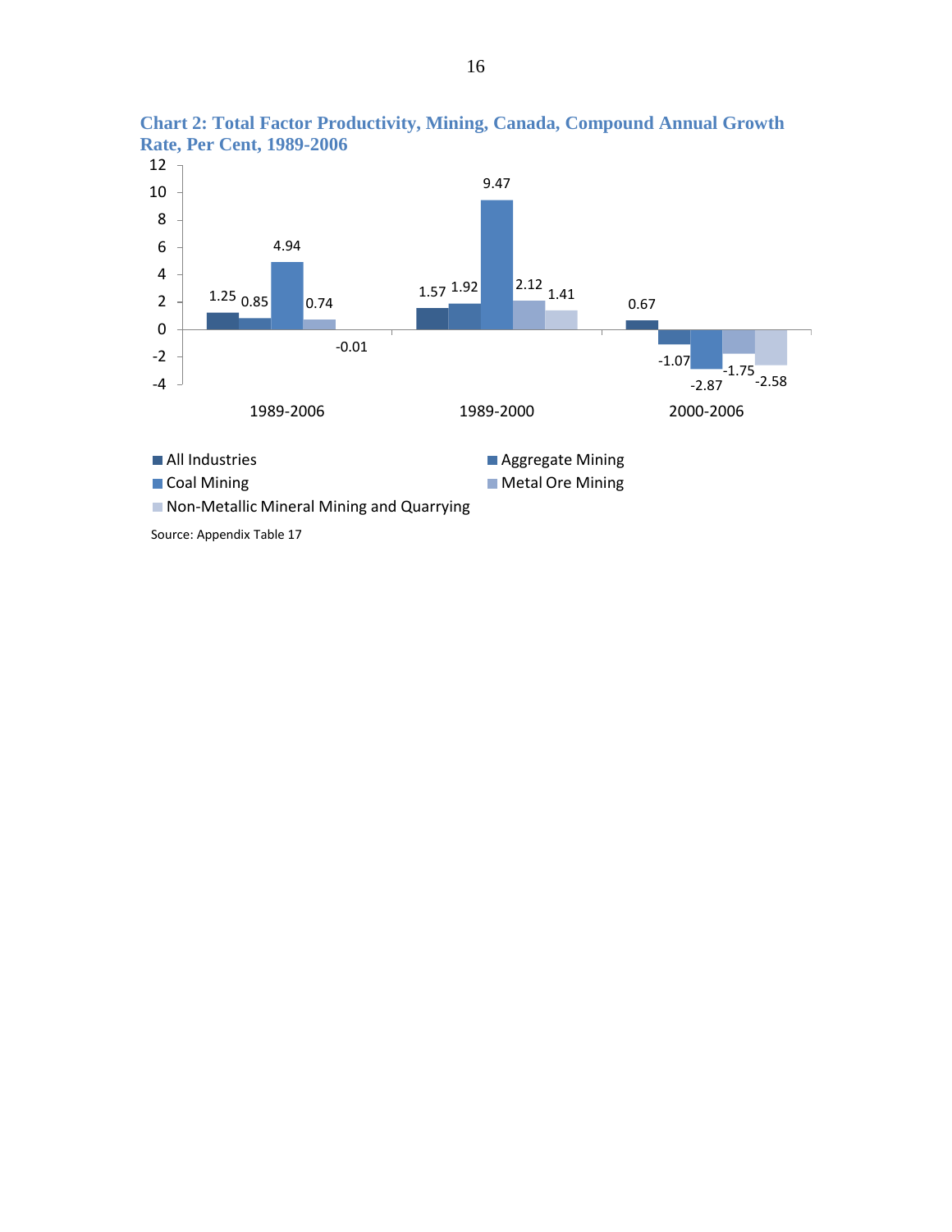**Chart 2: Total Factor Productivity, Mining, Canada, Compound Annual Growth Rate, Per Cent, 1989-2006**

| | All Industries | Aggregate Mining | Coal Mining | Metal Ore Mining | Non-Metallic Mineral Mining and Quarrying |
|---|---|---|---|---|---|
| 1989-2006 | 1.25 | 0.85 | 4.94 | 0.74 | -0.01 |
| 1989-2000 | 1.57 | 1.92 | 9.47 | 2.12 | 1.41 |
| 2000-2006 | 0.67 | -1.07 | -2.87 | -1.75 | -2.58 |

Source: Appendix Table 17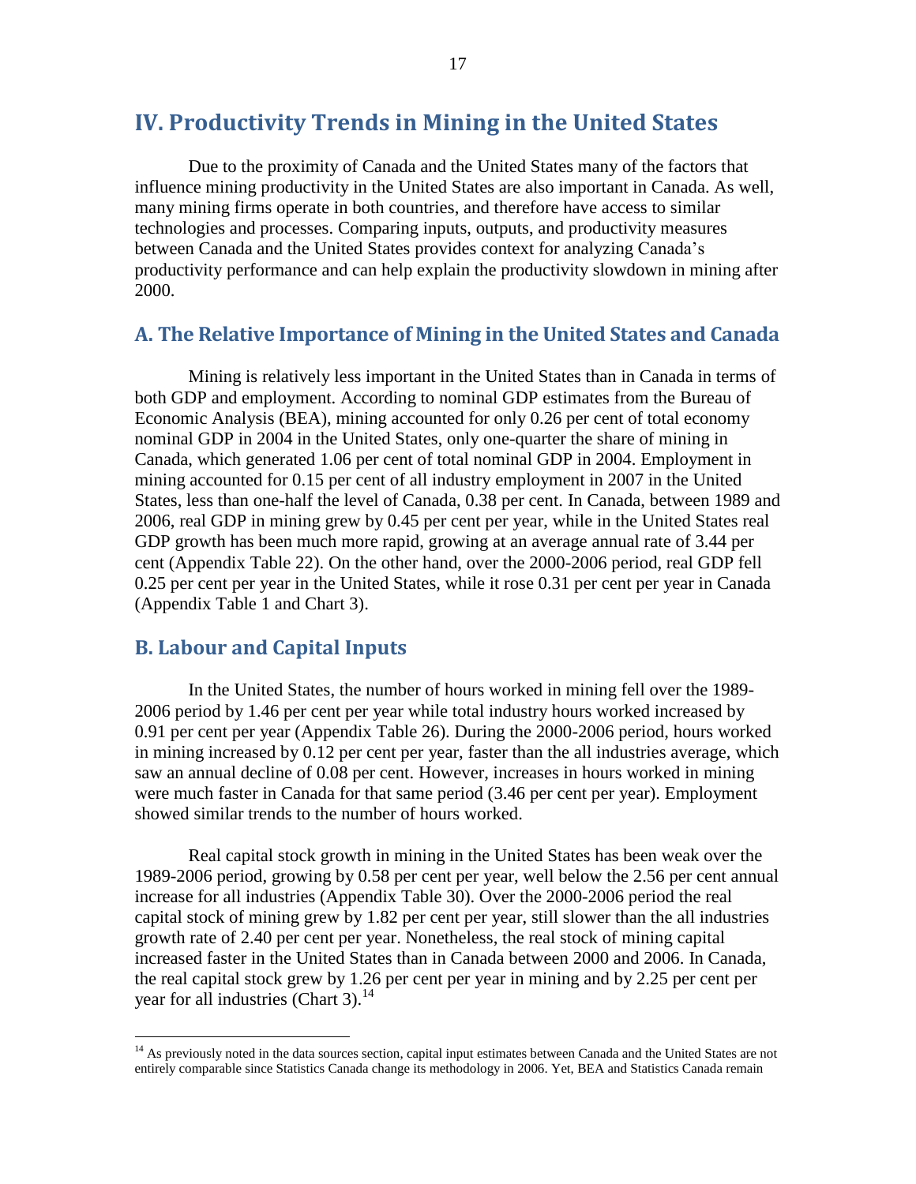# IV. Productivity Trends in Mining in the United States

Due to the proximity of Canada and the United States many of the factors that influence mining productivity in the United States are also important in Canada. As well, many mining firms operate in both countries, and therefore have access to similar technologies and processes. Comparing inputs, outputs, and productivity measures between Canada and the United States provides context for analyzing Canada's productivity performance and can help explain the productivity slowdown in mining after 2000.

## A. The Relative Importance of Mining in the United States and Canada

Mining is relatively less important in the United States than in Canada in terms of both GDP and employment. According to nominal GDP estimates from the Bureau of Economic Analysis (BEA), mining accounted for only 0.26 per cent of total economy nominal GDP in 2004 in the United States, only one-quarter the share of mining in Canada, which generated 1.06 per cent of total nominal GDP in 2004. Employment in mining accounted for 0.15 per cent of all industry employment in 2007 in the United States, less than one-half the level of Canada, 0.38 per cent. In Canada, between 1989 and 2006, real GDP in mining grew by 0.45 per cent per year, while in the United States real GDP growth has been much more rapid, growing at an average annual rate of 3.44 per cent (Appendix Table 22). On the other hand, over the 2000-2006 period, real GDP fell 0.25 per cent per year in the United States, while it rose 0.31 per cent per year in Canada (Appendix Table 1 and Chart 3).

## B. Labour and Capital Inputs

In the United States, the number of hours worked in mining fell over the 1989-2006 period by 1.46 per cent per year while total industry hours worked increased by 0.91 per cent per year (Appendix Table 26). During the 2000-2006 period, hours worked in mining increased by 0.12 per cent per year, faster than the all industries average, which saw an annual decline of 0.08 per cent. However, increases in hours worked in mining were much faster in Canada for that same period (3.46 per cent per year). Employment showed similar trends to the number of hours worked.

Real capital stock growth in mining in the United States has been weak over the 1989-2006 period, growing by 0.58 per cent per year, well below the 2.56 per cent annual increase for all industries (Appendix Table 30). Over the 2000-2006 period the real capital stock of mining grew by 1.82 per cent per year, still slower than the all industries growth rate of 2.40 per cent per year. Nonetheless, the real stock of mining capital increased faster in the United States than in Canada between 2000 and 2006. In Canada, the real capital stock grew by 1.26 per cent per year in mining and by 2.25 per cent per year for all industries (Chart 3).[14]

[14] As previously noted in the data sources section, capital input estimates between Canada and the United States are not entirely comparable since Statistics Canada change its methodology in 2006. Yet, BEA and Statistics Canada remain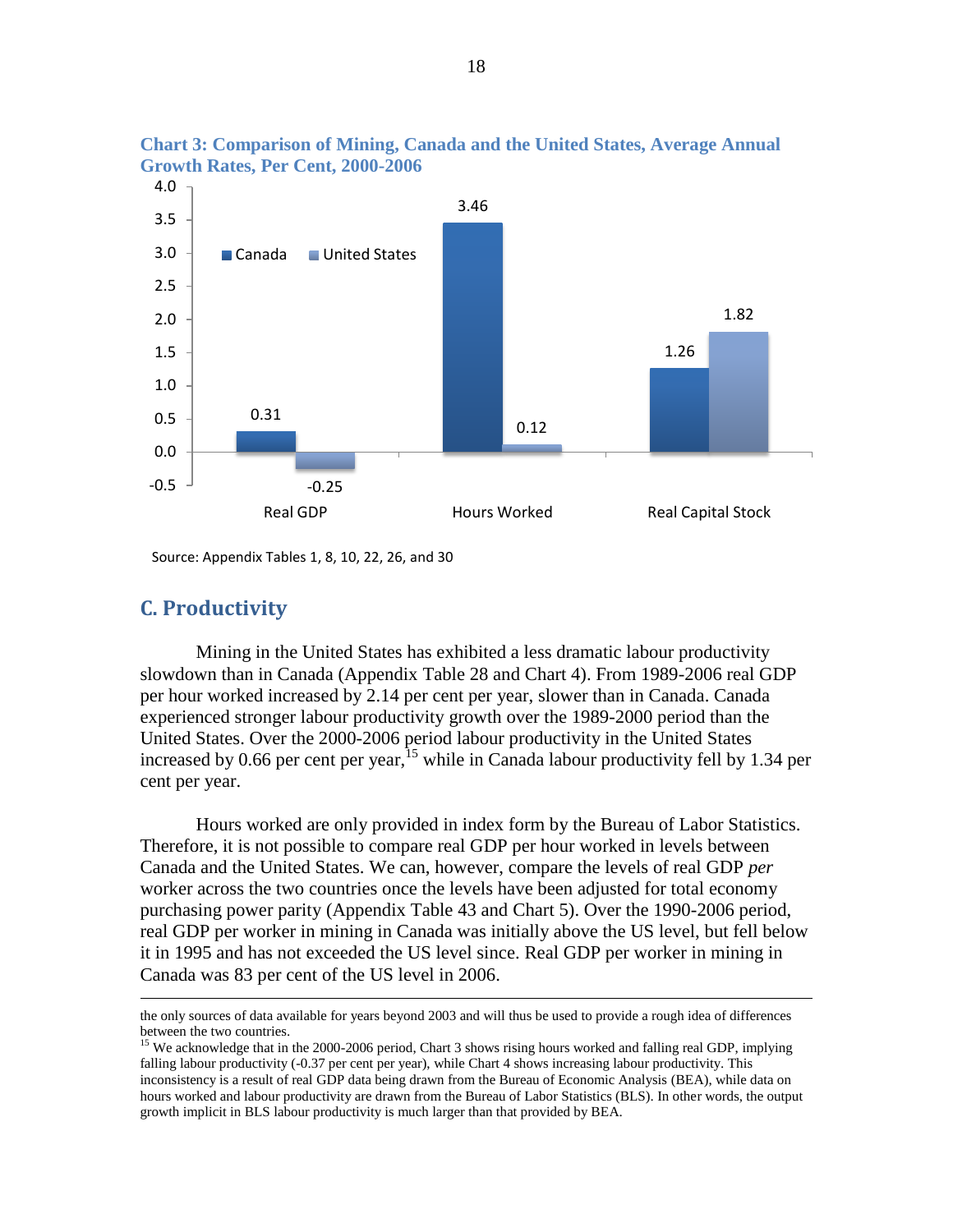**Chart 3: Comparison of Mining, Canada and the United States, Average Annual Growth Rates, Per Cent, 2000-2006**

| | Canada | United States |
|---|---|---|
| Real GDP | 0.31 | -0.25 |
| Hours Worked | 3.46 | 0.12 |
| Real Capital Stock | 1.26 | 1.82 |

Source: Appendix Tables 1, 8, 10, 22, 26, and 30

## C. Productivity

Mining in the United States has exhibited a less dramatic labour productivity slowdown than in Canada (Appendix Table 28 and Chart 4). From 1989-2006 real GDP per hour worked increased by 2.14 per cent per year, slower than in Canada. Canada experienced stronger labour productivity growth over the 1989-2000 period than the United States. Over the 2000-2006 period labour productivity in the United States increased by 0.66 per cent per year,[15] while in Canada labour productivity fell by 1.34 per cent per year.

Hours worked are only provided in index form by the Bureau of Labor Statistics. Therefore, it is not possible to compare real GDP per hour worked in levels between Canada and the United States. We can, however, compare the levels of real GDP *per* worker across the two countries once the levels have been adjusted for total economy purchasing power parity (Appendix Table 43 and Chart 5). Over the 1990-2006 period, real GDP per worker in mining in Canada was initially above the US level, but fell below it in 1995 and has not exceeded the US level since. Real GDP per worker in mining in Canada was 83 per cent of the US level in 2006.

---

the only sources of data available for years beyond 2003 and will thus be used to provide a rough idea of differences between the two countries.

[15] We acknowledge that in the 2000-2006 period, Chart 3 shows rising hours worked and falling real GDP, implying falling labour productivity (-0.37 per cent per year), while Chart 4 shows increasing labour productivity. This inconsistency is a result of real GDP data being drawn from the Bureau of Economic Analysis (BEA), while data on hours worked and labour productivity are drawn from the Bureau of Labor Statistics (BLS). In other words, the output growth implicit in BLS labour productivity is much larger than that provided by BEA.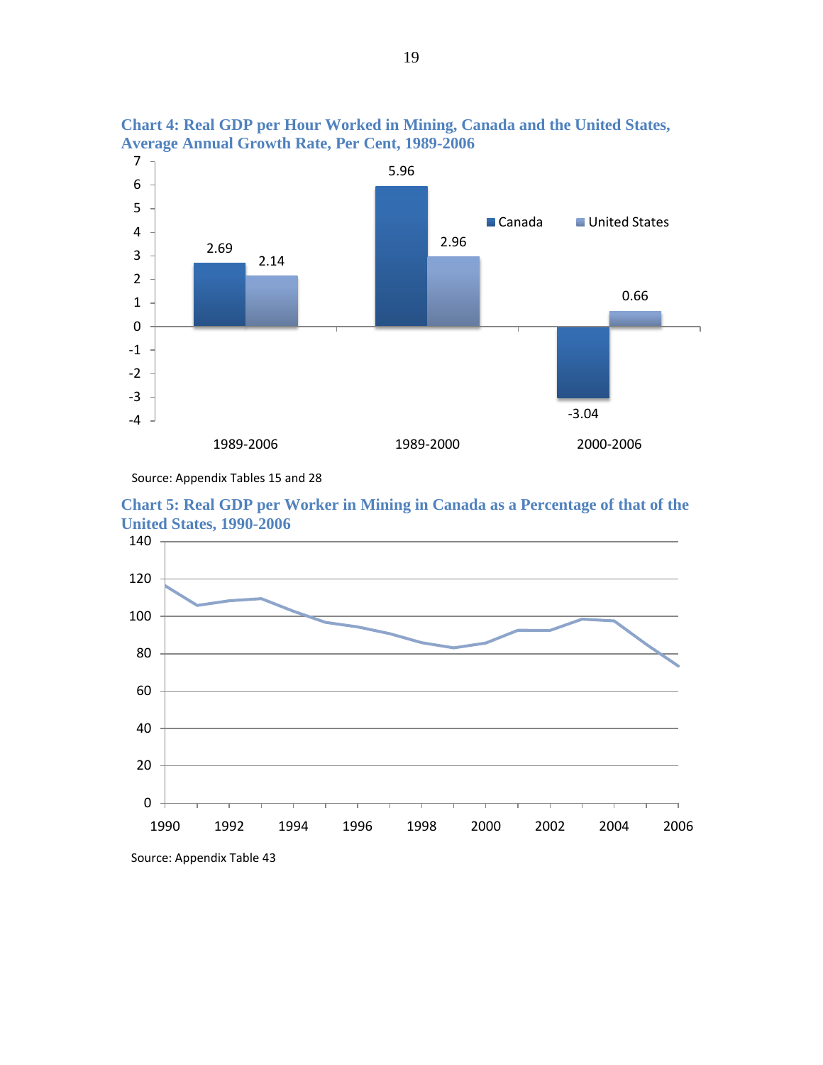**Chart 4: Real GDP per Hour Worked in Mining, Canada and the United States, Average Annual Growth Rate, Per Cent, 1989-2006**

| | Canada | United States |
|---|---|---|
| 1989-2006 | 2.69 | 2.14 |
| 1989-2000 | 5.96 | 2.96 |
| 2000-2006 | -3.04 | 0.66 |

Source: Appendix Tables 15 and 28

**Chart 5: Real GDP per Worker in Mining in Canada as a Percentage of that of the United States, 1990-2006**

Source: Appendix Table 43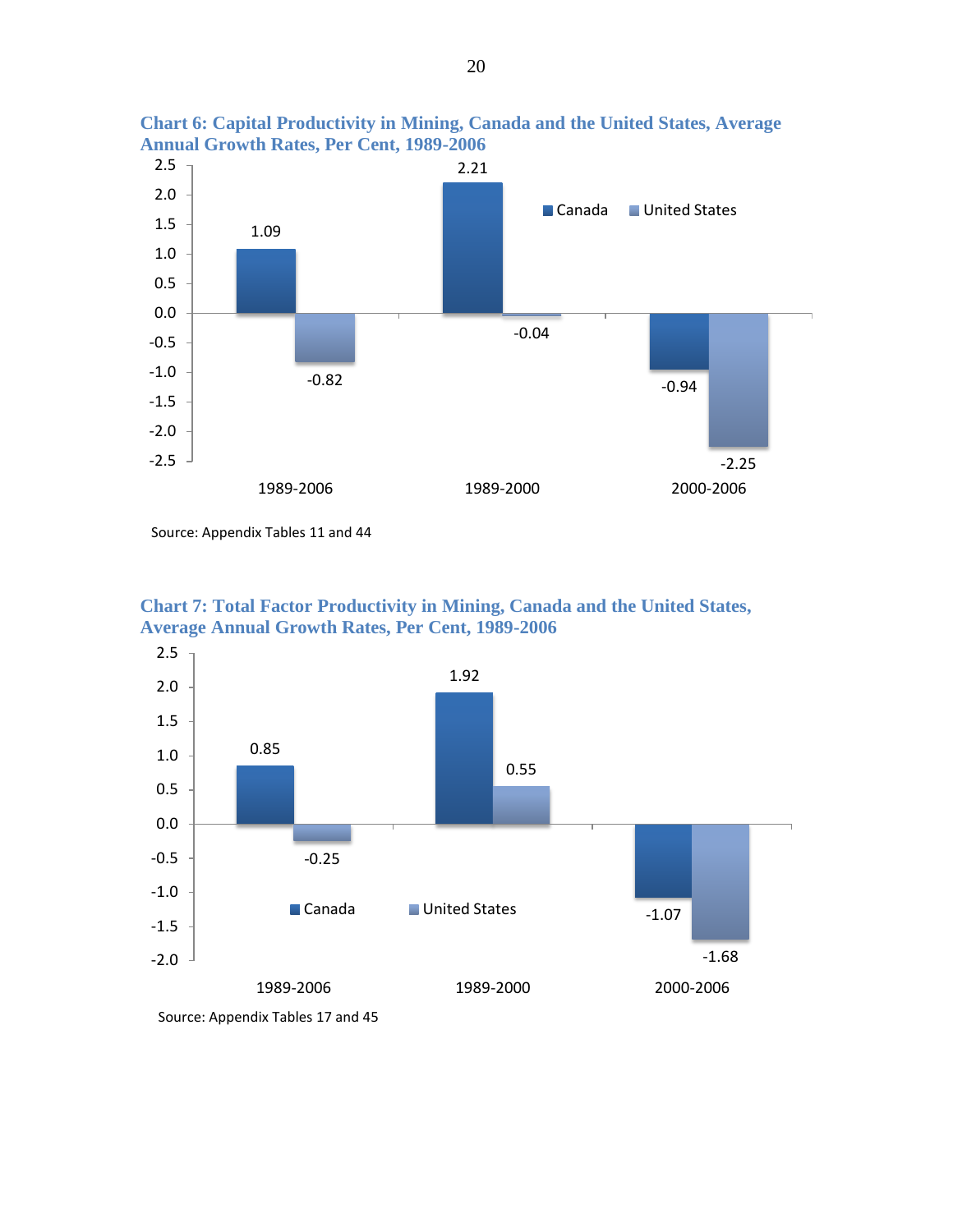**Chart 6: Capital Productivity in Mining, Canada and the United States, Average Annual Growth Rates, Per Cent, 1989-2006**

| | Canada | United States |
|---|---|---|
| 1989-2006 | 1.09 | -0.82 |
| 1989-2000 | 2.21 | -0.04 |
| 2000-2006 | -0.94 | -2.25 |

Source: Appendix Tables 11 and 44

**Chart 7: Total Factor Productivity in Mining, Canada and the United States, Average Annual Growth Rates, Per Cent, 1989-2006**

| | Canada | United States |
|---|---|---|
| 1989-2006 | 0.85 | -0.25 |
| 1989-2000 | 1.92 | 0.55 |
| 2000-2006 | -1.07 | -1.68 |

Source: Appendix Tables 17 and 45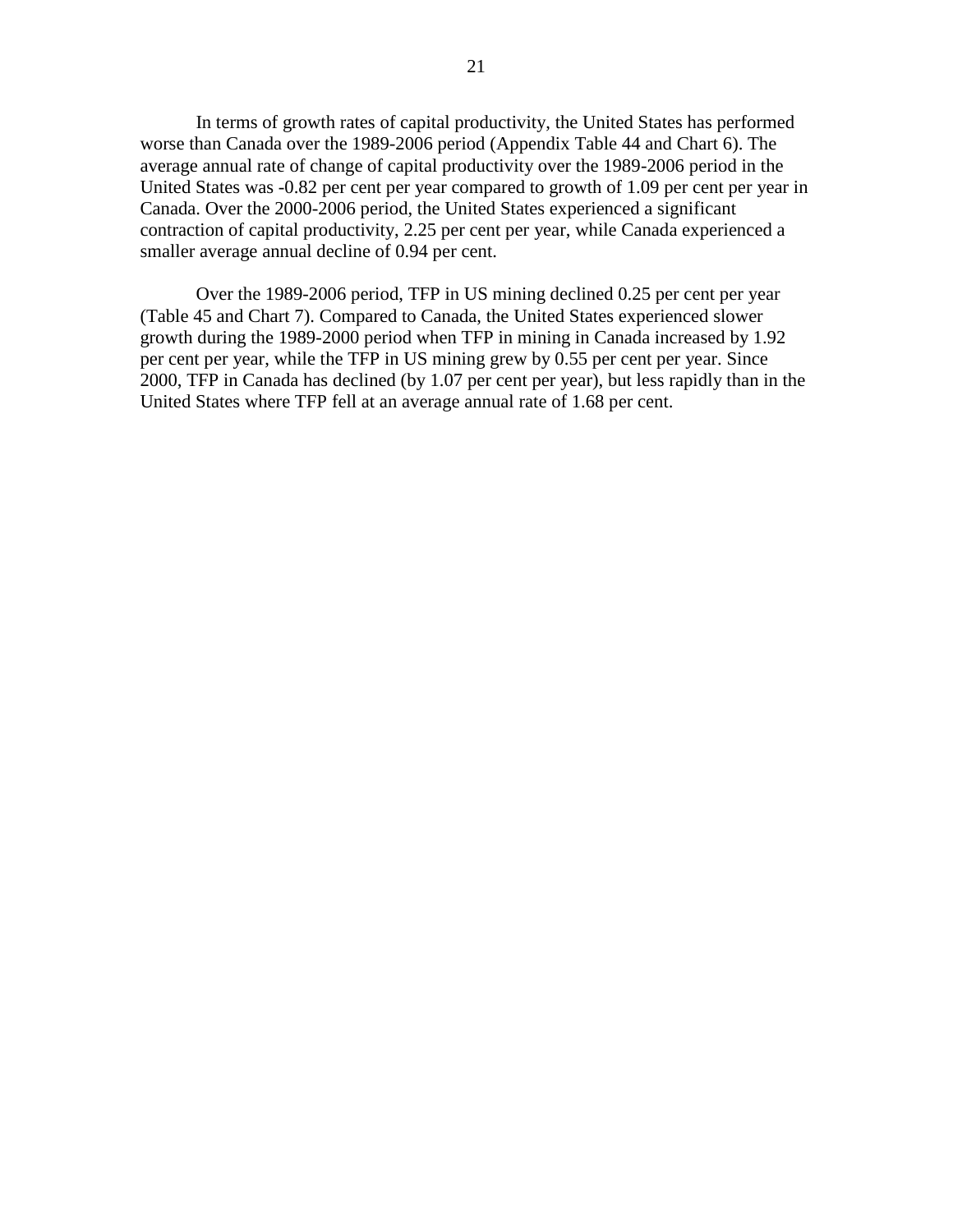In terms of growth rates of capital productivity, the United States has performed worse than Canada over the 1989-2006 period (Appendix Table 44 and Chart 6). The average annual rate of change of capital productivity over the 1989-2006 period in the United States was -0.82 per cent per year compared to growth of 1.09 per cent per year in Canada. Over the 2000-2006 period, the United States experienced a significant contraction of capital productivity, 2.25 per cent per year, while Canada experienced a smaller average annual decline of 0.94 per cent.

Over the 1989-2006 period, TFP in US mining declined 0.25 per cent per year (Table 45 and Chart 7). Compared to Canada, the United States experienced slower growth during the 1989-2000 period when TFP in mining in Canada increased by 1.92 per cent per year, while the TFP in US mining grew by 0.55 per cent per year. Since 2000, TFP in Canada has declined (by 1.07 per cent per year), but less rapidly than in the United States where TFP fell at an average annual rate of 1.68 per cent.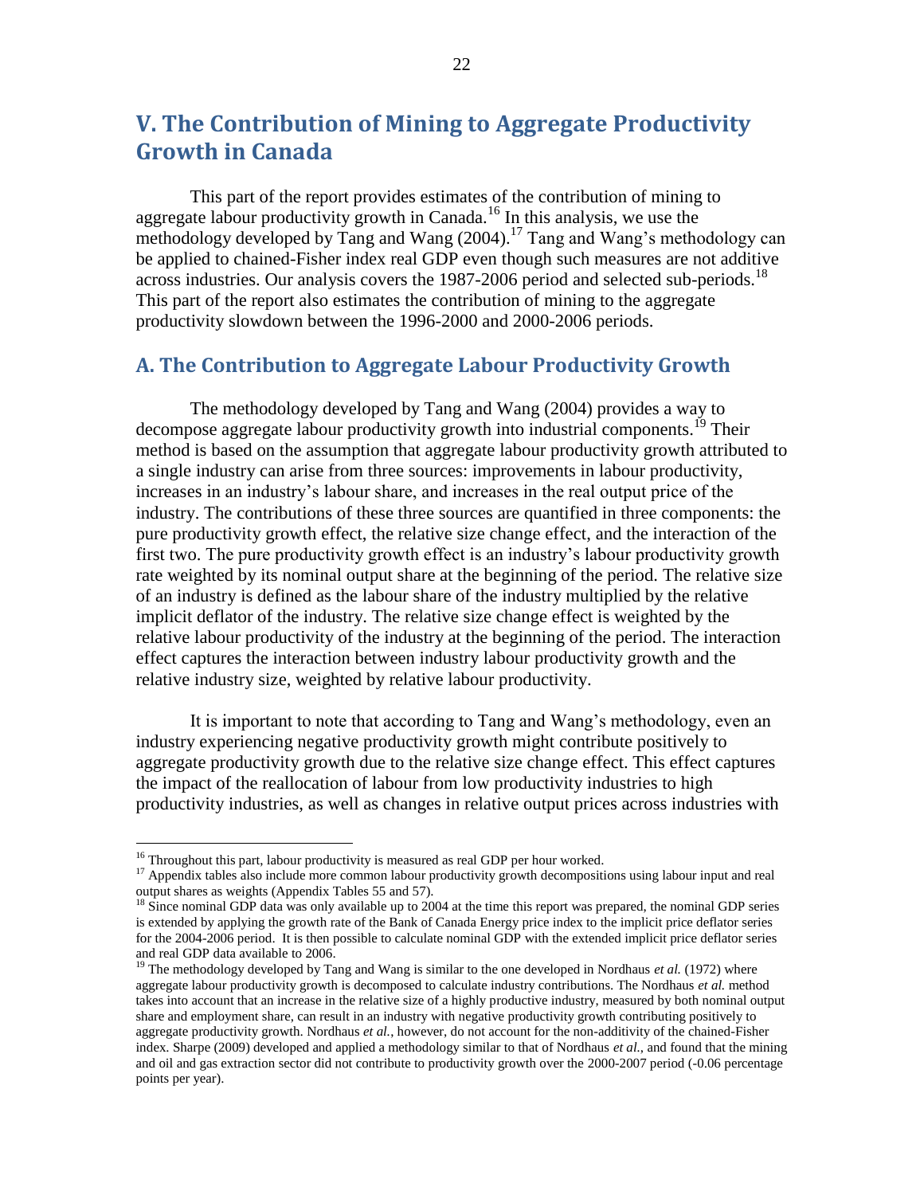# V. The Contribution of Mining to Aggregate Productivity Growth in Canada

This part of the report provides estimates of the contribution of mining to aggregate labour productivity growth in Canada.[16] In this analysis, we use the methodology developed by Tang and Wang (2004).[17] Tang and Wang's methodology can be applied to chained-Fisher index real GDP even though such measures are not additive across industries. Our analysis covers the 1987-2006 period and selected sub-periods.[18] This part of the report also estimates the contribution of mining to the aggregate productivity slowdown between the 1996-2000 and 2000-2006 periods.

## A. The Contribution to Aggregate Labour Productivity Growth

The methodology developed by Tang and Wang (2004) provides a way to decompose aggregate labour productivity growth into industrial components.[19] Their method is based on the assumption that aggregate labour productivity growth attributed to a single industry can arise from three sources: improvements in labour productivity, increases in an industry's labour share, and increases in the real output price of the industry. The contributions of these three sources are quantified in three components: the pure productivity growth effect, the relative size change effect, and the interaction of the first two. The pure productivity growth effect is an industry's labour productivity growth rate weighted by its nominal output share at the beginning of the period. The relative size of an industry is defined as the labour share of the industry multiplied by the relative implicit deflator of the industry. The relative size change effect is weighted by the relative labour productivity of the industry at the beginning of the period. The interaction effect captures the interaction between industry labour productivity growth and the relative industry size, weighted by relative labour productivity.

It is important to note that according to Tang and Wang's methodology, even an industry experiencing negative productivity growth might contribute positively to aggregate productivity growth due to the relative size change effect. This effect captures the impact of the reallocation of labour from low productivity industries to high productivity industries, as well as changes in relative output prices across industries with

---

[16] Throughout this part, labour productivity is measured as real GDP per hour worked.

[17] Appendix tables also include more common labour productivity growth decompositions using labour input and real output shares as weights (Appendix Tables 55 and 57).

[18] Since nominal GDP data was only available up to 2004 at the time this report was prepared, the nominal GDP series is extended by applying the growth rate of the Bank of Canada Energy price index to the implicit price deflator series for the 2004-2006 period. It is then possible to calculate nominal GDP with the extended implicit price deflator series and real GDP data available to 2006.

[19] The methodology developed by Tang and Wang is similar to the one developed in Nordhaus *et al.* (1972) where aggregate labour productivity growth is decomposed to calculate industry contributions. The Nordhaus *et al.* method takes into account that an increase in the relative size of a highly productive industry, measured by both nominal output share and employment share, can result in an industry with negative productivity growth contributing positively to aggregate productivity growth. Nordhaus *et al.*, however, do not account for the non-additivity of the chained-Fisher index. Sharpe (2009) developed and applied a methodology similar to that of Nordhaus *et al.*, and found that the mining and oil and gas extraction sector did not contribute to productivity growth over the 2000-2007 period (-0.06 percentage points per year).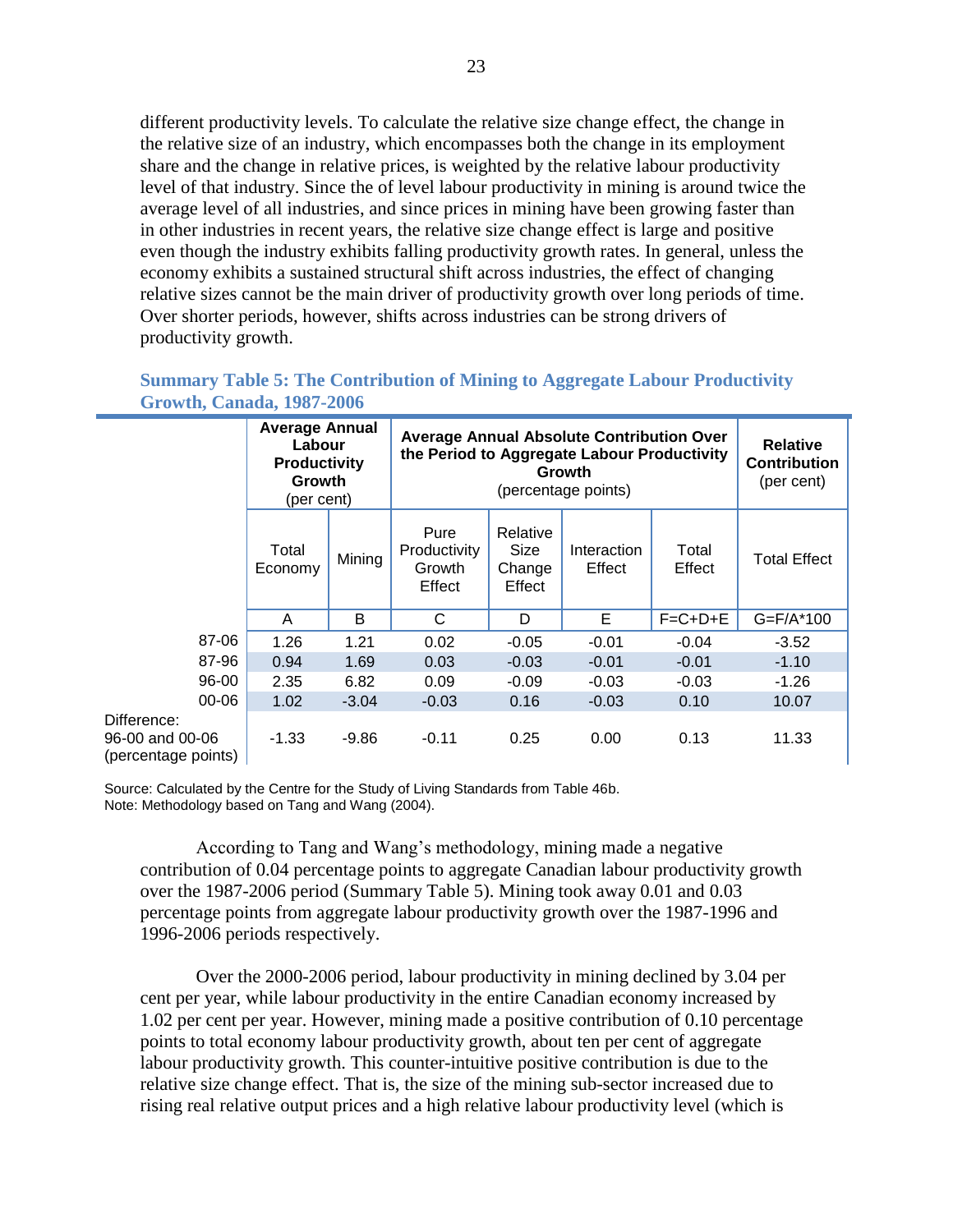different productivity levels. To calculate the relative size change effect, the change in the relative size of an industry, which encompasses both the change in its employment share and the change in relative prices, is weighted by the relative labour productivity level of that industry. Since the of level labour productivity in mining is around twice the average level of all industries, and since prices in mining have been growing faster than in other industries in recent years, the relative size change effect is large and positive even though the industry exhibits falling productivity growth rates. In general, unless the economy exhibits a sustained structural shift across industries, the effect of changing relative sizes cannot be the main driver of productivity growth over long periods of time. Over shorter periods, however, shifts across industries can be strong drivers of productivity growth.

**Summary Table 5: The Contribution of Mining to Aggregate Labour Productivity Growth, Canada, 1987-2006**

| | **Average Annual Labour Productivity Growth** (per cent) | | **Average Annual Absolute Contribution Over the Period to Aggregate Labour Productivity Growth** (percentage points) | | | | **Relative Contribution** (per cent) |
|---|---|---|---|---|---|---|---|
| | Total Economy | Mining | Pure Productivity Growth Effect | Relative Size Change Effect | Interaction Effect | Total Effect | Total Effect |
| | A | B | C | D | E | F=C+D+E | G=F/A*100 |
| 87-06 | 1.26 | 1.21 | 0.02 | -0.05 | -0.01 | -0.04 | -3.52 |
| 87-96 | 0.94 | 1.69 | 0.03 | -0.03 | -0.01 | -0.01 | -1.10 |
| 96-00 | 2.35 | 6.82 | 0.09 | -0.09 | -0.03 | -0.03 | -1.26 |
| 00-06 | 1.02 | -3.04 | -0.03 | 0.16 | -0.03 | 0.10 | 10.07 |
| Difference: 96-00 and 00-06 (percentage points) | -1.33 | -9.86 | -0.11 | 0.25 | 0.00 | 0.13 | 11.33 |

Source: Calculated by the Centre for the Study of Living Standards from Table 46b.
Note: Methodology based on Tang and Wang (2004).

According to Tang and Wang's methodology, mining made a negative contribution of 0.04 percentage points to aggregate Canadian labour productivity growth over the 1987-2006 period (Summary Table 5). Mining took away 0.01 and 0.03 percentage points from aggregate labour productivity growth over the 1987-1996 and 1996-2006 periods respectively.

Over the 2000-2006 period, labour productivity in mining declined by 3.04 per cent per year, while labour productivity in the entire Canadian economy increased by 1.02 per cent per year. However, mining made a positive contribution of 0.10 percentage points to total economy labour productivity growth, about ten per cent of aggregate labour productivity growth. This counter-intuitive positive contribution is due to the relative size change effect. That is, the size of the mining sub-sector increased due to rising real relative output prices and a high relative labour productivity level (which is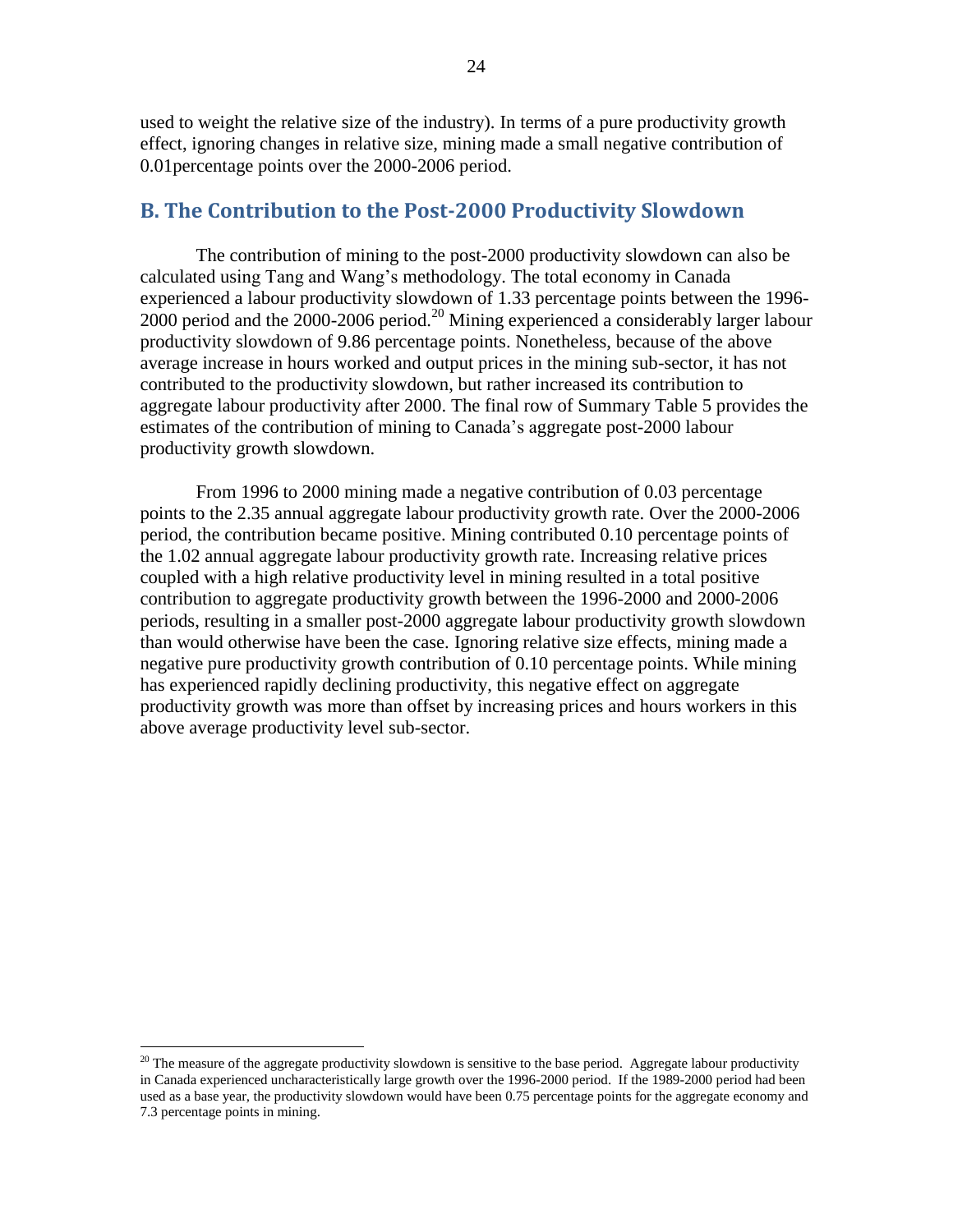used to weight the relative size of the industry). In terms of a pure productivity growth effect, ignoring changes in relative size, mining made a small negative contribution of 0.01percentage points over the 2000-2006 period.

## B. The Contribution to the Post-2000 Productivity Slowdown

The contribution of mining to the post-2000 productivity slowdown can also be calculated using Tang and Wang's methodology. The total economy in Canada experienced a labour productivity slowdown of 1.33 percentage points between the 1996-2000 period and the 2000-2006 period.[20] Mining experienced a considerably larger labour productivity slowdown of 9.86 percentage points. Nonetheless, because of the above average increase in hours worked and output prices in the mining sub-sector, it has not contributed to the productivity slowdown, but rather increased its contribution to aggregate labour productivity after 2000. The final row of Summary Table 5 provides the estimates of the contribution of mining to Canada's aggregate post-2000 labour productivity growth slowdown.

From 1996 to 2000 mining made a negative contribution of 0.03 percentage points to the 2.35 annual aggregate labour productivity growth rate. Over the 2000-2006 period, the contribution became positive. Mining contributed 0.10 percentage points of the 1.02 annual aggregate labour productivity growth rate. Increasing relative prices coupled with a high relative productivity level in mining resulted in a total positive contribution to aggregate productivity growth between the 1996-2000 and 2000-2006 periods, resulting in a smaller post-2000 aggregate labour productivity growth slowdown than would otherwise have been the case. Ignoring relative size effects, mining made a negative pure productivity growth contribution of 0.10 percentage points. While mining has experienced rapidly declining productivity, this negative effect on aggregate productivity growth was more than offset by increasing prices and hours workers in this above average productivity level sub-sector.

[20] The measure of the aggregate productivity slowdown is sensitive to the base period. Aggregate labour productivity in Canada experienced uncharacteristically large growth over the 1996-2000 period. If the 1989-2000 period had been used as a base year, the productivity slowdown would have been 0.75 percentage points for the aggregate economy and 7.3 percentage points in mining.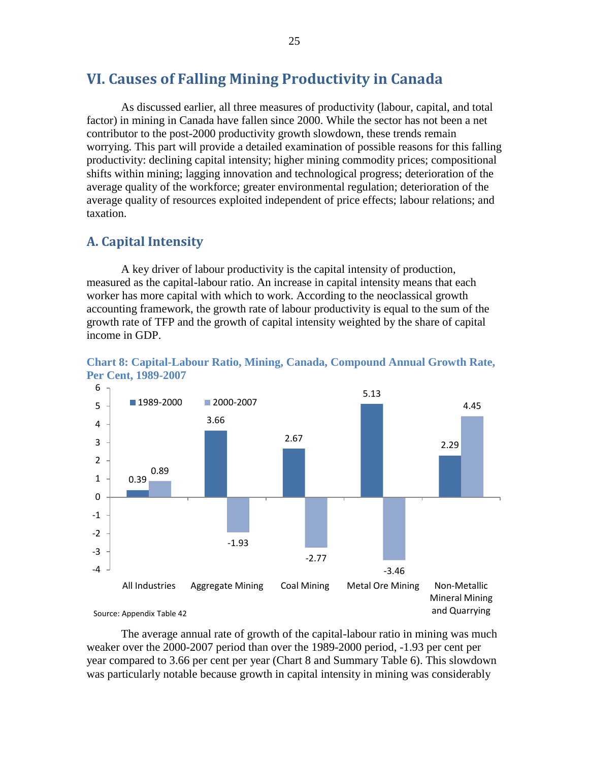## VI. Causes of Falling Mining Productivity in Canada

As discussed earlier, all three measures of productivity (labour, capital, and total factor) in mining in Canada have fallen since 2000. While the sector has not been a net contributor to the post-2000 productivity growth slowdown, these trends remain worrying. This part will provide a detailed examination of possible reasons for this falling productivity: declining capital intensity; higher mining commodity prices; compositional shifts within mining; lagging innovation and technological progress; deterioration of the average quality of the workforce; greater environmental regulation; deterioration of the average quality of resources exploited independent of price effects; labour relations; and taxation.

### A. Capital Intensity

A key driver of labour productivity is the capital intensity of production, measured as the capital-labour ratio. An increase in capital intensity means that each worker has more capital with which to work. According to the neoclassical growth accounting framework, the growth rate of labour productivity is equal to the sum of the growth rate of TFP and the growth of capital intensity weighted by the share of capital income in GDP.

**Chart 8: Capital-Labour Ratio, Mining, Canada, Compound Annual Growth Rate, Per Cent, 1989-2007**

| | 1989-2000 | 2000-2007 |
|---|---|---|
| All Industries | 0.39 | 0.89 |
| Aggregate Mining | 3.66 | -1.93 |
| Coal Mining | 2.67 | -2.77 |
| Metal Ore Mining | 5.13 | -3.46 |
| Non-Metallic Mineral Mining and Quarrying | 2.29 | 4.45 |

Source: Appendix Table 42

The average annual rate of growth of the capital-labour ratio in mining was much weaker over the 2000-2007 period than over the 1989-2000 period, -1.93 per cent per year compared to 3.66 per cent per year (Chart 8 and Summary Table 6). This slowdown was particularly notable because growth in capital intensity in mining was considerably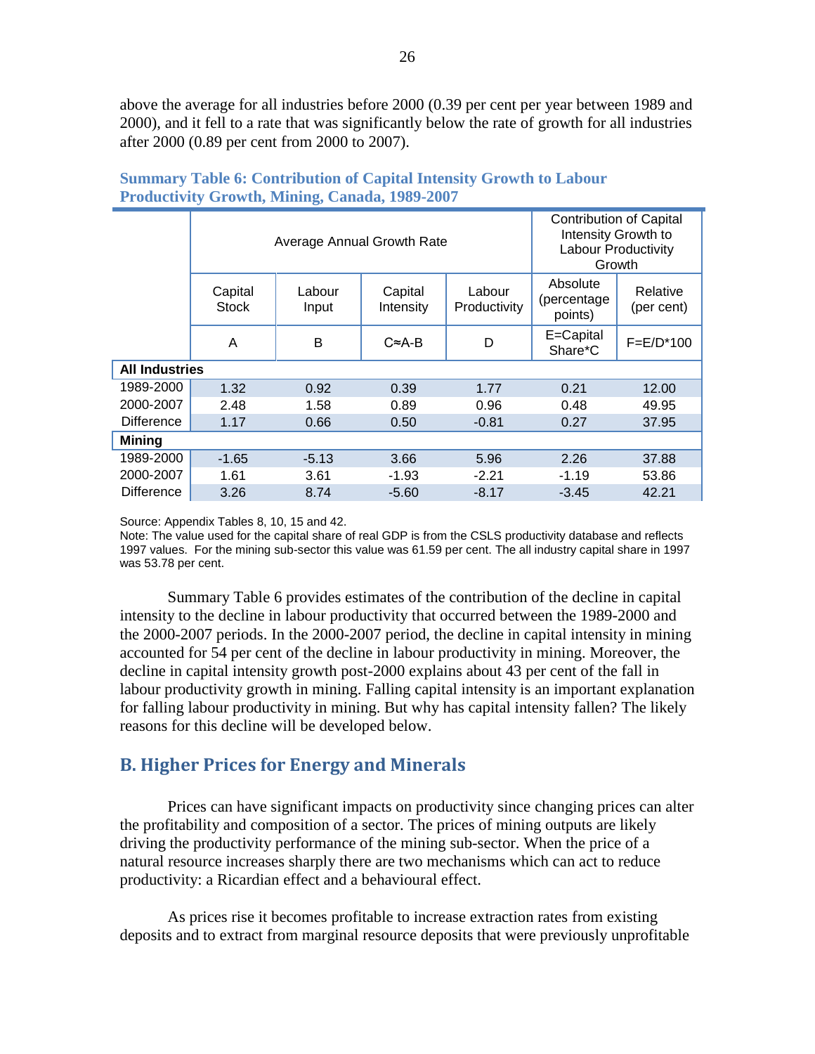above the average for all industries before 2000 (0.39 per cent per year between 1989 and 2000), and it fell to a rate that was significantly below the rate of growth for all industries after 2000 (0.89 per cent from 2000 to 2007).

**Summary Table 6: Contribution of Capital Intensity Growth to Labour Productivity Growth, Mining, Canada, 1989-2007**

| | Average Annual Growth Rate | | | | Contribution of Capital Intensity Growth to Labour Productivity Growth | |
|---|---|---|---|---|---|---|
| | Capital Stock | Labour Input | Capital Intensity | Labour Productivity | Absolute (percentage points) | Relative (per cent) |
| | A | B | C≈A-B | D | E=Capital Share*C | F=E/D*100 |
| **All Industries** | | | | | | |
| 1989-2000 | 1.32 | 0.92 | 0.39 | 1.77 | 0.21 | 12.00 |
| 2000-2007 | 2.48 | 1.58 | 0.89 | 0.96 | 0.48 | 49.95 |
| Difference | 1.17 | 0.66 | 0.50 | -0.81 | 0.27 | 37.95 |
| **Mining** | | | | | | |
| 1989-2000 | -1.65 | -5.13 | 3.66 | 5.96 | 2.26 | 37.88 |
| 2000-2007 | 1.61 | 3.61 | -1.93 | -2.21 | -1.19 | 53.86 |
| Difference | 3.26 | 8.74 | -5.60 | -8.17 | -3.45 | 42.21 |

Source: Appendix Tables 8, 10, 15 and 42.
Note: The value used for the capital share of real GDP is from the CSLS productivity database and reflects 1997 values. For the mining sub-sector this value was 61.59 per cent. The all industry capital share in 1997 was 53.78 per cent.

Summary Table 6 provides estimates of the contribution of the decline in capital intensity to the decline in labour productivity that occurred between the 1989-2000 and the 2000-2007 periods. In the 2000-2007 period, the decline in capital intensity in mining accounted for 54 per cent of the decline in labour productivity in mining. Moreover, the decline in capital intensity growth post-2000 explains about 43 per cent of the fall in labour productivity growth in mining. Falling capital intensity is an important explanation for falling labour productivity in mining. But why has capital intensity fallen? The likely reasons for this decline will be developed below.

## B. Higher Prices for Energy and Minerals

Prices can have significant impacts on productivity since changing prices can alter the profitability and composition of a sector. The prices of mining outputs are likely driving the productivity performance of the mining sub-sector. When the price of a natural resource increases sharply there are two mechanisms which can act to reduce productivity: a Ricardian effect and a behavioural effect.

As prices rise it becomes profitable to increase extraction rates from existing deposits and to extract from marginal resource deposits that were previously unprofitable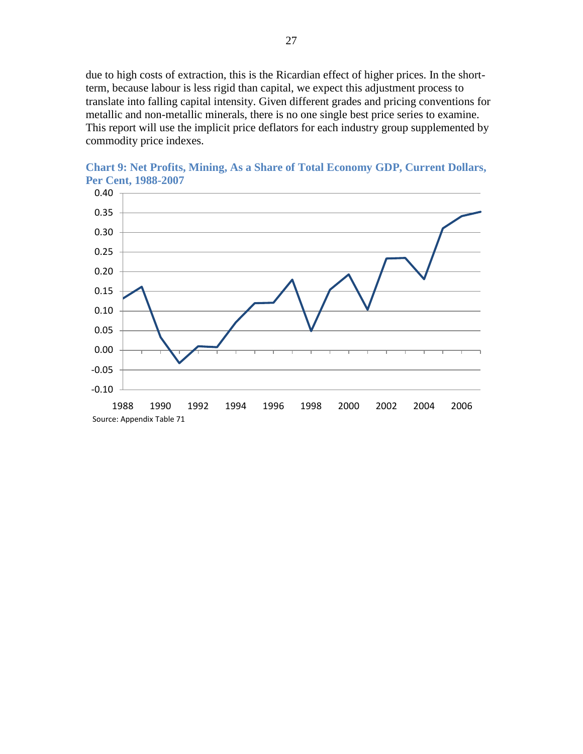due to high costs of extraction, this is the Ricardian effect of higher prices. In the short-term, because labour is less rigid than capital, we expect this adjustment process to translate into falling capital intensity. Given different grades and pricing conventions for metallic and non-metallic minerals, there is no one single best price series to examine. This report will use the implicit price deflators for each industry group supplemented by commodity price indexes.

**Chart 9: Net Profits, Mining, As a Share of Total Economy GDP, Current Dollars, Per Cent, 1988-2007**

Source: Appendix Table 71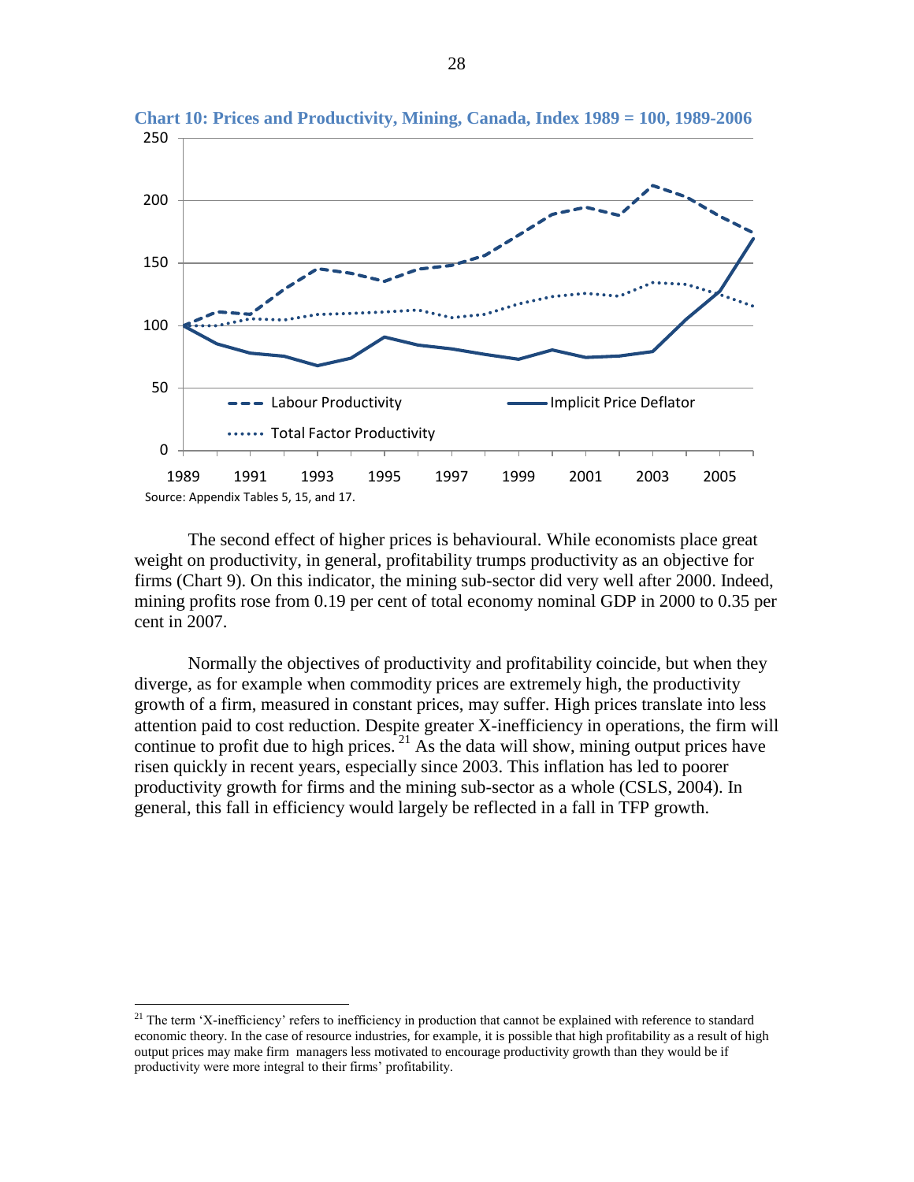**Chart 10: Prices and Productivity, Mining, Canada, Index 1989 = 100, 1989-2006**

Source: Appendix Tables 5, 15, and 17.

The second effect of higher prices is behavioural. While economists place great weight on productivity, in general, profitability trumps productivity as an objective for firms (Chart 9). On this indicator, the mining sub-sector did very well after 2000. Indeed, mining profits rose from 0.19 per cent of total economy nominal GDP in 2000 to 0.35 per cent in 2007.

Normally the objectives of productivity and profitability coincide, but when they diverge, as for example when commodity prices are extremely high, the productivity growth of a firm, measured in constant prices, may suffer. High prices translate into less attention paid to cost reduction. Despite greater X-inefficiency in operations, the firm will continue to profit due to high prices.[21] As the data will show, mining output prices have risen quickly in recent years, especially since 2003. This inflation has led to poorer productivity growth for firms and the mining sub-sector as a whole (CSLS, 2004). In general, this fall in efficiency would largely be reflected in a fall in TFP growth.

---

[21] The term 'X-inefficiency' refers to inefficiency in production that cannot be explained with reference to standard economic theory. In the case of resource industries, for example, it is possible that high profitability as a result of high output prices may make firm managers less motivated to encourage productivity growth than they would be if productivity were more integral to their firms' profitability.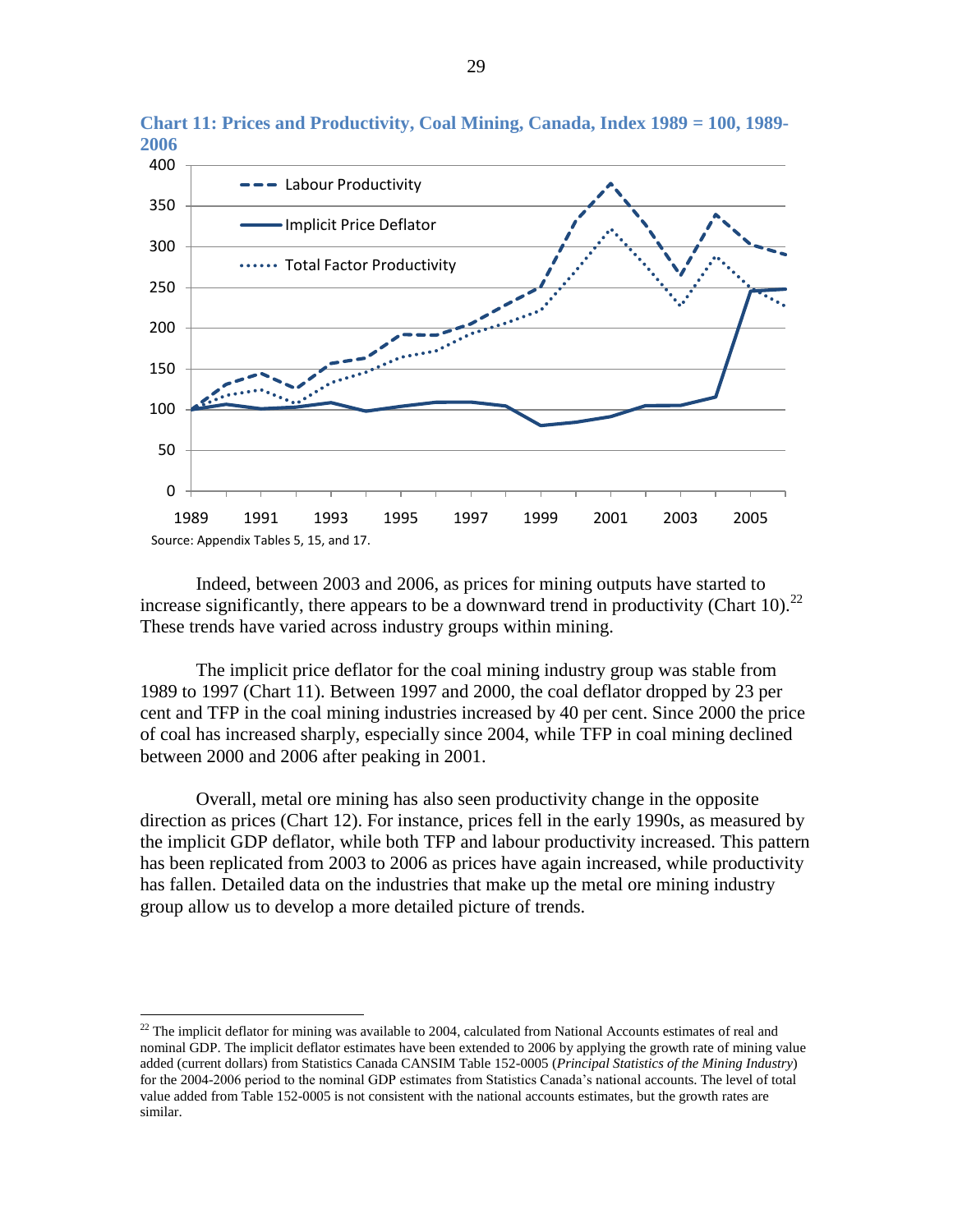**Chart 11: Prices and Productivity, Coal Mining, Canada, Index 1989 = 100, 1989-2006**

Source: Appendix Tables 5, 15, and 17.

Indeed, between 2003 and 2006, as prices for mining outputs have started to increase significantly, there appears to be a downward trend in productivity (Chart 10).[22] These trends have varied across industry groups within mining.

The implicit price deflator for the coal mining industry group was stable from 1989 to 1997 (Chart 11). Between 1997 and 2000, the coal deflator dropped by 23 per cent and TFP in the coal mining industries increased by 40 per cent. Since 2000 the price of coal has increased sharply, especially since 2004, while TFP in coal mining declined between 2000 and 2006 after peaking in 2001.

Overall, metal ore mining has also seen productivity change in the opposite direction as prices (Chart 12). For instance, prices fell in the early 1990s, as measured by the implicit GDP deflator, while both TFP and labour productivity increased. This pattern has been replicated from 2003 to 2006 as prices have again increased, while productivity has fallen. Detailed data on the industries that make up the metal ore mining industry group allow us to develop a more detailed picture of trends.

[22] The implicit deflator for mining was available to 2004, calculated from National Accounts estimates of real and nominal GDP. The implicit deflator estimates have been extended to 2006 by applying the growth rate of mining value added (current dollars) from Statistics Canada CANSIM Table 152-0005 (*Principal Statistics of the Mining Industry*) for the 2004-2006 period to the nominal GDP estimates from Statistics Canada's national accounts. The level of total value added from Table 152-0005 is not consistent with the national accounts estimates, but the growth rates are similar.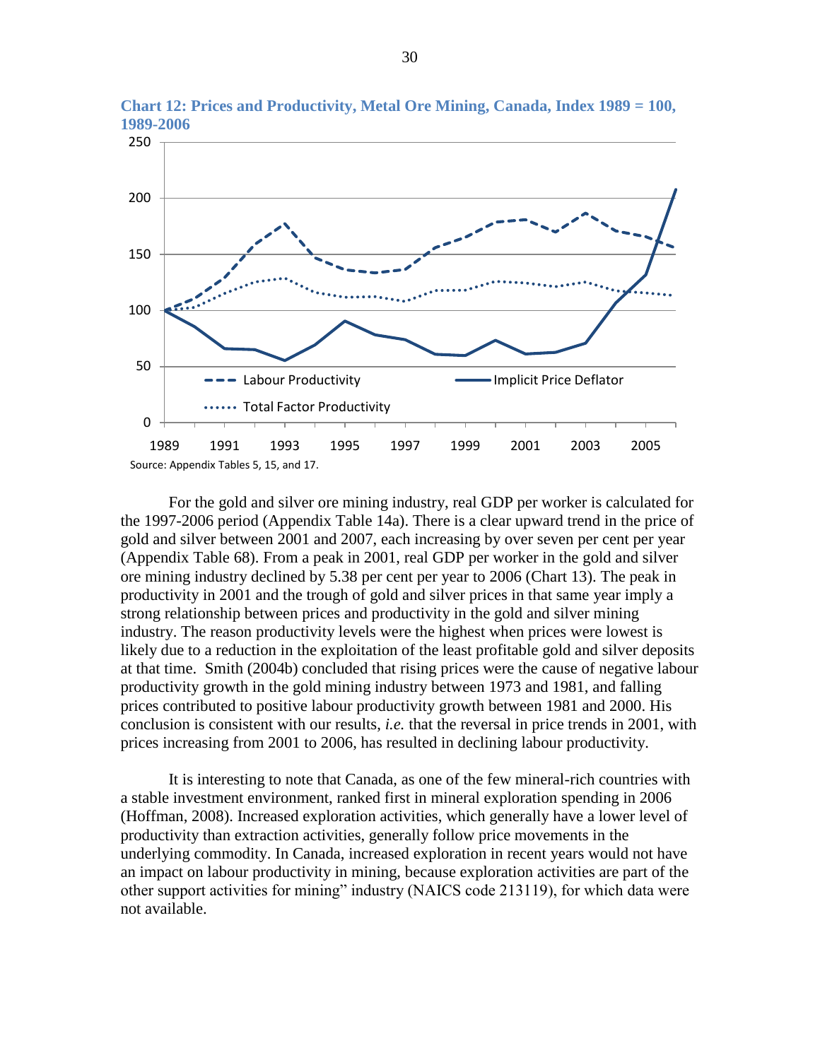**Chart 12: Prices and Productivity, Metal Ore Mining, Canada, Index 1989 = 100, 1989-2006**

Source: Appendix Tables 5, 15, and 17.

For the gold and silver ore mining industry, real GDP per worker is calculated for the 1997-2006 period (Appendix Table 14a). There is a clear upward trend in the price of gold and silver between 2001 and 2007, each increasing by over seven per cent per year (Appendix Table 68). From a peak in 2001, real GDP per worker in the gold and silver ore mining industry declined by 5.38 per cent per year to 2006 (Chart 13). The peak in productivity in 2001 and the trough of gold and silver prices in that same year imply a strong relationship between prices and productivity in the gold and silver mining industry. The reason productivity levels were the highest when prices were lowest is likely due to a reduction in the exploitation of the least profitable gold and silver deposits at that time. Smith (2004b) concluded that rising prices were the cause of negative labour productivity growth in the gold mining industry between 1973 and 1981, and falling prices contributed to positive labour productivity growth between 1981 and 2000. His conclusion is consistent with our results, *i.e.* that the reversal in price trends in 2001, with prices increasing from 2001 to 2006, has resulted in declining labour productivity.

It is interesting to note that Canada, as one of the few mineral-rich countries with a stable investment environment, ranked first in mineral exploration spending in 2006 (Hoffman, 2008). Increased exploration activities, which generally have a lower level of productivity than extraction activities, generally follow price movements in the underlying commodity. In Canada, increased exploration in recent years would not have an impact on labour productivity in mining, because exploration activities are part of the other support activities for mining" industry (NAICS code 213119), for which data were not available.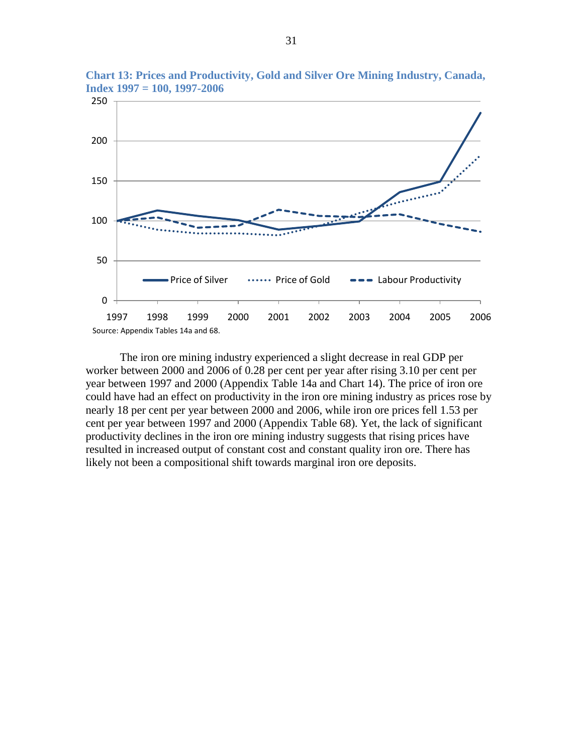**Chart 13: Prices and Productivity, Gold and Silver Ore Mining Industry, Canada, Index 1997 = 100, 1997-2006**

Source: Appendix Tables 14a and 68.

The iron ore mining industry experienced a slight decrease in real GDP per worker between 2000 and 2006 of 0.28 per cent per year after rising 3.10 per cent per year between 1997 and 2000 (Appendix Table 14a and Chart 14). The price of iron ore could have had an effect on productivity in the iron ore mining industry as prices rose by nearly 18 per cent per year between 2000 and 2006, while iron ore prices fell 1.53 per cent per year between 1997 and 2000 (Appendix Table 68). Yet, the lack of significant productivity declines in the iron ore mining industry suggests that rising prices have resulted in increased output of constant cost and constant quality iron ore. There has likely not been a compositional shift towards marginal iron ore deposits.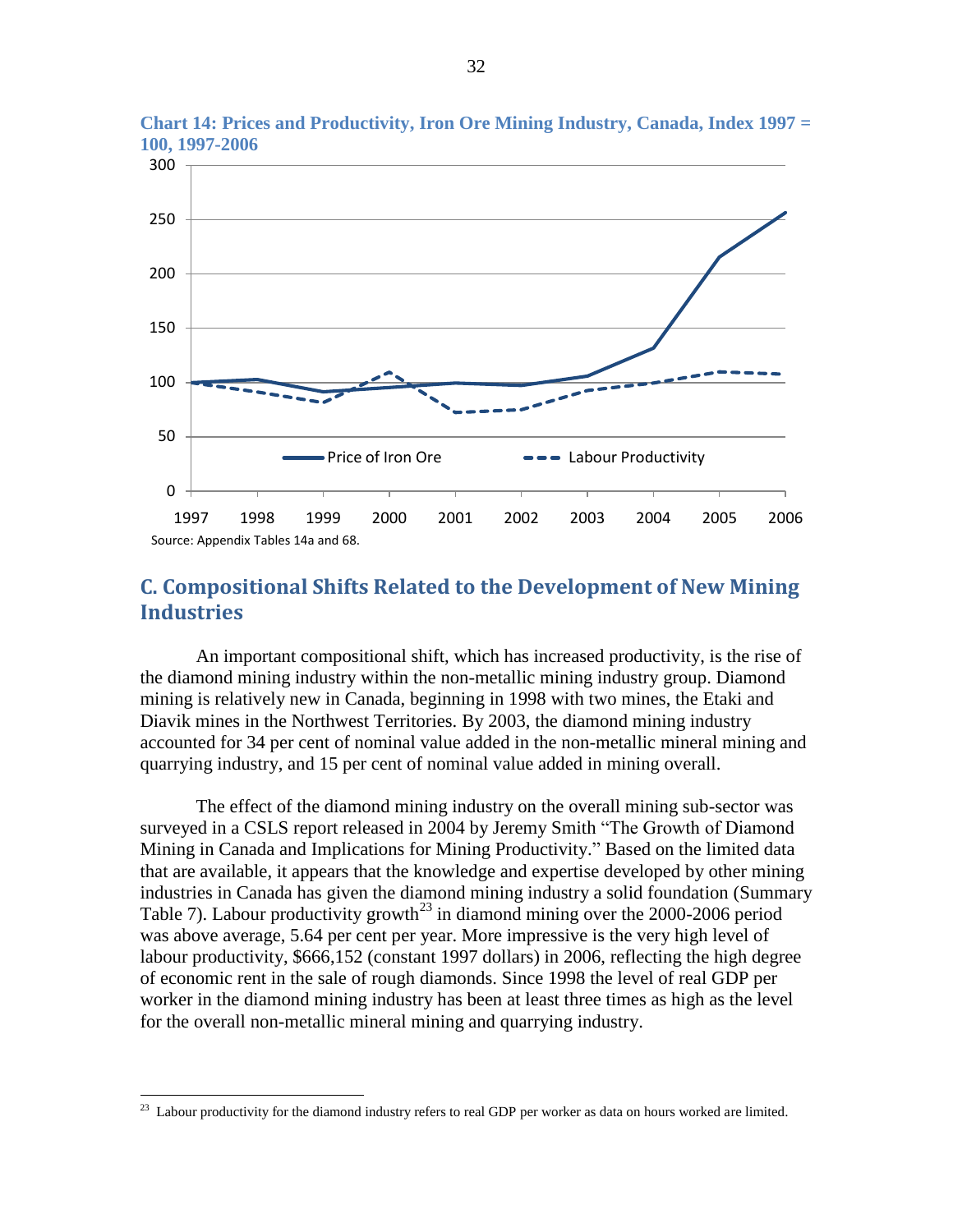**Chart 14: Prices and Productivity, Iron Ore Mining Industry, Canada, Index 1997 = 100, 1997-2006**

Source: Appendix Tables 14a and 68.

## C. Compositional Shifts Related to the Development of New Mining Industries

An important compositional shift, which has increased productivity, is the rise of the diamond mining industry within the non-metallic mining industry group. Diamond mining is relatively new in Canada, beginning in 1998 with two mines, the Etaki and Diavik mines in the Northwest Territories. By 2003, the diamond mining industry accounted for 34 per cent of nominal value added in the non-metallic mineral mining and quarrying industry, and 15 per cent of nominal value added in mining overall.

The effect of the diamond mining industry on the overall mining sub-sector was surveyed in a CSLS report released in 2004 by Jeremy Smith "The Growth of Diamond Mining in Canada and Implications for Mining Productivity." Based on the limited data that are available, it appears that the knowledge and expertise developed by other mining industries in Canada has given the diamond mining industry a solid foundation (Summary Table 7). Labour productivity growth[23] in diamond mining over the 2000-2006 period was above average, 5.64 per cent per year. More impressive is the very high level of labour productivity, $666,152 (constant 1997 dollars) in 2006, reflecting the high degree of economic rent in the sale of rough diamonds. Since 1998 the level of real GDP per worker in the diamond mining industry has been at least three times as high as the level for the overall non-metallic mineral mining and quarrying industry.

[23] Labour productivity for the diamond industry refers to real GDP per worker as data on hours worked are limited.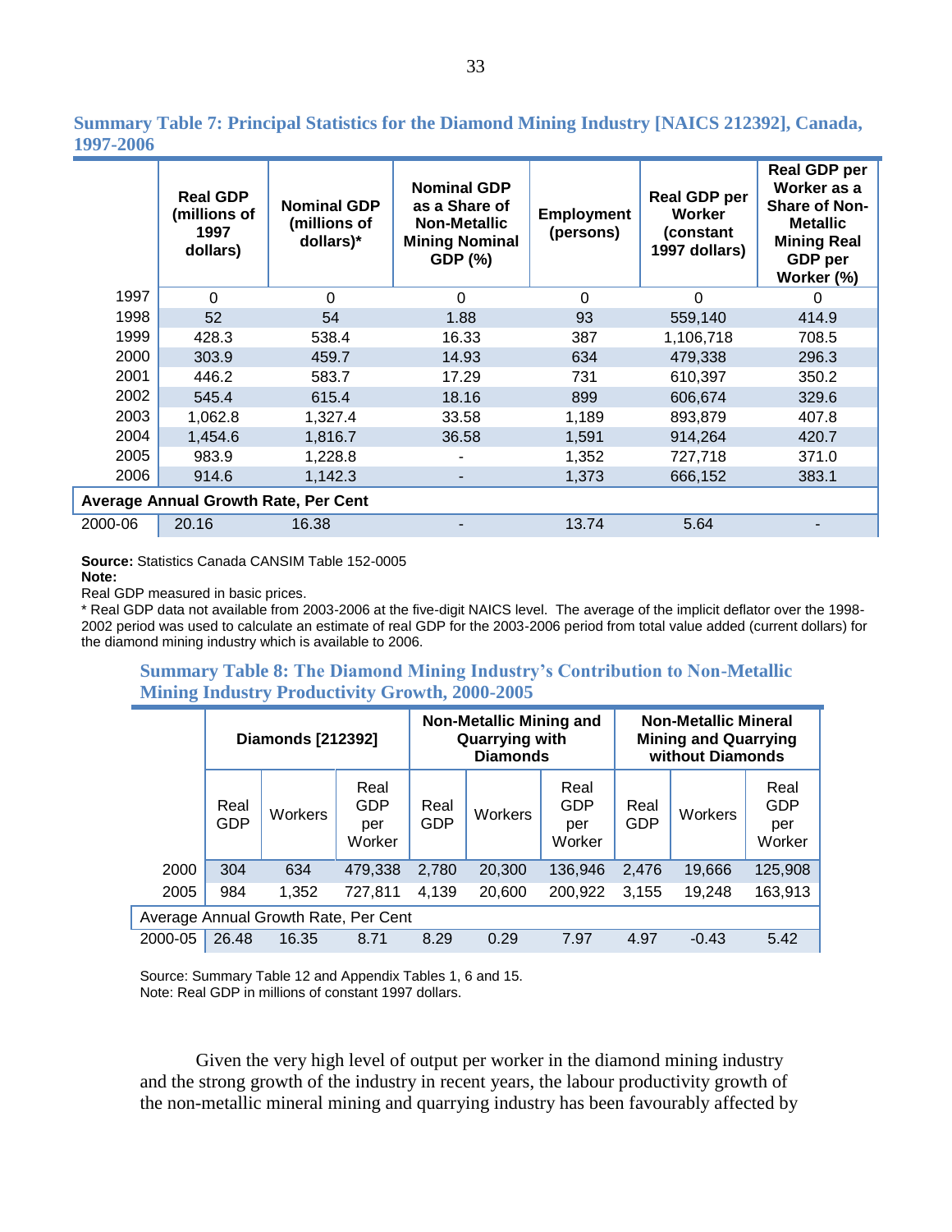**Summary Table 7: Principal Statistics for the Diamond Mining Industry [NAICS 212392], Canada, 1997-2006**

| | Real GDP (millions of 1997 dollars) | Nominal GDP (millions of dollars)* | Nominal GDP as a Share of Non-Metallic Mining Nominal GDP (%) | Employment (persons) | Real GDP per Worker (constant 1997 dollars) | Real GDP per Worker as a Share of Non-Metallic Mining Real GDP per Worker (%) |
|---|---|---|---|---|---|---|
| 1997 | 0 | 0 | 0 | 0 | 0 | 0 |
| 1998 | 52 | 54 | 1.88 | 93 | 559,140 | 414.9 |
| 1999 | 428.3 | 538.4 | 16.33 | 387 | 1,106,718 | 708.5 |
| 2000 | 303.9 | 459.7 | 14.93 | 634 | 479,338 | 296.3 |
| 2001 | 446.2 | 583.7 | 17.29 | 731 | 610,397 | 350.2 |
| 2002 | 545.4 | 615.4 | 18.16 | 899 | 606,674 | 329.6 |
| 2003 | 1,062.8 | 1,327.4 | 33.58 | 1,189 | 893,879 | 407.8 |
| 2004 | 1,454.6 | 1,816.7 | 36.58 | 1,591 | 914,264 | 420.7 |
| 2005 | 983.9 | 1,228.8 | - | 1,352 | 727,718 | 371.0 |
| 2006 | 914.6 | 1,142.3 | - | 1,373 | 666,152 | 383.1 |
| **Average Annual Growth Rate, Per Cent** | | | | | | |
| 2000-06 | 20.16 | 16.38 | - | 13.74 | 5.64 | - |

**Source:** Statistics Canada CANSIM Table 152-0005
**Note:**
Real GDP measured in basic prices.
* Real GDP data not available from 2003-2006 at the five-digit NAICS level. The average of the implicit deflator over the 1998-2002 period was used to calculate an estimate of real GDP for the 2003-2006 period from total value added (current dollars) for the diamond mining industry which is available to 2006.

**Summary Table 8: The Diamond Mining Industry's Contribution to Non-Metallic Mining Industry Productivity Growth, 2000-2005**

| | Diamonds [212392] | | | Non-Metallic Mining and Quarrying with Diamonds | | | Non-Metallic Mineral Mining and Quarrying without Diamonds | | |
|---|---|---|---|---|---|---|---|---|---|
| | Real GDP | Workers | Real GDP per Worker | Real GDP | Workers | Real GDP per Worker | Real GDP | Workers | Real GDP per Worker |
| 2000 | 304 | 634 | 479,338 | 2,780 | 20,300 | 136,946 | 2,476 | 19,666 | 125,908 |
| 2005 | 984 | 1,352 | 727,811 | 4,139 | 20,600 | 200,922 | 3,155 | 19,248 | 163,913 |
| Average Annual Growth Rate, Per Cent | | | | | | | | | |
| 2000-05 | 26.48 | 16.35 | 8.71 | 8.29 | 0.29 | 7.97 | 4.97 | -0.43 | 5.42 |

Source: Summary Table 12 and Appendix Tables 1, 6 and 15.
Note: Real GDP in millions of constant 1997 dollars.

Given the very high level of output per worker in the diamond mining industry and the strong growth of the industry in recent years, the labour productivity growth of the non-metallic mineral mining and quarrying industry has been favourably affected by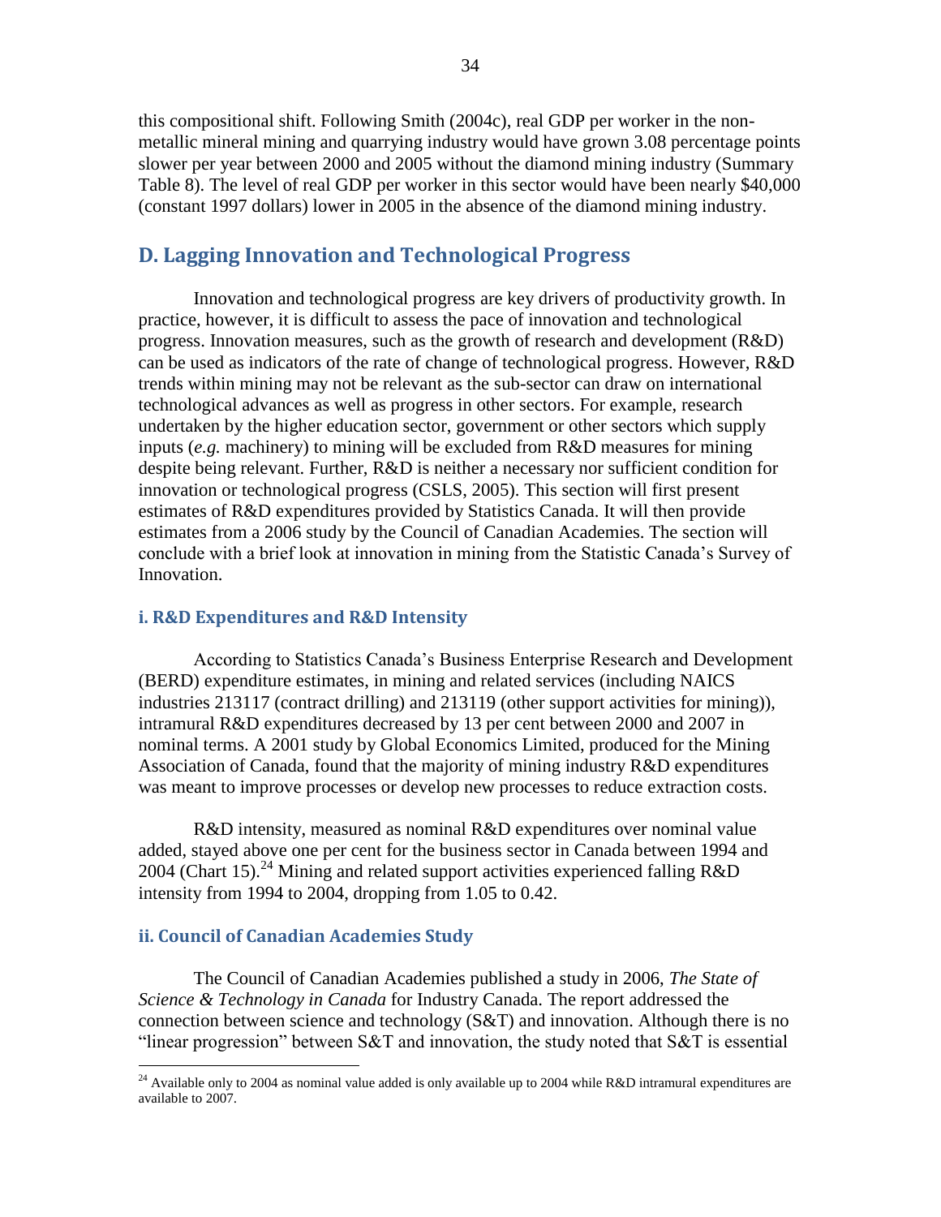this compositional shift. Following Smith (2004c), real GDP per worker in the non-metallic mineral mining and quarrying industry would have grown 3.08 percentage points slower per year between 2000 and 2005 without the diamond mining industry (Summary Table 8). The level of real GDP per worker in this sector would have been nearly $40,000 (constant 1997 dollars) lower in 2005 in the absence of the diamond mining industry.

## D. Lagging Innovation and Technological Progress

Innovation and technological progress are key drivers of productivity growth. In practice, however, it is difficult to assess the pace of innovation and technological progress. Innovation measures, such as the growth of research and development (R&D) can be used as indicators of the rate of change of technological progress. However, R&D trends within mining may not be relevant as the sub-sector can draw on international technological advances as well as progress in other sectors. For example, research undertaken by the higher education sector, government or other sectors which supply inputs (*e.g.* machinery) to mining will be excluded from R&D measures for mining despite being relevant. Further, R&D is neither a necessary nor sufficient condition for innovation or technological progress (CSLS, 2005). This section will first present estimates of R&D expenditures provided by Statistics Canada. It will then provide estimates from a 2006 study by the Council of Canadian Academies. The section will conclude with a brief look at innovation in mining from the Statistic Canada's Survey of Innovation.

### i. R&D Expenditures and R&D Intensity

According to Statistics Canada's Business Enterprise Research and Development (BERD) expenditure estimates, in mining and related services (including NAICS industries 213117 (contract drilling) and 213119 (other support activities for mining)), intramural R&D expenditures decreased by 13 per cent between 2000 and 2007 in nominal terms. A 2001 study by Global Economics Limited, produced for the Mining Association of Canada, found that the majority of mining industry R&D expenditures was meant to improve processes or develop new processes to reduce extraction costs.

R&D intensity, measured as nominal R&D expenditures over nominal value added, stayed above one per cent for the business sector in Canada between 1994 and 2004 (Chart 15).[24] Mining and related support activities experienced falling R&D intensity from 1994 to 2004, dropping from 1.05 to 0.42.

### ii. Council of Canadian Academies Study

The Council of Canadian Academies published a study in 2006, *The State of Science & Technology in Canada* for Industry Canada. The report addressed the connection between science and technology (S&T) and innovation. Although there is no "linear progression" between S&T and innovation, the study noted that S&T is essential

[24] Available only to 2004 as nominal value added is only available up to 2004 while R&D intramural expenditures are available to 2007.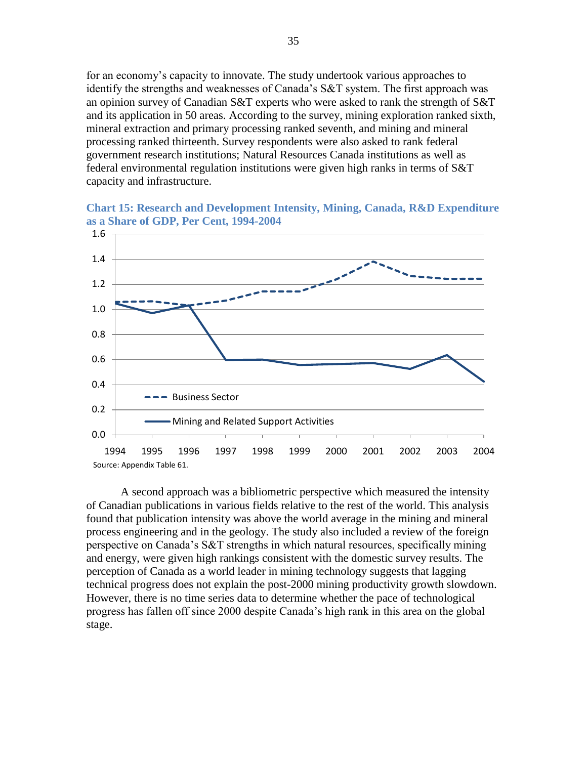for an economy's capacity to innovate. The study undertook various approaches to identify the strengths and weaknesses of Canada's S&T system. The first approach was an opinion survey of Canadian S&T experts who were asked to rank the strength of S&T and its application in 50 areas. According to the survey, mining exploration ranked sixth, mineral extraction and primary processing ranked seventh, and mining and mineral processing ranked thirteenth. Survey respondents were also asked to rank federal government research institutions; Natural Resources Canada institutions as well as federal environmental regulation institutions were given high ranks in terms of S&T capacity and infrastructure.

**Chart 15: Research and Development Intensity, Mining, Canada, R&D Expenditure as a Share of GDP, Per Cent, 1994-2004**

Source: Appendix Table 61.

A second approach was a bibliometric perspective which measured the intensity of Canadian publications in various fields relative to the rest of the world. This analysis found that publication intensity was above the world average in the mining and mineral process engineering and in the geology. The study also included a review of the foreign perspective on Canada's S&T strengths in which natural resources, specifically mining and energy, were given high rankings consistent with the domestic survey results. The perception of Canada as a world leader in mining technology suggests that lagging technical progress does not explain the post-2000 mining productivity growth slowdown. However, there is no time series data to determine whether the pace of technological progress has fallen off since 2000 despite Canada's high rank in this area on the global stage.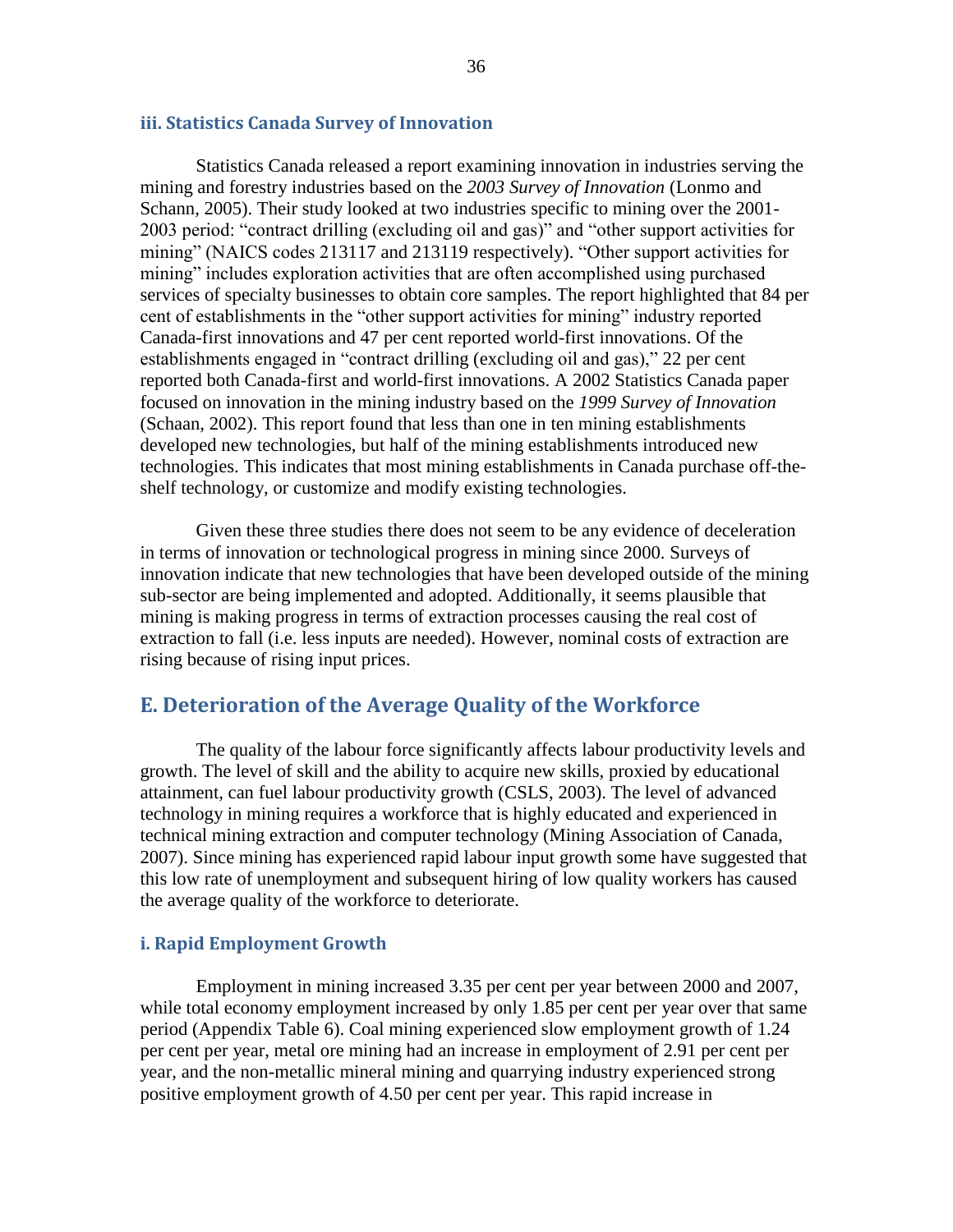### iii. Statistics Canada Survey of Innovation

Statistics Canada released a report examining innovation in industries serving the mining and forestry industries based on the *2003 Survey of Innovation* (Lonmo and Schann, 2005). Their study looked at two industries specific to mining over the 2001-2003 period: "contract drilling (excluding oil and gas)" and "other support activities for mining" (NAICS codes 213117 and 213119 respectively). "Other support activities for mining" includes exploration activities that are often accomplished using purchased services of specialty businesses to obtain core samples. The report highlighted that 84 per cent of establishments in the "other support activities for mining" industry reported Canada-first innovations and 47 per cent reported world-first innovations. Of the establishments engaged in "contract drilling (excluding oil and gas)," 22 per cent reported both Canada-first and world-first innovations. A 2002 Statistics Canada paper focused on innovation in the mining industry based on the *1999 Survey of Innovation* (Schaan, 2002). This report found that less than one in ten mining establishments developed new technologies, but half of the mining establishments introduced new technologies. This indicates that most mining establishments in Canada purchase off-the-shelf technology, or customize and modify existing technologies.

Given these three studies there does not seem to be any evidence of deceleration in terms of innovation or technological progress in mining since 2000. Surveys of innovation indicate that new technologies that have been developed outside of the mining sub-sector are being implemented and adopted. Additionally, it seems plausible that mining is making progress in terms of extraction processes causing the real cost of extraction to fall (i.e. less inputs are needed). However, nominal costs of extraction are rising because of rising input prices.

## E. Deterioration of the Average Quality of the Workforce

The quality of the labour force significantly affects labour productivity levels and growth. The level of skill and the ability to acquire new skills, proxied by educational attainment, can fuel labour productivity growth (CSLS, 2003). The level of advanced technology in mining requires a workforce that is highly educated and experienced in technical mining extraction and computer technology (Mining Association of Canada, 2007). Since mining has experienced rapid labour input growth some have suggested that this low rate of unemployment and subsequent hiring of low quality workers has caused the average quality of the workforce to deteriorate.

### i. Rapid Employment Growth

Employment in mining increased 3.35 per cent per year between 2000 and 2007, while total economy employment increased by only 1.85 per cent per year over that same period (Appendix Table 6). Coal mining experienced slow employment growth of 1.24 per cent per year, metal ore mining had an increase in employment of 2.91 per cent per year, and the non-metallic mineral mining and quarrying industry experienced strong positive employment growth of 4.50 per cent per year. This rapid increase in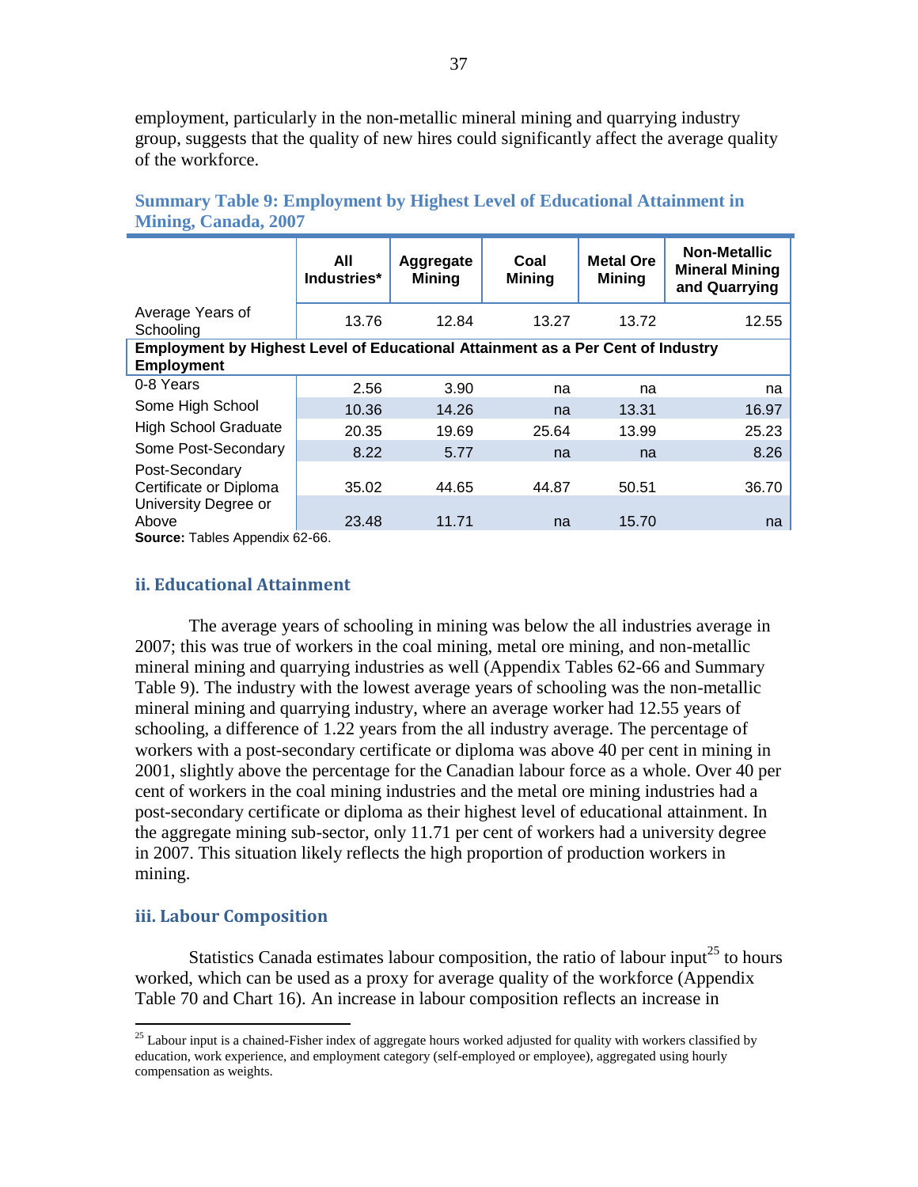employment, particularly in the non-metallic mineral mining and quarrying industry group, suggests that the quality of new hires could significantly affect the average quality of the workforce.

**Summary Table 9: Employment by Highest Level of Educational Attainment in Mining, Canada, 2007**

| | All Industries* | Aggregate Mining | Coal Mining | Metal Ore Mining | Non-Metallic Mineral Mining and Quarrying |
|---|---|---|---|---|---|
| Average Years of Schooling | 13.76 | 12.84 | 13.27 | 13.72 | 12.55 |
| **Employment by Highest Level of Educational Attainment as a Per Cent of Industry Employment** | | | | | |
| 0-8 Years | 2.56 | 3.90 | na | na | na |
| Some High School | 10.36 | 14.26 | na | 13.31 | 16.97 |
| High School Graduate | 20.35 | 19.69 | 25.64 | 13.99 | 25.23 |
| Some Post-Secondary | 8.22 | 5.77 | na | na | 8.26 |
| Post-Secondary Certificate or Diploma | 35.02 | 44.65 | 44.87 | 50.51 | 36.70 |
| University Degree or Above | 23.48 | 11.71 | na | 15.70 | na |

**Source:** Tables Appendix 62-66.

### ii. Educational Attainment

The average years of schooling in mining was below the all industries average in 2007; this was true of workers in the coal mining, metal ore mining, and non-metallic mineral mining and quarrying industries as well (Appendix Tables 62-66 and Summary Table 9). The industry with the lowest average years of schooling was the non-metallic mineral mining and quarrying industry, where an average worker had 12.55 years of schooling, a difference of 1.22 years from the all industry average. The percentage of workers with a post-secondary certificate or diploma was above 40 per cent in mining in 2001, slightly above the percentage for the Canadian labour force as a whole. Over 40 per cent of workers in the coal mining industries and the metal ore mining industries had a post-secondary certificate or diploma as their highest level of educational attainment. In the aggregate mining sub-sector, only 11.71 per cent of workers had a university degree in 2007. This situation likely reflects the high proportion of production workers in mining.

### iii. Labour Composition

Statistics Canada estimates labour composition, the ratio of labour input[25] to hours worked, which can be used as a proxy for average quality of the workforce (Appendix Table 70 and Chart 16). An increase in labour composition reflects an increase in

[25] Labour input is a chained-Fisher index of aggregate hours worked adjusted for quality with workers classified by education, work experience, and employment category (self-employed or employee), aggregated using hourly compensation as weights.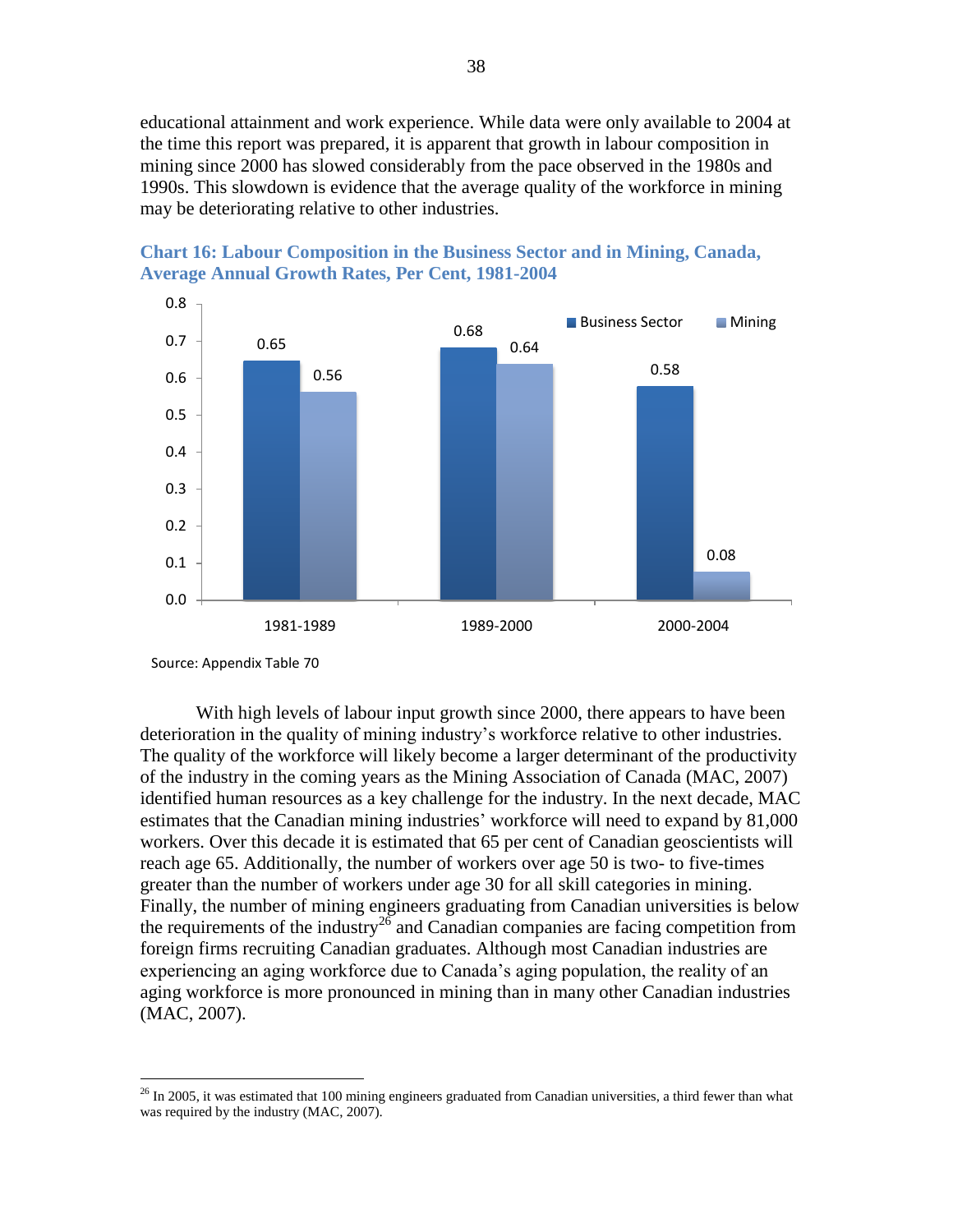educational attainment and work experience. While data were only available to 2004 at the time this report was prepared, it is apparent that growth in labour composition in mining since 2000 has slowed considerably from the pace observed in the 1980s and 1990s. This slowdown is evidence that the average quality of the workforce in mining may be deteriorating relative to other industries.

**Chart 16: Labour Composition in the Business Sector and in Mining, Canada, Average Annual Growth Rates, Per Cent, 1981-2004**

| | Business Sector | Mining |
|---|---|---|
| 1981-1989 | 0.65 | 0.56 |
| 1989-2000 | 0.68 | 0.64 |
| 2000-2004 | 0.58 | 0.08 |

Source: Appendix Table 70

With high levels of labour input growth since 2000, there appears to have been deterioration in the quality of mining industry's workforce relative to other industries. The quality of the workforce will likely become a larger determinant of the productivity of the industry in the coming years as the Mining Association of Canada (MAC, 2007) identified human resources as a key challenge for the industry. In the next decade, MAC estimates that the Canadian mining industries' workforce will need to expand by 81,000 workers. Over this decade it is estimated that 65 per cent of Canadian geoscientists will reach age 65. Additionally, the number of workers over age 50 is two- to five-times greater than the number of workers under age 30 for all skill categories in mining. Finally, the number of mining engineers graduating from Canadian universities is below the requirements of the industry[26] and Canadian companies are facing competition from foreign firms recruiting Canadian graduates. Although most Canadian industries are experiencing an aging workforce due to Canada's aging population, the reality of an aging workforce is more pronounced in mining than in many other Canadian industries (MAC, 2007).

[26] In 2005, it was estimated that 100 mining engineers graduated from Canadian universities, a third fewer than what was required by the industry (MAC, 2007).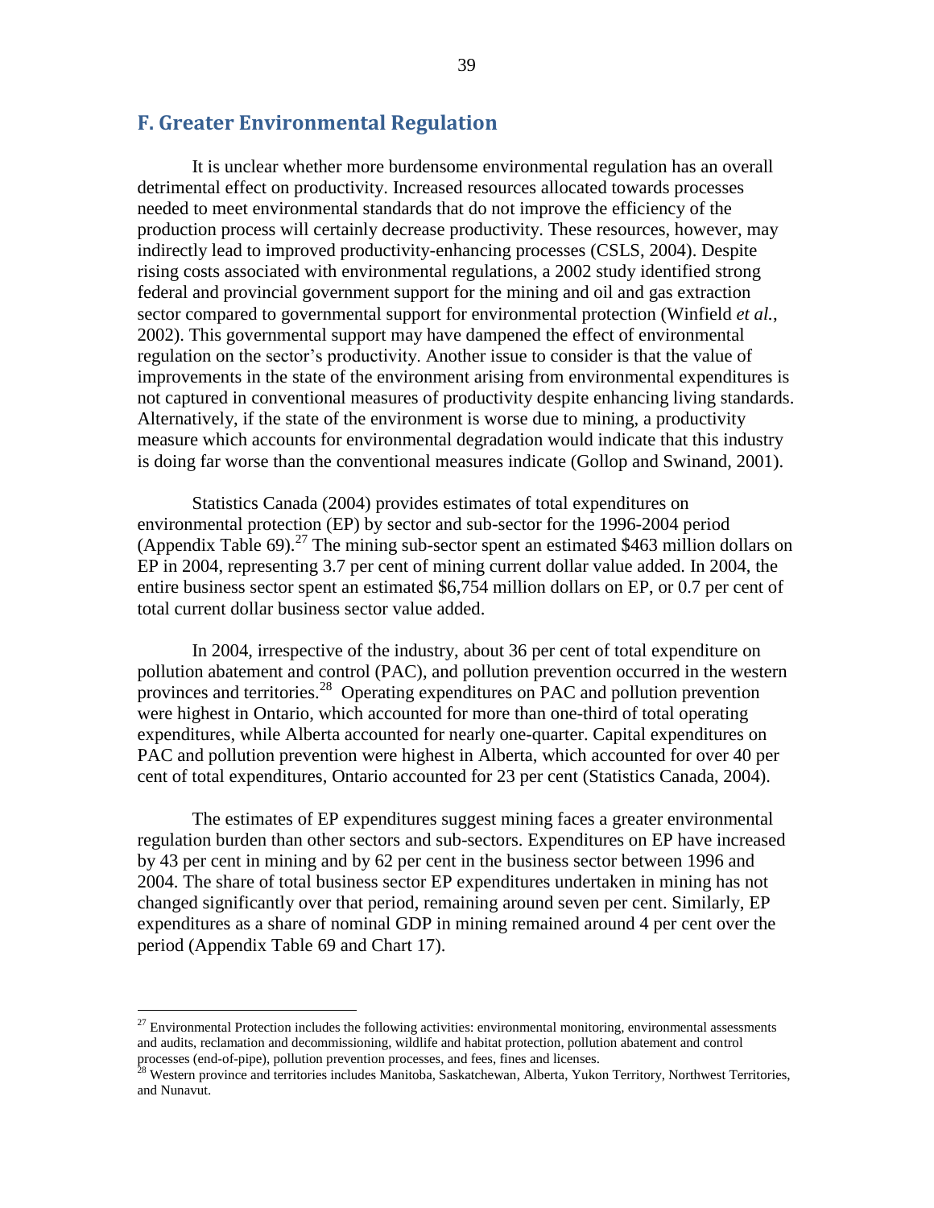## F. Greater Environmental Regulation

It is unclear whether more burdensome environmental regulation has an overall detrimental effect on productivity. Increased resources allocated towards processes needed to meet environmental standards that do not improve the efficiency of the production process will certainly decrease productivity. These resources, however, may indirectly lead to improved productivity-enhancing processes (CSLS, 2004). Despite rising costs associated with environmental regulations, a 2002 study identified strong federal and provincial government support for the mining and oil and gas extraction sector compared to governmental support for environmental protection (Winfield *et al.*, 2002). This governmental support may have dampened the effect of environmental regulation on the sector's productivity. Another issue to consider is that the value of improvements in the state of the environment arising from environmental expenditures is not captured in conventional measures of productivity despite enhancing living standards. Alternatively, if the state of the environment is worse due to mining, a productivity measure which accounts for environmental degradation would indicate that this industry is doing far worse than the conventional measures indicate (Gollop and Swinand, 2001).

Statistics Canada (2004) provides estimates of total expenditures on environmental protection (EP) by sector and sub-sector for the 1996-2004 period (Appendix Table 69).[27] The mining sub-sector spent an estimated $463 million dollars on EP in 2004, representing 3.7 per cent of mining current dollar value added. In 2004, the entire business sector spent an estimated $6,754 million dollars on EP, or 0.7 per cent of total current dollar business sector value added.

In 2004, irrespective of the industry, about 36 per cent of total expenditure on pollution abatement and control (PAC), and pollution prevention occurred in the western provinces and territories.[28] Operating expenditures on PAC and pollution prevention were highest in Ontario, which accounted for more than one-third of total operating expenditures, while Alberta accounted for nearly one-quarter. Capital expenditures on PAC and pollution prevention were highest in Alberta, which accounted for over 40 per cent of total expenditures, Ontario accounted for 23 per cent (Statistics Canada, 2004).

The estimates of EP expenditures suggest mining faces a greater environmental regulation burden than other sectors and sub-sectors. Expenditures on EP have increased by 43 per cent in mining and by 62 per cent in the business sector between 1996 and 2004. The share of total business sector EP expenditures undertaken in mining has not changed significantly over that period, remaining around seven per cent. Similarly, EP expenditures as a share of nominal GDP in mining remained around 4 per cent over the period (Appendix Table 69 and Chart 17).

---

[27] Environmental Protection includes the following activities: environmental monitoring, environmental assessments and audits, reclamation and decommissioning, wildlife and habitat protection, pollution abatement and control processes (end-of-pipe), pollution prevention processes, and fees, fines and licenses.

[28] Western province and territories includes Manitoba, Saskatchewan, Alberta, Yukon Territory, Northwest Territories, and Nunavut.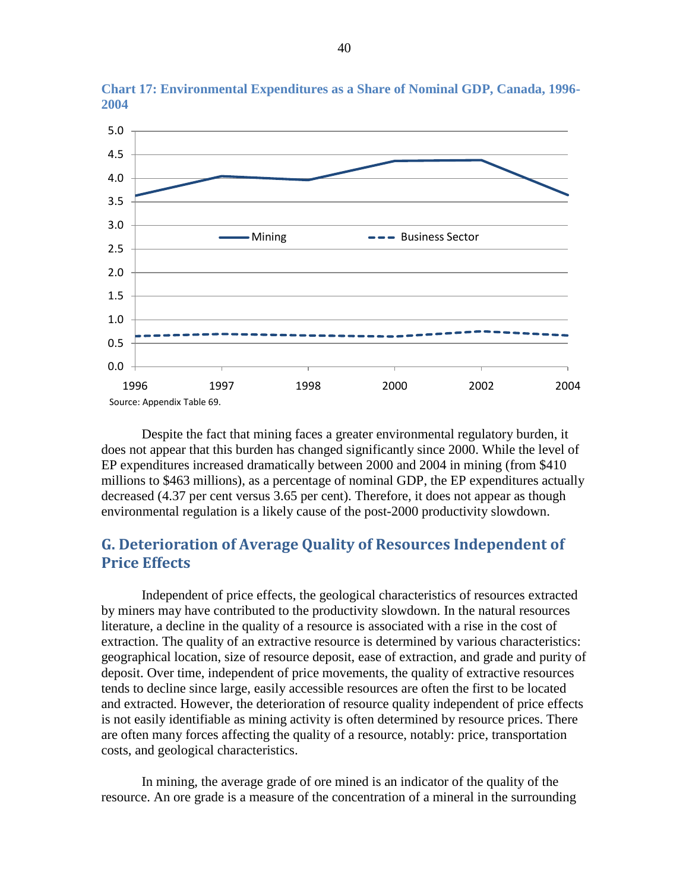**Chart 17: Environmental Expenditures as a Share of Nominal GDP, Canada, 1996-2004**

Source: Appendix Table 69.

Despite the fact that mining faces a greater environmental regulatory burden, it does not appear that this burden has changed significantly since 2000. While the level of EP expenditures increased dramatically between 2000 and 2004 in mining (from $410 millions to $463 millions), as a percentage of nominal GDP, the EP expenditures actually decreased (4.37 per cent versus 3.65 per cent). Therefore, it does not appear as though environmental regulation is a likely cause of the post-2000 productivity slowdown.

## G. Deterioration of Average Quality of Resources Independent of Price Effects

Independent of price effects, the geological characteristics of resources extracted by miners may have contributed to the productivity slowdown. In the natural resources literature, a decline in the quality of a resource is associated with a rise in the cost of extraction. The quality of an extractive resource is determined by various characteristics: geographical location, size of resource deposit, ease of extraction, and grade and purity of deposit. Over time, independent of price movements, the quality of extractive resources tends to decline since large, easily accessible resources are often the first to be located and extracted. However, the deterioration of resource quality independent of price effects is not easily identifiable as mining activity is often determined by resource prices. There are often many forces affecting the quality of a resource, notably: price, transportation costs, and geological characteristics.

In mining, the average grade of ore mined is an indicator of the quality of the resource. An ore grade is a measure of the concentration of a mineral in the surrounding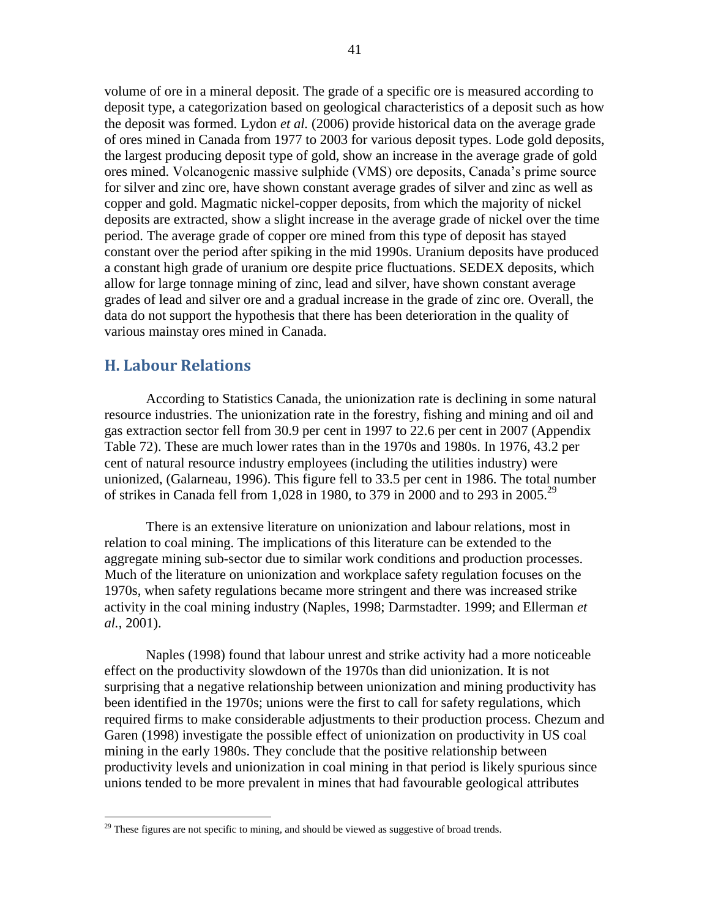volume of ore in a mineral deposit. The grade of a specific ore is measured according to deposit type, a categorization based on geological characteristics of a deposit such as how the deposit was formed. Lydon *et al.* (2006) provide historical data on the average grade of ores mined in Canada from 1977 to 2003 for various deposit types. Lode gold deposits, the largest producing deposit type of gold, show an increase in the average grade of gold ores mined. Volcanogenic massive sulphide (VMS) ore deposits, Canada's prime source for silver and zinc ore, have shown constant average grades of silver and zinc as well as copper and gold. Magmatic nickel-copper deposits, from which the majority of nickel deposits are extracted, show a slight increase in the average grade of nickel over the time period. The average grade of copper ore mined from this type of deposit has stayed constant over the period after spiking in the mid 1990s. Uranium deposits have produced a constant high grade of uranium ore despite price fluctuations. SEDEX deposits, which allow for large tonnage mining of zinc, lead and silver, have shown constant average grades of lead and silver ore and a gradual increase in the grade of zinc ore. Overall, the data do not support the hypothesis that there has been deterioration in the quality of various mainstay ores mined in Canada.

## H. Labour Relations

According to Statistics Canada, the unionization rate is declining in some natural resource industries. The unionization rate in the forestry, fishing and mining and oil and gas extraction sector fell from 30.9 per cent in 1997 to 22.6 per cent in 2007 (Appendix Table 72). These are much lower rates than in the 1970s and 1980s. In 1976, 43.2 per cent of natural resource industry employees (including the utilities industry) were unionized, (Galarneau, 1996). This figure fell to 33.5 per cent in 1986. The total number of strikes in Canada fell from 1,028 in 1980, to 379 in 2000 and to 293 in 2005.[29]

There is an extensive literature on unionization and labour relations, most in relation to coal mining. The implications of this literature can be extended to the aggregate mining sub-sector due to similar work conditions and production processes. Much of the literature on unionization and workplace safety regulation focuses on the 1970s, when safety regulations became more stringent and there was increased strike activity in the coal mining industry (Naples, 1998; Darmstadter. 1999; and Ellerman *et al.*, 2001).

Naples (1998) found that labour unrest and strike activity had a more noticeable effect on the productivity slowdown of the 1970s than did unionization. It is not surprising that a negative relationship between unionization and mining productivity has been identified in the 1970s; unions were the first to call for safety regulations, which required firms to make considerable adjustments to their production process. Chezum and Garen (1998) investigate the possible effect of unionization on productivity in US coal mining in the early 1980s. They conclude that the positive relationship between productivity levels and unionization in coal mining in that period is likely spurious since unions tended to be more prevalent in mines that had favourable geological attributes

[29] These figures are not specific to mining, and should be viewed as suggestive of broad trends.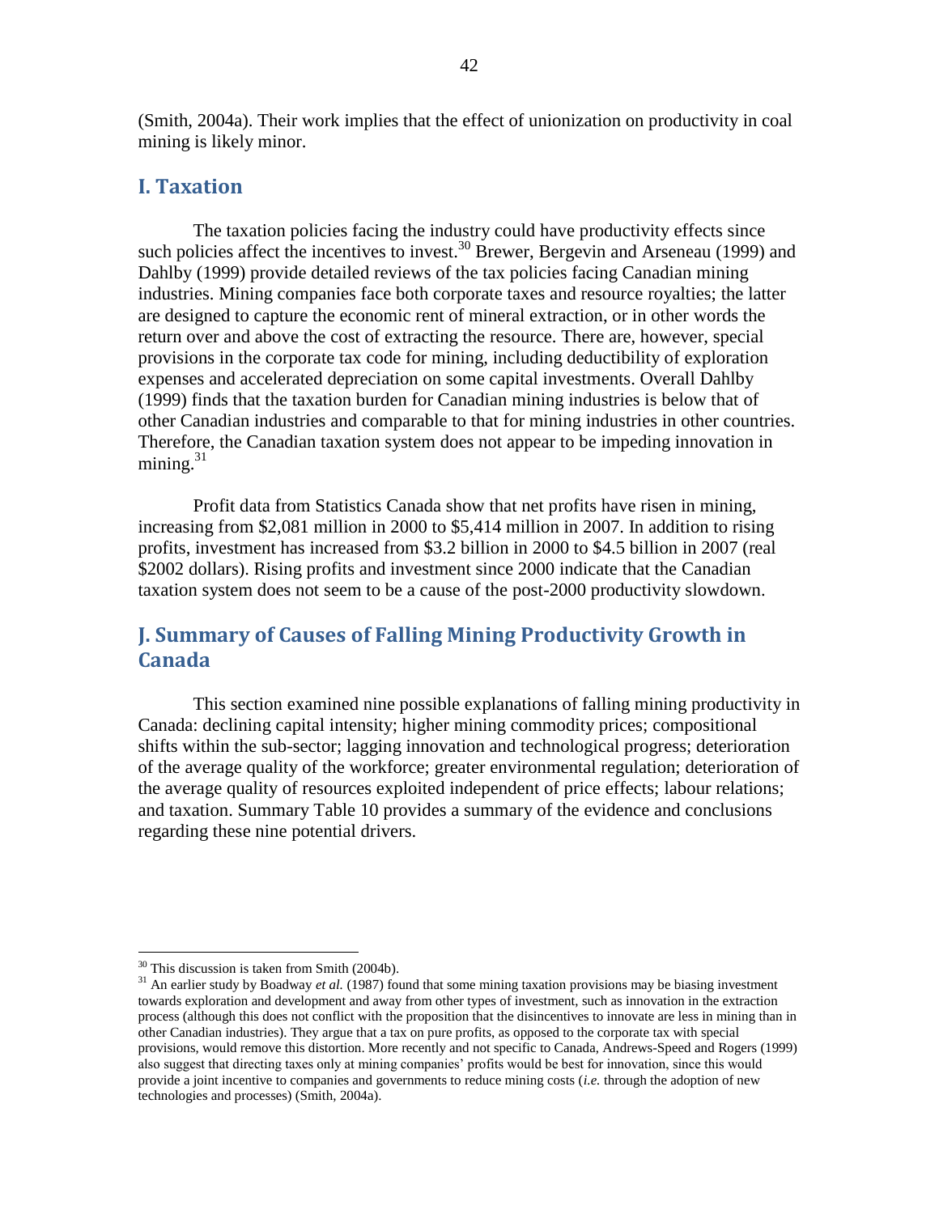(Smith, 2004a). Their work implies that the effect of unionization on productivity in coal mining is likely minor.

## I. Taxation

The taxation policies facing the industry could have productivity effects since such policies affect the incentives to invest.[30] Brewer, Bergevin and Arseneau (1999) and Dahlby (1999) provide detailed reviews of the tax policies facing Canadian mining industries. Mining companies face both corporate taxes and resource royalties; the latter are designed to capture the economic rent of mineral extraction, or in other words the return over and above the cost of extracting the resource. There are, however, special provisions in the corporate tax code for mining, including deductibility of exploration expenses and accelerated depreciation on some capital investments. Overall Dahlby (1999) finds that the taxation burden for Canadian mining industries is below that of other Canadian industries and comparable to that for mining industries in other countries. Therefore, the Canadian taxation system does not appear to be impeding innovation in mining.[31]

Profit data from Statistics Canada show that net profits have risen in mining, increasing from $2,081 million in 2000 to $5,414 million in 2007. In addition to rising profits, investment has increased from $3.2 billion in 2000 to $4.5 billion in 2007 (real $2002 dollars). Rising profits and investment since 2000 indicate that the Canadian taxation system does not seem to be a cause of the post-2000 productivity slowdown.

## J. Summary of Causes of Falling Mining Productivity Growth in Canada

This section examined nine possible explanations of falling mining productivity in Canada: declining capital intensity; higher mining commodity prices; compositional shifts within the sub-sector; lagging innovation and technological progress; deterioration of the average quality of the workforce; greater environmental regulation; deterioration of the average quality of resources exploited independent of price effects; labour relations; and taxation. Summary Table 10 provides a summary of the evidence and conclusions regarding these nine potential drivers.

---

[30] This discussion is taken from Smith (2004b).

[31] An earlier study by Boadway *et al.* (1987) found that some mining taxation provisions may be biasing investment towards exploration and development and away from other types of investment, such as innovation in the extraction process (although this does not conflict with the proposition that the disincentives to innovate are less in mining than in other Canadian industries). They argue that a tax on pure profits, as opposed to the corporate tax with special provisions, would remove this distortion. More recently and not specific to Canada, Andrews-Speed and Rogers (1999) also suggest that directing taxes only at mining companies' profits would be best for innovation, since this would provide a joint incentive to companies and governments to reduce mining costs (*i.e.* through the adoption of new technologies and processes) (Smith, 2004a).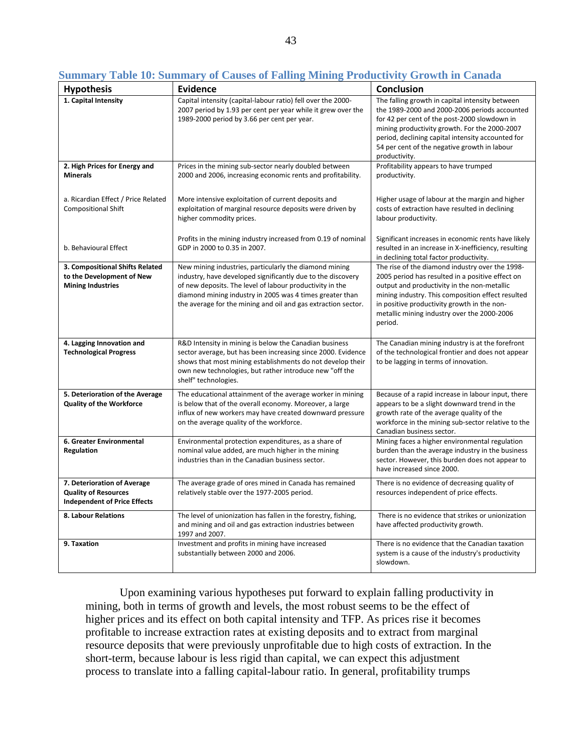### Summary Table 10: Summary of Causes of Falling Mining Productivity Growth in Canada

| Hypothesis | Evidence | Conclusion |
|---|---|---|
| **1. Capital Intensity** | Capital intensity (capital-labour ratio) fell over the 2000-2007 period by 1.93 per cent per year while it grew over the 1989-2000 period by 3.66 per cent per year. | The falling growth in capital intensity between the 1989-2000 and 2000-2006 periods accounted for 42 per cent of the post-2000 slowdown in mining productivity growth. For the 2000-2007 period, declining capital intensity accounted for 54 per cent of the negative growth in labour productivity. |
| **2. High Prices for Energy and Minerals** | Prices in the mining sub-sector nearly doubled between 2000 and 2006, increasing economic rents and profitability. | Profitability appears to have trumped productivity. |
| a. Ricardian Effect / Price Related Compositional Shift | More intensive exploitation of current deposits and exploitation of marginal resource deposits were driven by higher commodity prices. | Higher usage of labour at the margin and higher costs of extraction have resulted in declining labour productivity. |
| b. Behavioural Effect | Profits in the mining industry increased from 0.19 of nominal GDP in 2000 to 0.35 in 2007. | Significant increases in economic rents have likely resulted in an increase in X-inefficiency, resulting in declining total factor productivity. |
| **3. Compositional Shifts Related to the Development of New Mining Industries** | New mining industries, particularly the diamond mining industry, have developed significantly due to the discovery of new deposits. The level of labour productivity in the diamond mining industry in 2005 was 4 times greater than the average for the mining and oil and gas extraction sector. | The rise of the diamond industry over the 1998-2005 period has resulted in a positive effect on output and productivity in the non-metallic mining industry. This composition effect resulted in positive productivity growth in the non-metallic mining industry over the 2000-2006 period. |
| **4. Lagging Innovation and Technological Progress** | R&D Intensity in mining is below the Canadian business sector average, but has been increasing since 2000. Evidence shows that most mining establishments do not develop their own new technologies, but rather introduce new "off the shelf" technologies. | The Canadian mining industry is at the forefront of the technological frontier and does not appear to be lagging in terms of innovation. |
| **5. Deterioration of the Average Quality of the Workforce** | The educational attainment of the average worker in mining is below that of the overall economy. Moreover, a large influx of new workers may have created downward pressure on the average quality of the workforce. | Because of a rapid increase in labour input, there appears to be a slight downward trend in the growth rate of the average quality of the workforce in the mining sub-sector relative to the Canadian business sector. |
| **6. Greater Environmental Regulation** | Environmental protection expenditures, as a share of nominal value added, are much higher in the mining industries than in the Canadian business sector. | Mining faces a higher environmental regulation burden than the average industry in the business sector. However, this burden does not appear to have increased since 2000. |
| **7. Deterioration of Average Quality of Resources Independent of Price Effects** | The average grade of ores mined in Canada has remained relatively stable over the 1977-2005 period. | There is no evidence of decreasing quality of resources independent of price effects. |
| **8. Labour Relations** | The level of unionization has fallen in the forestry, fishing, and mining and oil and gas extraction industries between 1997 and 2007. | There is no evidence that strikes or unionization have affected productivity growth. |
| **9. Taxation** | Investment and profits in mining have increased substantially between 2000 and 2006. | There is no evidence that the Canadian taxation system is a cause of the industry's productivity slowdown. |

Upon examining various hypotheses put forward to explain falling productivity in mining, both in terms of growth and levels, the most robust seems to be the effect of higher prices and its effect on both capital intensity and TFP. As prices rise it becomes profitable to increase extraction rates at existing deposits and to extract from marginal resource deposits that were previously unprofitable due to high costs of extraction. In the short-term, because labour is less rigid than capital, we can expect this adjustment process to translate into a falling capital-labour ratio. In general, profitability trumps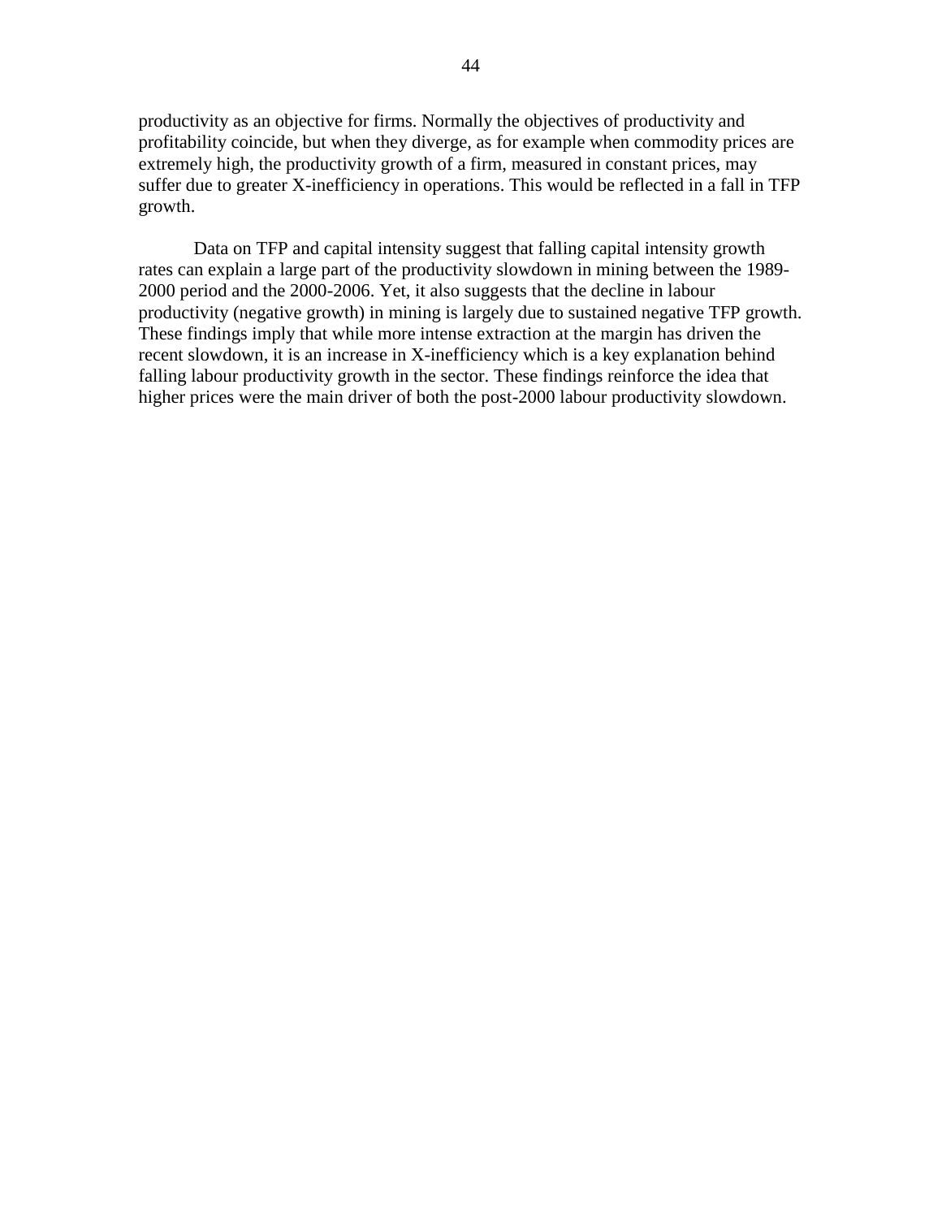productivity as an objective for firms. Normally the objectives of productivity and profitability coincide, but when they diverge, as for example when commodity prices are extremely high, the productivity growth of a firm, measured in constant prices, may suffer due to greater X-inefficiency in operations. This would be reflected in a fall in TFP growth.

Data on TFP and capital intensity suggest that falling capital intensity growth rates can explain a large part of the productivity slowdown in mining between the 1989-2000 period and the 2000-2006. Yet, it also suggests that the decline in labour productivity (negative growth) in mining is largely due to sustained negative TFP growth. These findings imply that while more intense extraction at the margin has driven the recent slowdown, it is an increase in X-inefficiency which is a key explanation behind falling labour productivity growth in the sector. These findings reinforce the idea that higher prices were the main driver of both the post-2000 labour productivity slowdown.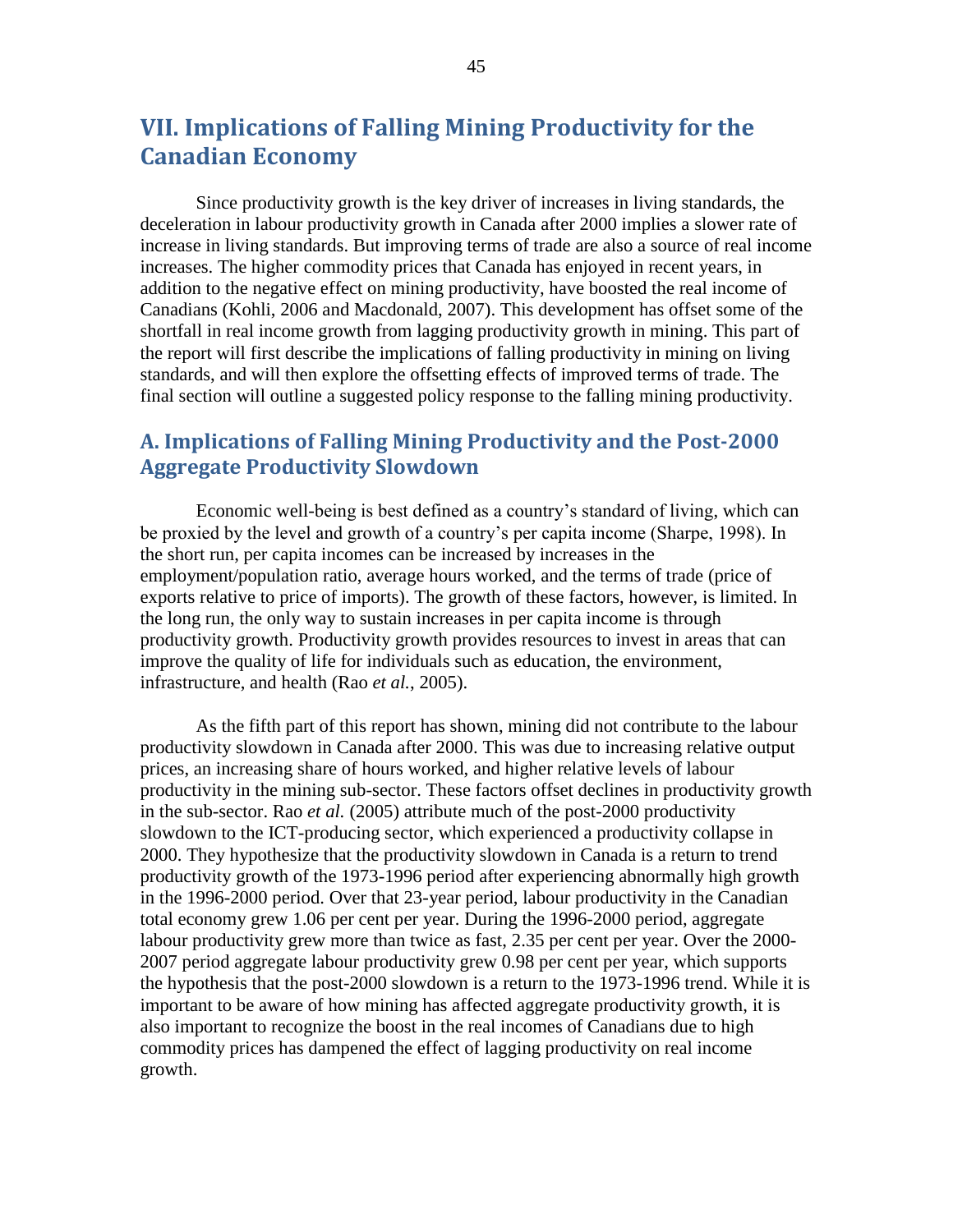# VII. Implications of Falling Mining Productivity for the Canadian Economy

Since productivity growth is the key driver of increases in living standards, the deceleration in labour productivity growth in Canada after 2000 implies a slower rate of increase in living standards. But improving terms of trade are also a source of real income increases. The higher commodity prices that Canada has enjoyed in recent years, in addition to the negative effect on mining productivity, have boosted the real income of Canadians (Kohli, 2006 and Macdonald, 2007). This development has offset some of the shortfall in real income growth from lagging productivity growth in mining. This part of the report will first describe the implications of falling productivity in mining on living standards, and will then explore the offsetting effects of improved terms of trade. The final section will outline a suggested policy response to the falling mining productivity.

## A. Implications of Falling Mining Productivity and the Post-2000 Aggregate Productivity Slowdown

Economic well-being is best defined as a country's standard of living, which can be proxied by the level and growth of a country's per capita income (Sharpe, 1998). In the short run, per capita incomes can be increased by increases in the employment/population ratio, average hours worked, and the terms of trade (price of exports relative to price of imports). The growth of these factors, however, is limited. In the long run, the only way to sustain increases in per capita income is through productivity growth. Productivity growth provides resources to invest in areas that can improve the quality of life for individuals such as education, the environment, infrastructure, and health (Rao *et al.*, 2005).

As the fifth part of this report has shown, mining did not contribute to the labour productivity slowdown in Canada after 2000. This was due to increasing relative output prices, an increasing share of hours worked, and higher relative levels of labour productivity in the mining sub-sector. These factors offset declines in productivity growth in the sub-sector. Rao *et al.* (2005) attribute much of the post-2000 productivity slowdown to the ICT-producing sector, which experienced a productivity collapse in 2000. They hypothesize that the productivity slowdown in Canada is a return to trend productivity growth of the 1973-1996 period after experiencing abnormally high growth in the 1996-2000 period. Over that 23-year period, labour productivity in the Canadian total economy grew 1.06 per cent per year. During the 1996-2000 period, aggregate labour productivity grew more than twice as fast, 2.35 per cent per year. Over the 2000-2007 period aggregate labour productivity grew 0.98 per cent per year, which supports the hypothesis that the post-2000 slowdown is a return to the 1973-1996 trend. While it is important to be aware of how mining has affected aggregate productivity growth, it is also important to recognize the boost in the real incomes of Canadians due to high commodity prices has dampened the effect of lagging productivity on real income growth.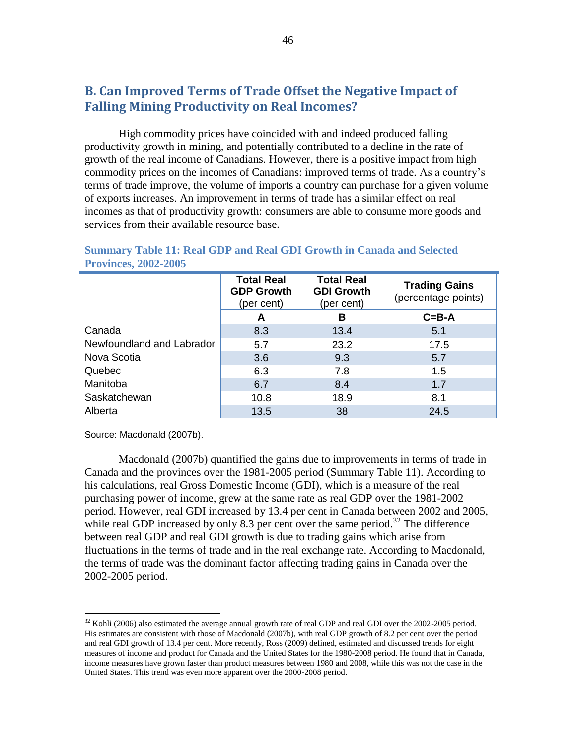## B. Can Improved Terms of Trade Offset the Negative Impact of Falling Mining Productivity on Real Incomes?

High commodity prices have coincided with and indeed produced falling productivity growth in mining, and potentially contributed to a decline in the rate of growth of the real income of Canadians. However, there is a positive impact from high commodity prices on the incomes of Canadians: improved terms of trade. As a country's terms of trade improve, the volume of imports a country can purchase for a given volume of exports increases. An improvement in terms of trade has a similar effect on real incomes as that of productivity growth: consumers are able to consume more goods and services from their available resource base.

**Summary Table 11: Real GDP and Real GDI Growth in Canada and Selected Provinces, 2002-2005**

| | Total Real GDP Growth (per cent) | Total Real GDI Growth (per cent) | Trading Gains (percentage points) |
|---|---|---|---|
| | A | B | C=B-A |
| Canada | 8.3 | 13.4 | 5.1 |
| Newfoundland and Labrador | 5.7 | 23.2 | 17.5 |
| Nova Scotia | 3.6 | 9.3 | 5.7 |
| Quebec | 6.3 | 7.8 | 1.5 |
| Manitoba | 6.7 | 8.4 | 1.7 |
| Saskatchewan | 10.8 | 18.9 | 8.1 |
| Alberta | 13.5 | 38 | 24.5 |

Source: Macdonald (2007b).

Macdonald (2007b) quantified the gains due to improvements in terms of trade in Canada and the provinces over the 1981-2005 period (Summary Table 11). According to his calculations, real Gross Domestic Income (GDI), which is a measure of the real purchasing power of income, grew at the same rate as real GDP over the 1981-2002 period. However, real GDI increased by 13.4 per cent in Canada between 2002 and 2005, while real GDP increased by only 8.3 per cent over the same period.[32] The difference between real GDP and real GDI growth is due to trading gains which arise from fluctuations in the terms of trade and in the real exchange rate. According to Macdonald, the terms of trade was the dominant factor affecting trading gains in Canada over the 2002-2005 period.

[32] Kohli (2006) also estimated the average annual growth rate of real GDP and real GDI over the 2002-2005 period. His estimates are consistent with those of Macdonald (2007b), with real GDP growth of 8.2 per cent over the period and real GDI growth of 13.4 per cent. More recently, Ross (2009) defined, estimated and discussed trends for eight measures of income and product for Canada and the United States for the 1980-2008 period. He found that in Canada, income measures have grown faster than product measures between 1980 and 2008, while this was not the case in the United States. This trend was even more apparent over the 2000-2008 period.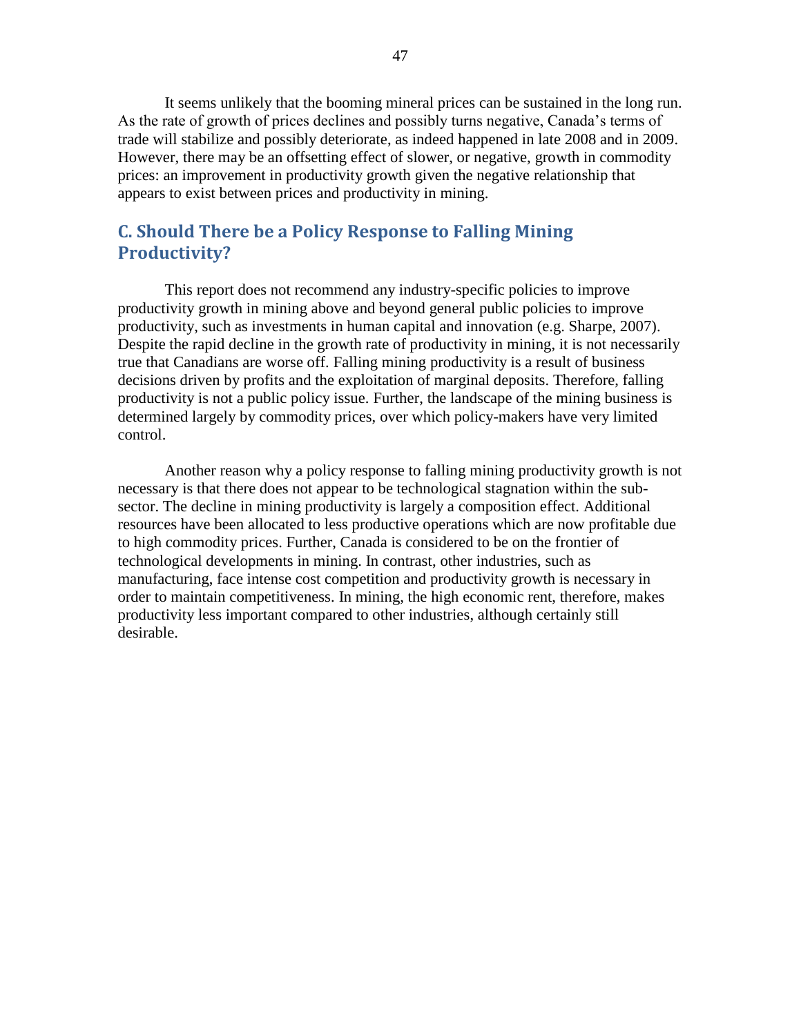It seems unlikely that the booming mineral prices can be sustained in the long run. As the rate of growth of prices declines and possibly turns negative, Canada's terms of trade will stabilize and possibly deteriorate, as indeed happened in late 2008 and in 2009. However, there may be an offsetting effect of slower, or negative, growth in commodity prices: an improvement in productivity growth given the negative relationship that appears to exist between prices and productivity in mining.

## C. Should There be a Policy Response to Falling Mining Productivity?

This report does not recommend any industry-specific policies to improve productivity growth in mining above and beyond general public policies to improve productivity, such as investments in human capital and innovation (e.g. Sharpe, 2007). Despite the rapid decline in the growth rate of productivity in mining, it is not necessarily true that Canadians are worse off. Falling mining productivity is a result of business decisions driven by profits and the exploitation of marginal deposits. Therefore, falling productivity is not a public policy issue. Further, the landscape of the mining business is determined largely by commodity prices, over which policy-makers have very limited control.

Another reason why a policy response to falling mining productivity growth is not necessary is that there does not appear to be technological stagnation within the sub-sector. The decline in mining productivity is largely a composition effect. Additional resources have been allocated to less productive operations which are now profitable due to high commodity prices. Further, Canada is considered to be on the frontier of technological developments in mining. In contrast, other industries, such as manufacturing, face intense cost competition and productivity growth is necessary in order to maintain competitiveness. In mining, the high economic rent, therefore, makes productivity less important compared to other industries, although certainly still desirable.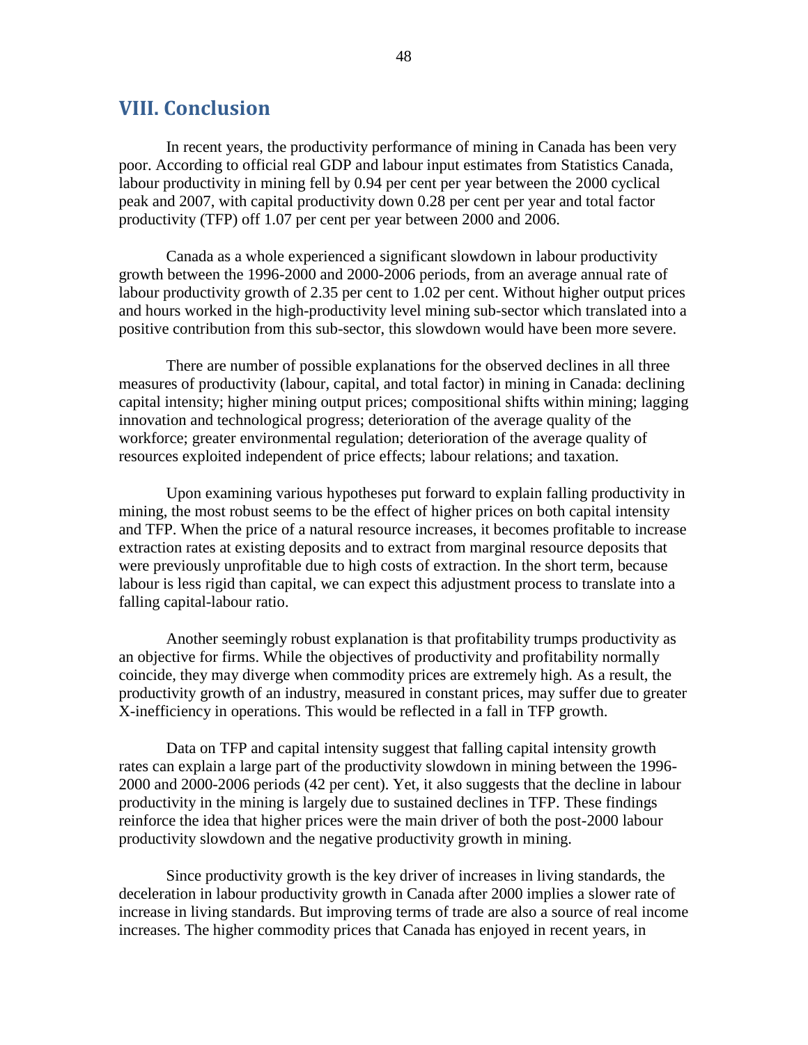# VIII. Conclusion

In recent years, the productivity performance of mining in Canada has been very poor. According to official real GDP and labour input estimates from Statistics Canada, labour productivity in mining fell by 0.94 per cent per year between the 2000 cyclical peak and 2007, with capital productivity down 0.28 per cent per year and total factor productivity (TFP) off 1.07 per cent per year between 2000 and 2006.

Canada as a whole experienced a significant slowdown in labour productivity growth between the 1996-2000 and 2000-2006 periods, from an average annual rate of labour productivity growth of 2.35 per cent to 1.02 per cent. Without higher output prices and hours worked in the high-productivity level mining sub-sector which translated into a positive contribution from this sub-sector, this slowdown would have been more severe.

There are number of possible explanations for the observed declines in all three measures of productivity (labour, capital, and total factor) in mining in Canada: declining capital intensity; higher mining output prices; compositional shifts within mining; lagging innovation and technological progress; deterioration of the average quality of the workforce; greater environmental regulation; deterioration of the average quality of resources exploited independent of price effects; labour relations; and taxation.

Upon examining various hypotheses put forward to explain falling productivity in mining, the most robust seems to be the effect of higher prices on both capital intensity and TFP. When the price of a natural resource increases, it becomes profitable to increase extraction rates at existing deposits and to extract from marginal resource deposits that were previously unprofitable due to high costs of extraction. In the short term, because labour is less rigid than capital, we can expect this adjustment process to translate into a falling capital-labour ratio.

Another seemingly robust explanation is that profitability trumps productivity as an objective for firms. While the objectives of productivity and profitability normally coincide, they may diverge when commodity prices are extremely high. As a result, the productivity growth of an industry, measured in constant prices, may suffer due to greater X-inefficiency in operations. This would be reflected in a fall in TFP growth.

Data on TFP and capital intensity suggest that falling capital intensity growth rates can explain a large part of the productivity slowdown in mining between the 1996-2000 and 2000-2006 periods (42 per cent). Yet, it also suggests that the decline in labour productivity in the mining is largely due to sustained declines in TFP. These findings reinforce the idea that higher prices were the main driver of both the post-2000 labour productivity slowdown and the negative productivity growth in mining.

Since productivity growth is the key driver of increases in living standards, the deceleration in labour productivity growth in Canada after 2000 implies a slower rate of increase in living standards. But improving terms of trade are also a source of real income increases. The higher commodity prices that Canada has enjoyed in recent years, in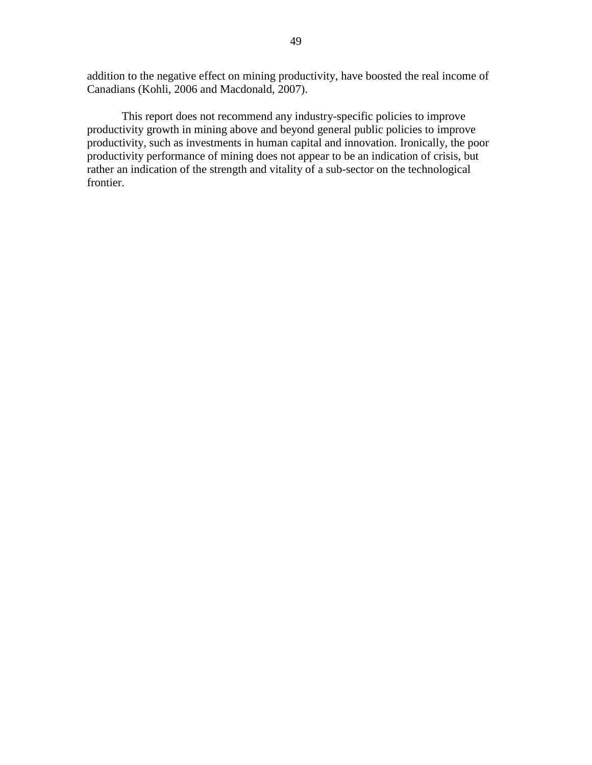addition to the negative effect on mining productivity, have boosted the real income of Canadians (Kohli, 2006 and Macdonald, 2007).

This report does not recommend any industry-specific policies to improve productivity growth in mining above and beyond general public policies to improve productivity, such as investments in human capital and innovation. Ironically, the poor productivity performance of mining does not appear to be an indication of crisis, but rather an indication of the strength and vitality of a sub-sector on the technological frontier.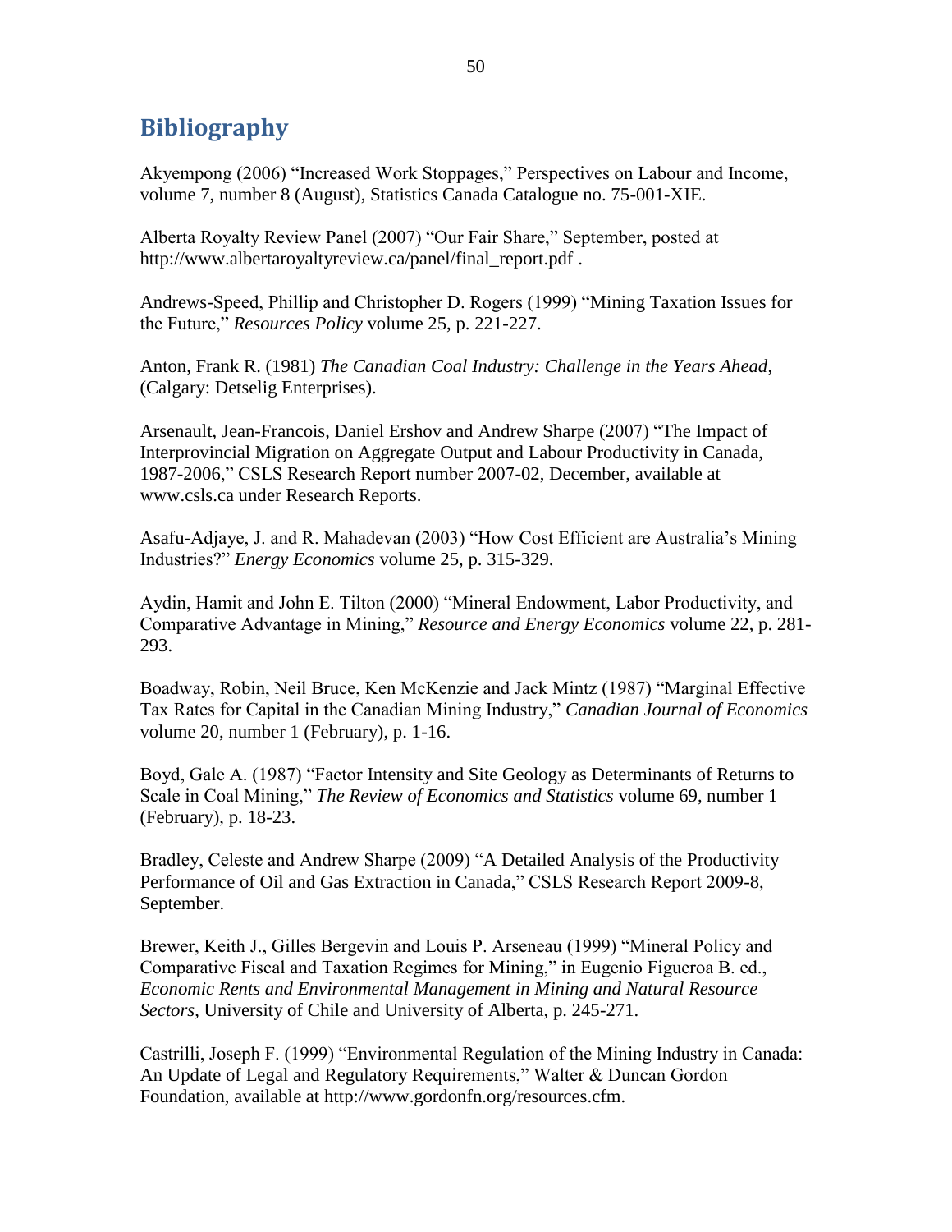## Bibliography

Akyempong (2006) "Increased Work Stoppages," Perspectives on Labour and Income, volume 7, number 8 (August), Statistics Canada Catalogue no. 75-001-XIE.

Alberta Royalty Review Panel (2007) "Our Fair Share," September, posted at http://www.albertaroyaltyreview.ca/panel/final_report.pdf .

Andrews-Speed, Phillip and Christopher D. Rogers (1999) "Mining Taxation Issues for the Future," *Resources Policy* volume 25, p. 221-227.

Anton, Frank R. (1981) *The Canadian Coal Industry: Challenge in the Years Ahead*, (Calgary: Detselig Enterprises).

Arsenault, Jean-Francois, Daniel Ershov and Andrew Sharpe (2007) "The Impact of Interprovincial Migration on Aggregate Output and Labour Productivity in Canada, 1987-2006," CSLS Research Report number 2007-02, December, available at www.csls.ca under Research Reports.

Asafu-Adjaye, J. and R. Mahadevan (2003) "How Cost Efficient are Australia's Mining Industries?" *Energy Economics* volume 25, p. 315-329.

Aydin, Hamit and John E. Tilton (2000) "Mineral Endowment, Labor Productivity, and Comparative Advantage in Mining," *Resource and Energy Economics* volume 22, p. 281-293.

Boadway, Robin, Neil Bruce, Ken McKenzie and Jack Mintz (1987) "Marginal Effective Tax Rates for Capital in the Canadian Mining Industry," *Canadian Journal of Economics* volume 20, number 1 (February), p. 1-16.

Boyd, Gale A. (1987) "Factor Intensity and Site Geology as Determinants of Returns to Scale in Coal Mining," *The Review of Economics and Statistics* volume 69, number 1 (February), p. 18-23.

Bradley, Celeste and Andrew Sharpe (2009) "A Detailed Analysis of the Productivity Performance of Oil and Gas Extraction in Canada," CSLS Research Report 2009-8, September.

Brewer, Keith J., Gilles Bergevin and Louis P. Arseneau (1999) "Mineral Policy and Comparative Fiscal and Taxation Regimes for Mining," in Eugenio Figueroa B. ed., *Economic Rents and Environmental Management in Mining and Natural Resource Sectors*, University of Chile and University of Alberta, p. 245-271.

Castrilli, Joseph F. (1999) "Environmental Regulation of the Mining Industry in Canada: An Update of Legal and Regulatory Requirements," Walter & Duncan Gordon Foundation, available at http://www.gordonfn.org/resources.cfm.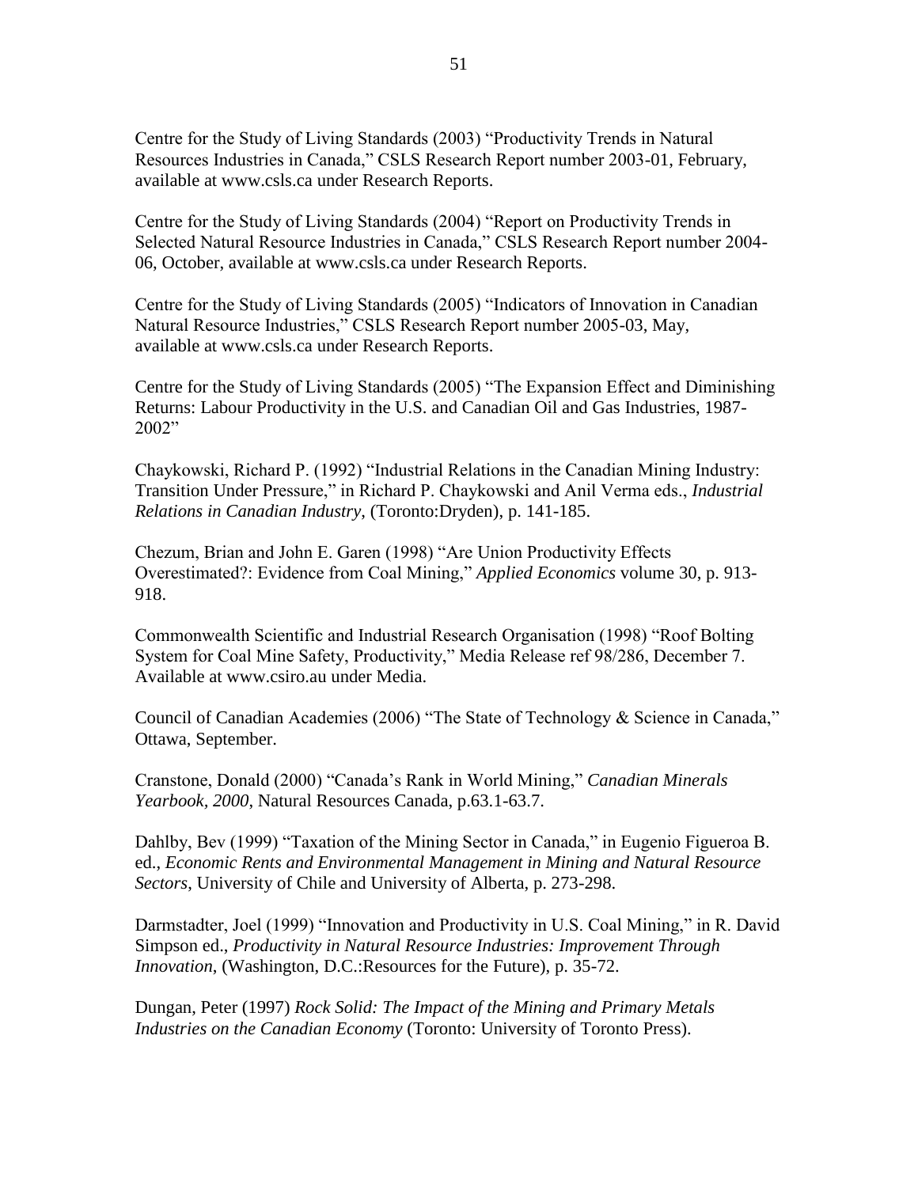Centre for the Study of Living Standards (2003) "Productivity Trends in Natural Resources Industries in Canada," CSLS Research Report number 2003-01, February, available at www.csls.ca under Research Reports.

Centre for the Study of Living Standards (2004) "Report on Productivity Trends in Selected Natural Resource Industries in Canada," CSLS Research Report number 2004-06, October, available at www.csls.ca under Research Reports.

Centre for the Study of Living Standards (2005) "Indicators of Innovation in Canadian Natural Resource Industries," CSLS Research Report number 2005-03, May, available at www.csls.ca under Research Reports.

Centre for the Study of Living Standards (2005) "The Expansion Effect and Diminishing Returns: Labour Productivity in the U.S. and Canadian Oil and Gas Industries, 1987-2002"

Chaykowski, Richard P. (1992) "Industrial Relations in the Canadian Mining Industry: Transition Under Pressure," in Richard P. Chaykowski and Anil Verma eds., *Industrial Relations in Canadian Industry*, (Toronto:Dryden), p. 141-185.

Chezum, Brian and John E. Garen (1998) "Are Union Productivity Effects Overestimated?: Evidence from Coal Mining," *Applied Economics* volume 30, p. 913-918.

Commonwealth Scientific and Industrial Research Organisation (1998) "Roof Bolting System for Coal Mine Safety, Productivity," Media Release ref 98/286, December 7. Available at www.csiro.au under Media.

Council of Canadian Academies (2006) "The State of Technology & Science in Canada," Ottawa, September.

Cranstone, Donald (2000) "Canada's Rank in World Mining," *Canadian Minerals Yearbook, 2000*, Natural Resources Canada, p.63.1-63.7.

Dahlby, Bev (1999) "Taxation of the Mining Sector in Canada," in Eugenio Figueroa B. ed., *Economic Rents and Environmental Management in Mining and Natural Resource Sectors*, University of Chile and University of Alberta, p. 273-298.

Darmstadter, Joel (1999) "Innovation and Productivity in U.S. Coal Mining," in R. David Simpson ed., *Productivity in Natural Resource Industries: Improvement Through Innovation*, (Washington, D.C.:Resources for the Future), p. 35-72.

Dungan, Peter (1997) *Rock Solid: The Impact of the Mining and Primary Metals Industries on the Canadian Economy* (Toronto: University of Toronto Press).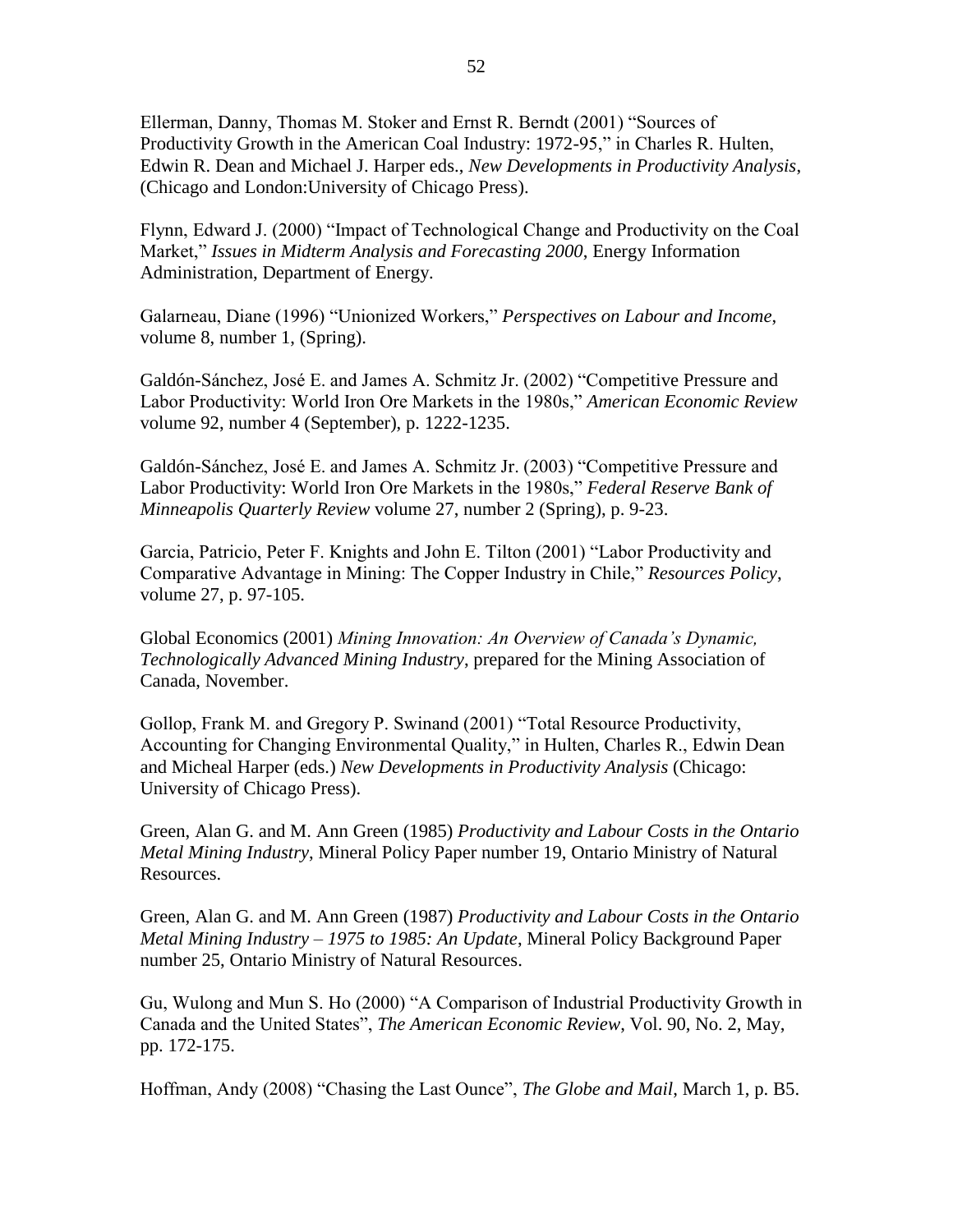Ellerman, Danny, Thomas M. Stoker and Ernst R. Berndt (2001) "Sources of Productivity Growth in the American Coal Industry: 1972-95," in Charles R. Hulten, Edwin R. Dean and Michael J. Harper eds., *New Developments in Productivity Analysis*, (Chicago and London:University of Chicago Press).

Flynn, Edward J. (2000) "Impact of Technological Change and Productivity on the Coal Market," *Issues in Midterm Analysis and Forecasting 2000*, Energy Information Administration, Department of Energy.

Galarneau, Diane (1996) "Unionized Workers," *Perspectives on Labour and Income*, volume 8, number 1, (Spring).

Galdón-Sánchez, José E. and James A. Schmitz Jr. (2002) "Competitive Pressure and Labor Productivity: World Iron Ore Markets in the 1980s," *American Economic Review* volume 92, number 4 (September), p. 1222-1235.

Galdón-Sánchez, José E. and James A. Schmitz Jr. (2003) "Competitive Pressure and Labor Productivity: World Iron Ore Markets in the 1980s," *Federal Reserve Bank of Minneapolis Quarterly Review* volume 27, number 2 (Spring), p. 9-23.

Garcia, Patricio, Peter F. Knights and John E. Tilton (2001) "Labor Productivity and Comparative Advantage in Mining: The Copper Industry in Chile," *Resources Policy*, volume 27, p. 97-105.

Global Economics (2001) *Mining Innovation: An Overview of Canada's Dynamic, Technologically Advanced Mining Industry*, prepared for the Mining Association of Canada, November.

Gollop, Frank M. and Gregory P. Swinand (2001) "Total Resource Productivity, Accounting for Changing Environmental Quality," in Hulten, Charles R., Edwin Dean and Micheal Harper (eds.) *New Developments in Productivity Analysis* (Chicago: University of Chicago Press).

Green, Alan G. and M. Ann Green (1985) *Productivity and Labour Costs in the Ontario Metal Mining Industry*, Mineral Policy Paper number 19, Ontario Ministry of Natural Resources.

Green, Alan G. and M. Ann Green (1987) *Productivity and Labour Costs in the Ontario Metal Mining Industry – 1975 to 1985: An Update*, Mineral Policy Background Paper number 25, Ontario Ministry of Natural Resources.

Gu, Wulong and Mun S. Ho (2000) "A Comparison of Industrial Productivity Growth in Canada and the United States", *The American Economic Review*, Vol. 90, No. 2, May, pp. 172-175.

Hoffman, Andy (2008) "Chasing the Last Ounce", *The Globe and Mail*, March 1, p. B5.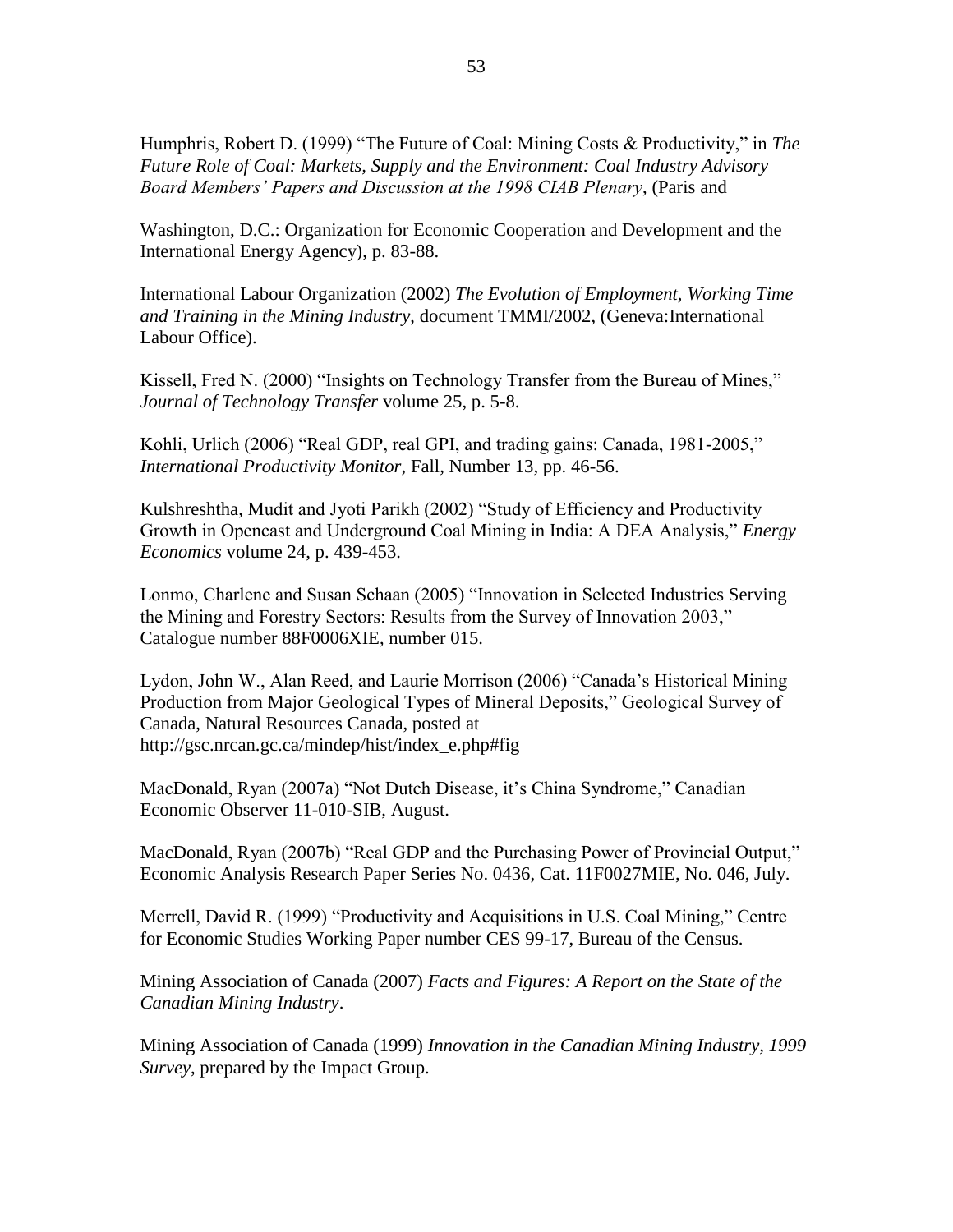Humphris, Robert D. (1999) "The Future of Coal: Mining Costs & Productivity," in *The Future Role of Coal: Markets, Supply and the Environment: Coal Industry Advisory Board Members' Papers and Discussion at the 1998 CIAB Plenary*, (Paris and

Washington, D.C.: Organization for Economic Cooperation and Development and the International Energy Agency), p. 83-88.

International Labour Organization (2002) *The Evolution of Employment, Working Time and Training in the Mining Industry*, document TMMI/2002, (Geneva:International Labour Office).

Kissell, Fred N. (2000) "Insights on Technology Transfer from the Bureau of Mines," *Journal of Technology Transfer* volume 25, p. 5-8.

Kohli, Urlich (2006) "Real GDP, real GPI, and trading gains: Canada, 1981-2005," *International Productivity Monitor*, Fall, Number 13, pp. 46-56.

Kulshreshtha, Mudit and Jyoti Parikh (2002) "Study of Efficiency and Productivity Growth in Opencast and Underground Coal Mining in India: A DEA Analysis," *Energy Economics* volume 24, p. 439-453.

Lonmo, Charlene and Susan Schaan (2005) "Innovation in Selected Industries Serving the Mining and Forestry Sectors: Results from the Survey of Innovation 2003," Catalogue number 88F0006XIE, number 015.

Lydon, John W., Alan Reed, and Laurie Morrison (2006) "Canada's Historical Mining Production from Major Geological Types of Mineral Deposits," Geological Survey of Canada, Natural Resources Canada, posted at http://gsc.nrcan.gc.ca/mindep/hist/index_e.php#fig

MacDonald, Ryan (2007a) "Not Dutch Disease, it's China Syndrome," Canadian Economic Observer 11-010-SIB, August.

MacDonald, Ryan (2007b) "Real GDP and the Purchasing Power of Provincial Output," Economic Analysis Research Paper Series No. 0436, Cat. 11F0027MIE, No. 046, July.

Merrell, David R. (1999) "Productivity and Acquisitions in U.S. Coal Mining," Centre for Economic Studies Working Paper number CES 99-17, Bureau of the Census.

Mining Association of Canada (2007) *Facts and Figures: A Report on the State of the Canadian Mining Industry*.

Mining Association of Canada (1999) *Innovation in the Canadian Mining Industry, 1999 Survey*, prepared by the Impact Group.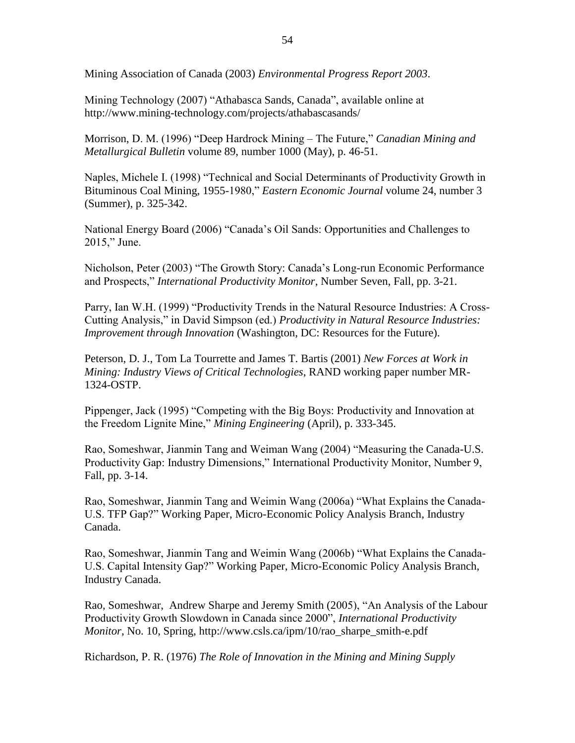Mining Association of Canada (2003) *Environmental Progress Report 2003*.

Mining Technology (2007) "Athabasca Sands, Canada", available online at http://www.mining-technology.com/projects/athabascasands/

Morrison, D. M. (1996) "Deep Hardrock Mining – The Future," *Canadian Mining and Metallurgical Bulletin* volume 89, number 1000 (May), p. 46-51.

Naples, Michele I. (1998) "Technical and Social Determinants of Productivity Growth in Bituminous Coal Mining, 1955-1980," *Eastern Economic Journal* volume 24, number 3 (Summer), p. 325-342.

National Energy Board (2006) "Canada's Oil Sands: Opportunities and Challenges to 2015," June.

Nicholson, Peter (2003) "The Growth Story: Canada's Long-run Economic Performance and Prospects," *International Productivity Monitor*, Number Seven, Fall, pp. 3-21.

Parry, Ian W.H. (1999) "Productivity Trends in the Natural Resource Industries: A Cross-Cutting Analysis," in David Simpson (ed.) *Productivity in Natural Resource Industries: Improvement through Innovation* (Washington, DC: Resources for the Future).

Peterson, D. J., Tom La Tourrette and James T. Bartis (2001) *New Forces at Work in Mining: Industry Views of Critical Technologies*, RAND working paper number MR-1324-OSTP.

Pippenger, Jack (1995) "Competing with the Big Boys: Productivity and Innovation at the Freedom Lignite Mine," *Mining Engineering* (April), p. 333-345.

Rao, Someshwar, Jianmin Tang and Weiman Wang (2004) "Measuring the Canada-U.S. Productivity Gap: Industry Dimensions," International Productivity Monitor, Number 9, Fall, pp. 3-14.

Rao, Someshwar, Jianmin Tang and Weimin Wang (2006a) "What Explains the Canada-U.S. TFP Gap?" Working Paper, Micro-Economic Policy Analysis Branch, Industry Canada.

Rao, Someshwar, Jianmin Tang and Weimin Wang (2006b) "What Explains the Canada-U.S. Capital Intensity Gap?" Working Paper, Micro-Economic Policy Analysis Branch, Industry Canada.

Rao, Someshwar, Andrew Sharpe and Jeremy Smith (2005), "An Analysis of the Labour Productivity Growth Slowdown in Canada since 2000", *International Productivity Monitor*, No. 10, Spring, http://www.csls.ca/ipm/10/rao_sharpe_smith-e.pdf

Richardson, P. R. (1976) *The Role of Innovation in the Mining and Mining Supply*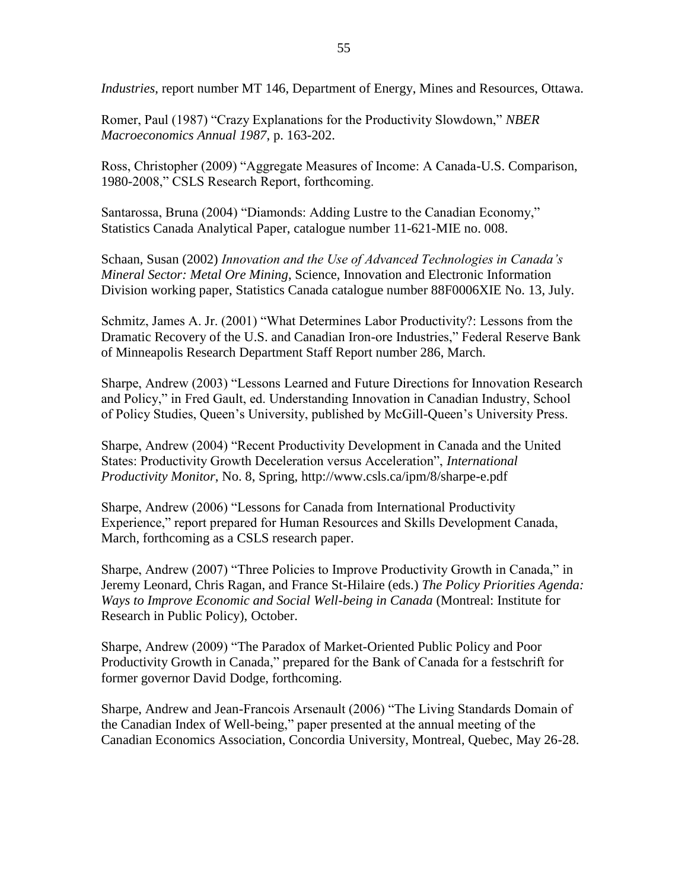*Industries*, report number MT 146, Department of Energy, Mines and Resources, Ottawa.

Romer, Paul (1987) "Crazy Explanations for the Productivity Slowdown," *NBER Macroeconomics Annual 1987*, p. 163-202.

Ross, Christopher (2009) "Aggregate Measures of Income: A Canada-U.S. Comparison, 1980-2008," CSLS Research Report, forthcoming.

Santarossa, Bruna (2004) "Diamonds: Adding Lustre to the Canadian Economy," Statistics Canada Analytical Paper, catalogue number 11-621-MIE no. 008.

Schaan, Susan (2002) *Innovation and the Use of Advanced Technologies in Canada's Mineral Sector: Metal Ore Mining*, Science, Innovation and Electronic Information Division working paper, Statistics Canada catalogue number 88F0006XIE No. 13, July.

Schmitz, James A. Jr. (2001) "What Determines Labor Productivity?: Lessons from the Dramatic Recovery of the U.S. and Canadian Iron-ore Industries," Federal Reserve Bank of Minneapolis Research Department Staff Report number 286, March.

Sharpe, Andrew (2003) "Lessons Learned and Future Directions for Innovation Research and Policy," in Fred Gault, ed. Understanding Innovation in Canadian Industry, School of Policy Studies, Queen's University, published by McGill-Queen's University Press.

Sharpe, Andrew (2004) "Recent Productivity Development in Canada and the United States: Productivity Growth Deceleration versus Acceleration", *International Productivity Monitor*, No. 8, Spring, http://www.csls.ca/ipm/8/sharpe-e.pdf

Sharpe, Andrew (2006) "Lessons for Canada from International Productivity Experience," report prepared for Human Resources and Skills Development Canada, March, forthcoming as a CSLS research paper.

Sharpe, Andrew (2007) "Three Policies to Improve Productivity Growth in Canada," in Jeremy Leonard, Chris Ragan, and France St-Hilaire (eds.) *The Policy Priorities Agenda: Ways to Improve Economic and Social Well-being in Canada* (Montreal: Institute for Research in Public Policy), October.

Sharpe, Andrew (2009) "The Paradox of Market-Oriented Public Policy and Poor Productivity Growth in Canada," prepared for the Bank of Canada for a festschrift for former governor David Dodge, forthcoming.

Sharpe, Andrew and Jean-Francois Arsenault (2006) "The Living Standards Domain of the Canadian Index of Well-being," paper presented at the annual meeting of the Canadian Economics Association, Concordia University, Montreal, Quebec, May 26-28.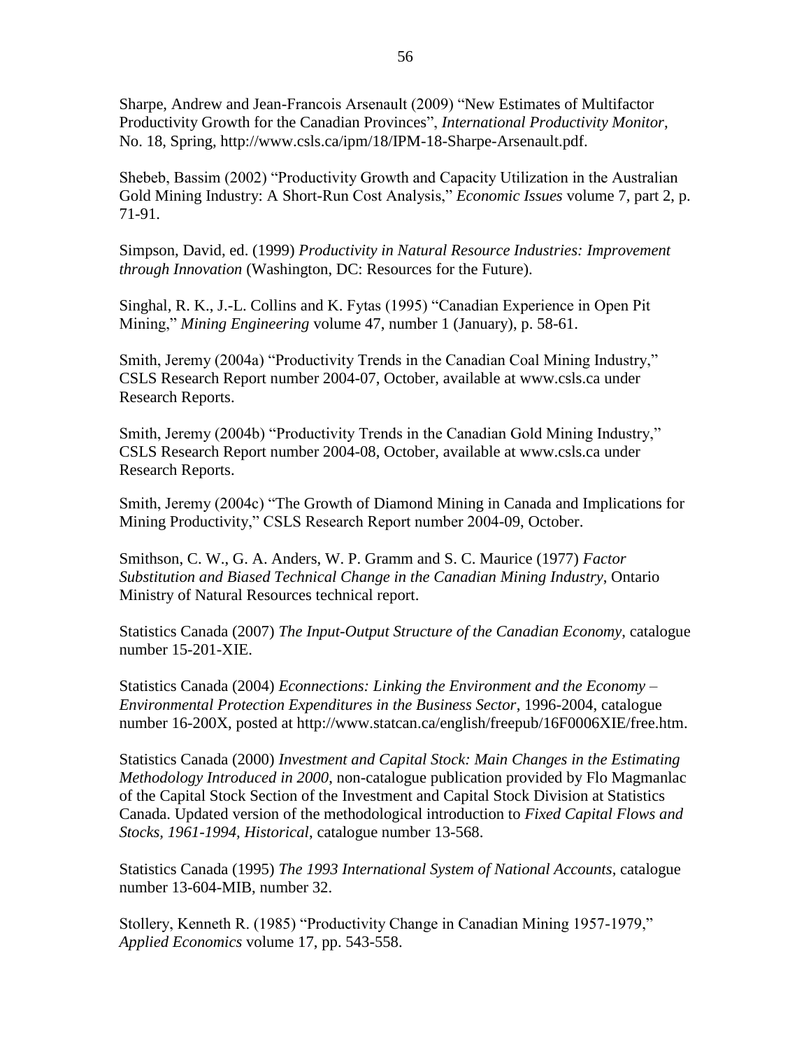Sharpe, Andrew and Jean-Francois Arsenault (2009) "New Estimates of Multifactor Productivity Growth for the Canadian Provinces", *International Productivity Monitor*, No. 18, Spring, http://www.csls.ca/ipm/18/IPM-18-Sharpe-Arsenault.pdf.

Shebeb, Bassim (2002) "Productivity Growth and Capacity Utilization in the Australian Gold Mining Industry: A Short-Run Cost Analysis," *Economic Issues* volume 7, part 2, p. 71-91.

Simpson, David, ed. (1999) *Productivity in Natural Resource Industries: Improvement through Innovation* (Washington, DC: Resources for the Future).

Singhal, R. K., J.-L. Collins and K. Fytas (1995) "Canadian Experience in Open Pit Mining," *Mining Engineering* volume 47, number 1 (January), p. 58-61.

Smith, Jeremy (2004a) "Productivity Trends in the Canadian Coal Mining Industry," CSLS Research Report number 2004-07, October, available at www.csls.ca under Research Reports.

Smith, Jeremy (2004b) "Productivity Trends in the Canadian Gold Mining Industry," CSLS Research Report number 2004-08, October, available at www.csls.ca under Research Reports.

Smith, Jeremy (2004c) "The Growth of Diamond Mining in Canada and Implications for Mining Productivity," CSLS Research Report number 2004-09, October.

Smithson, C. W., G. A. Anders, W. P. Gramm and S. C. Maurice (1977) *Factor Substitution and Biased Technical Change in the Canadian Mining Industry*, Ontario Ministry of Natural Resources technical report.

Statistics Canada (2007) *The Input-Output Structure of the Canadian Economy*, catalogue number 15-201-XIE.

Statistics Canada (2004) *Econnections: Linking the Environment and the Economy – Environmental Protection Expenditures in the Business Sector*, 1996-2004, catalogue number 16-200X, posted at http://www.statcan.ca/english/freepub/16F0006XIE/free.htm.

Statistics Canada (2000) *Investment and Capital Stock: Main Changes in the Estimating Methodology Introduced in 2000*, non-catalogue publication provided by Flo Magmanlac of the Capital Stock Section of the Investment and Capital Stock Division at Statistics Canada. Updated version of the methodological introduction to *Fixed Capital Flows and Stocks, 1961-1994, Historical*, catalogue number 13-568.

Statistics Canada (1995) *The 1993 International System of National Accounts*, catalogue number 13-604-MIB, number 32.

Stollery, Kenneth R. (1985) "Productivity Change in Canadian Mining 1957-1979," *Applied Economics* volume 17, pp. 543-558.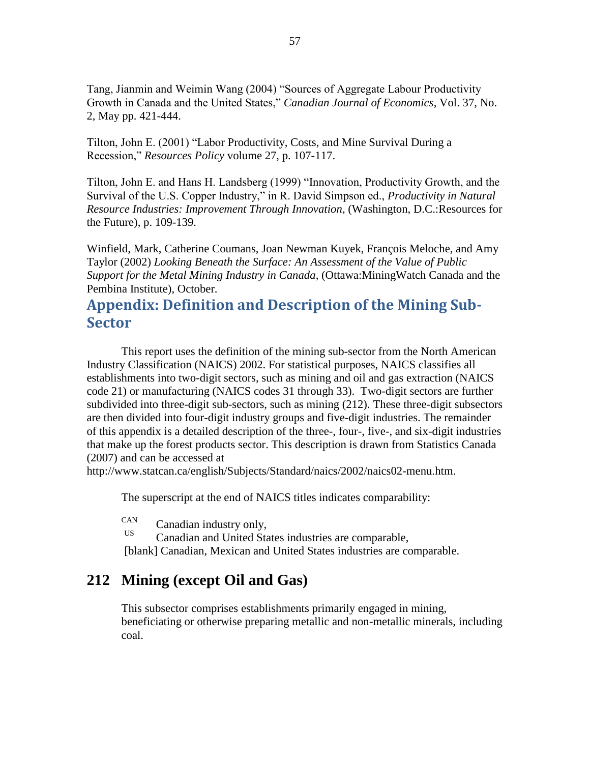Tang, Jianmin and Weimin Wang (2004) "Sources of Aggregate Labour Productivity Growth in Canada and the United States," *Canadian Journal of Economics*, Vol. 37, No. 2, May pp. 421-444.

Tilton, John E. (2001) "Labor Productivity, Costs, and Mine Survival During a Recession," *Resources Policy* volume 27, p. 107-117.

Tilton, John E. and Hans H. Landsberg (1999) "Innovation, Productivity Growth, and the Survival of the U.S. Copper Industry," in R. David Simpson ed., *Productivity in Natural Resource Industries: Improvement Through Innovation*, (Washington, D.C.:Resources for the Future), p. 109-139.

Winfield, Mark, Catherine Coumans, Joan Newman Kuyek, François Meloche, and Amy Taylor (2002) *Looking Beneath the Surface: An Assessment of the Value of Public Support for the Metal Mining Industry in Canada*, (Ottawa:MiningWatch Canada and the Pembina Institute), October.

# Appendix: Definition and Description of the Mining Sub-Sector

This report uses the definition of the mining sub-sector from the North American Industry Classification (NAICS) 2002. For statistical purposes, NAICS classifies all establishments into two-digit sectors, such as mining and oil and gas extraction (NAICS code 21) or manufacturing (NAICS codes 31 through 33). Two-digit sectors are further subdivided into three-digit sub-sectors, such as mining (212). These three-digit subsectors are then divided into four-digit industry groups and five-digit industries. The remainder of this appendix is a detailed description of the three-, four-, five-, and six-digit industries that make up the forest products sector. This description is drawn from Statistics Canada (2007) and can be accessed at http://www.statcan.ca/english/Subjects/Standard/naics/2002/naics02-menu.htm.

The superscript at the end of NAICS titles indicates comparability:

CAN Canadian industry only,
US Canadian and United States industries are comparable,
[blank] Canadian, Mexican and United States industries are comparable.

## 212 Mining (except Oil and Gas)

This subsector comprises establishments primarily engaged in mining, beneficiating or otherwise preparing metallic and non-metallic minerals, including coal.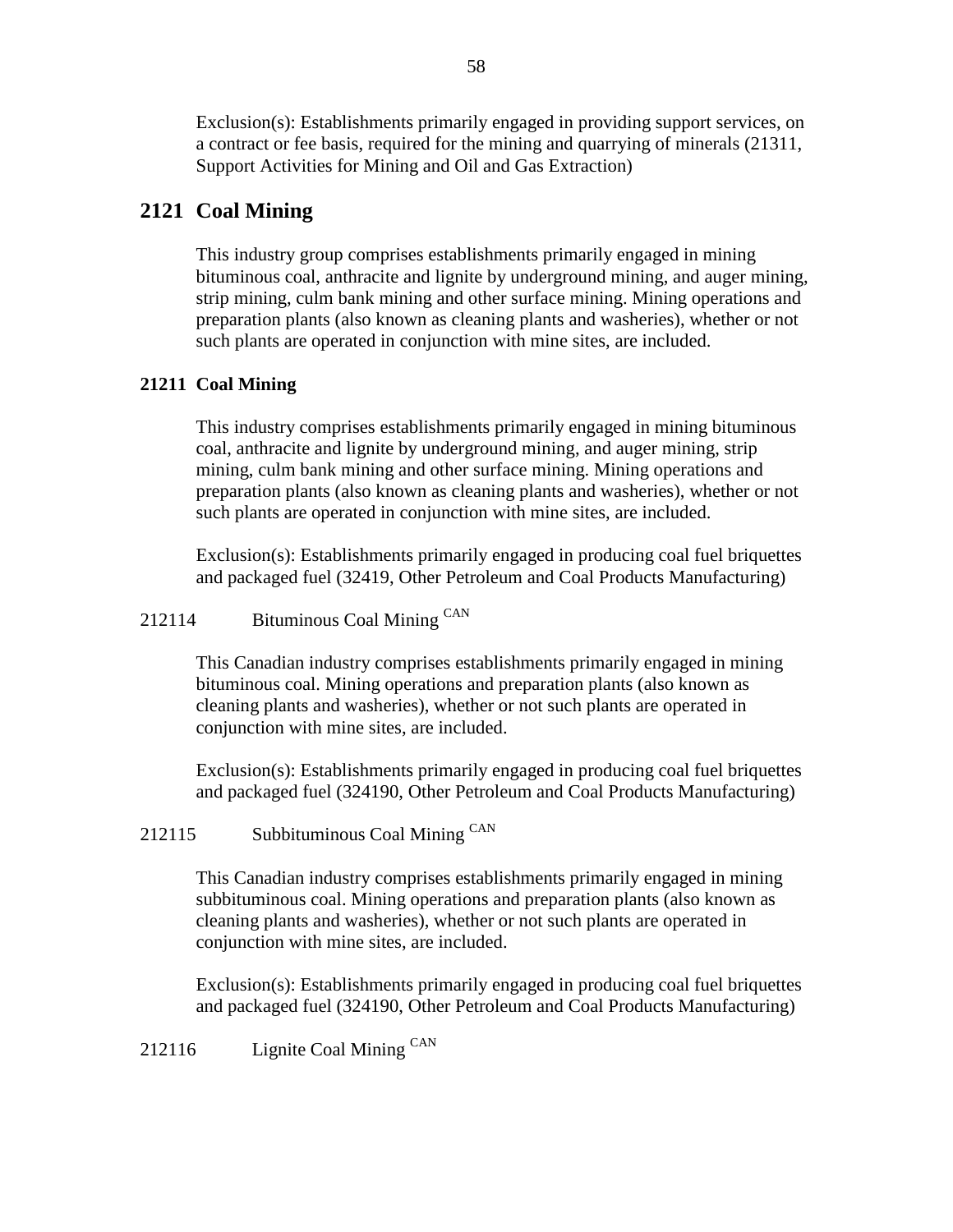Exclusion(s): Establishments primarily engaged in providing support services, on a contract or fee basis, required for the mining and quarrying of minerals (21311, Support Activities for Mining and Oil and Gas Extraction)

## 2121 Coal Mining

This industry group comprises establishments primarily engaged in mining bituminous coal, anthracite and lignite by underground mining, and auger mining, strip mining, culm bank mining and other surface mining. Mining operations and preparation plants (also known as cleaning plants and washeries), whether or not such plants are operated in conjunction with mine sites, are included.

### 21211 Coal Mining

This industry comprises establishments primarily engaged in mining bituminous coal, anthracite and lignite by underground mining, and auger mining, strip mining, culm bank mining and other surface mining. Mining operations and preparation plants (also known as cleaning plants and washeries), whether or not such plants are operated in conjunction with mine sites, are included.

Exclusion(s): Establishments primarily engaged in producing coal fuel briquettes and packaged fuel (32419, Other Petroleum and Coal Products Manufacturing)

212114 Bituminous Coal Mining [CAN]

This Canadian industry comprises establishments primarily engaged in mining bituminous coal. Mining operations and preparation plants (also known as cleaning plants and washeries), whether or not such plants are operated in conjunction with mine sites, are included.

Exclusion(s): Establishments primarily engaged in producing coal fuel briquettes and packaged fuel (324190, Other Petroleum and Coal Products Manufacturing)

212115 Subbituminous Coal Mining [CAN]

This Canadian industry comprises establishments primarily engaged in mining subbituminous coal. Mining operations and preparation plants (also known as cleaning plants and washeries), whether or not such plants are operated in conjunction with mine sites, are included.

Exclusion(s): Establishments primarily engaged in producing coal fuel briquettes and packaged fuel (324190, Other Petroleum and Coal Products Manufacturing)

212116 Lignite Coal Mining [CAN]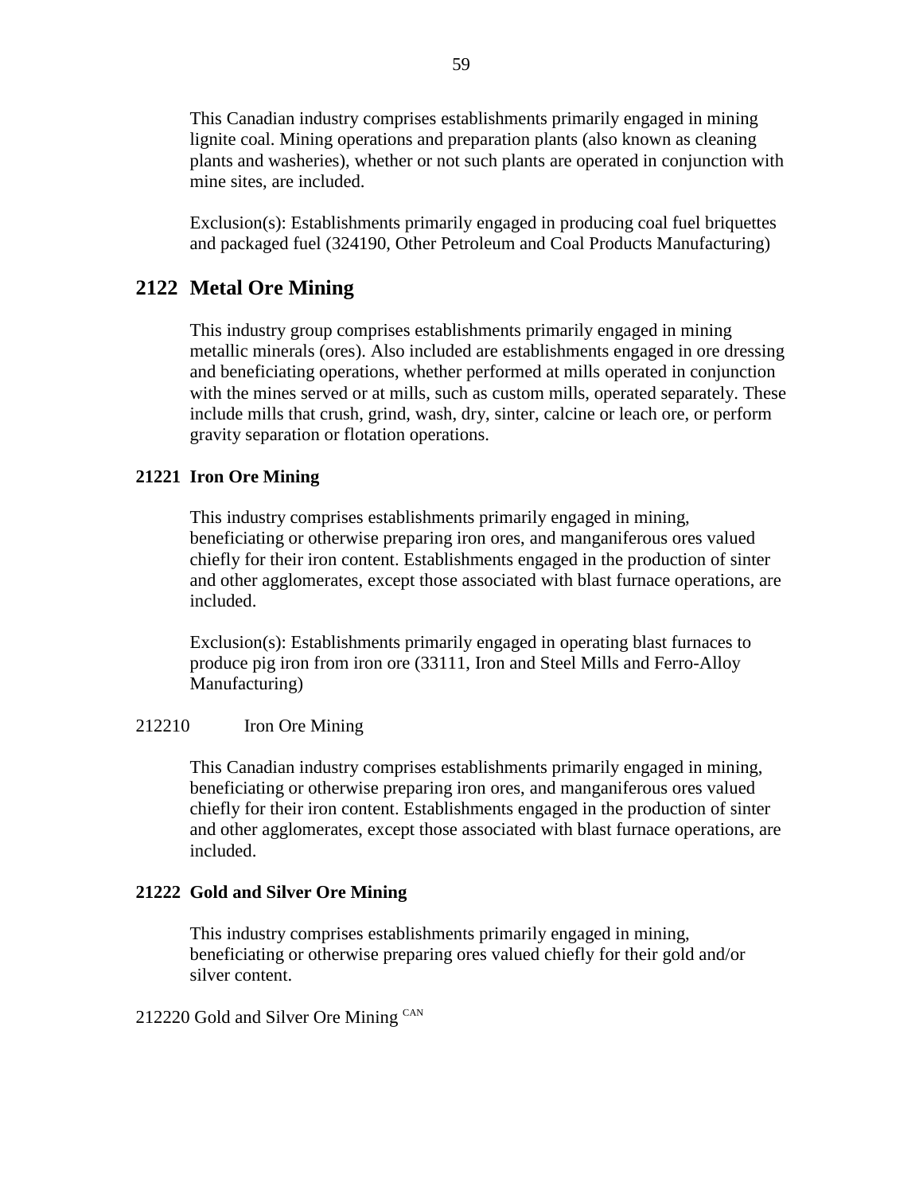This Canadian industry comprises establishments primarily engaged in mining lignite coal. Mining operations and preparation plants (also known as cleaning plants and washeries), whether or not such plants are operated in conjunction with mine sites, are included.

Exclusion(s): Establishments primarily engaged in producing coal fuel briquettes and packaged fuel (324190, Other Petroleum and Coal Products Manufacturing)

## 2122 Metal Ore Mining

This industry group comprises establishments primarily engaged in mining metallic minerals (ores). Also included are establishments engaged in ore dressing and beneficiating operations, whether performed at mills operated in conjunction with the mines served or at mills, such as custom mills, operated separately. These include mills that crush, grind, wash, dry, sinter, calcine or leach ore, or perform gravity separation or flotation operations.

### 21221 Iron Ore Mining

This industry comprises establishments primarily engaged in mining, beneficiating or otherwise preparing iron ores, and manganiferous ores valued chiefly for their iron content. Establishments engaged in the production of sinter and other agglomerates, except those associated with blast furnace operations, are included.

Exclusion(s): Establishments primarily engaged in operating blast furnaces to produce pig iron from iron ore (33111, Iron and Steel Mills and Ferro-Alloy Manufacturing)

212210 Iron Ore Mining

This Canadian industry comprises establishments primarily engaged in mining, beneficiating or otherwise preparing iron ores, and manganiferous ores valued chiefly for their iron content. Establishments engaged in the production of sinter and other agglomerates, except those associated with blast furnace operations, are included.

### 21222 Gold and Silver Ore Mining

This industry comprises establishments primarily engaged in mining, beneficiating or otherwise preparing ores valued chiefly for their gold and/or silver content.

212220 Gold and Silver Ore Mining [CAN]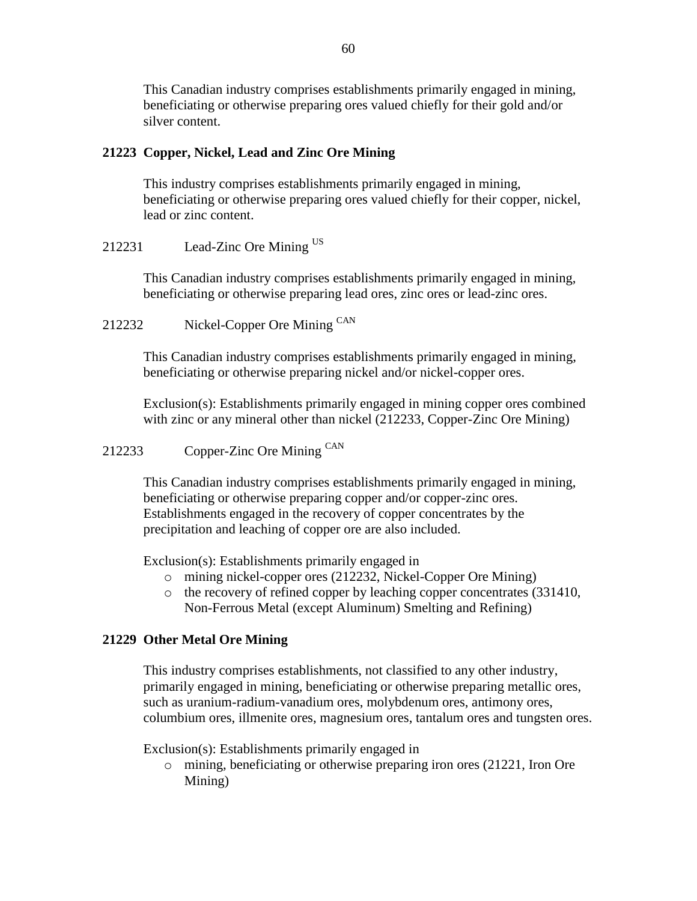This Canadian industry comprises establishments primarily engaged in mining, beneficiating or otherwise preparing ores valued chiefly for their gold and/or silver content.

### 21223 Copper, Nickel, Lead and Zinc Ore Mining

This industry comprises establishments primarily engaged in mining, beneficiating or otherwise preparing ores valued chiefly for their copper, nickel, lead or zinc content.

212231 Lead-Zinc Ore Mining [US]

This Canadian industry comprises establishments primarily engaged in mining, beneficiating or otherwise preparing lead ores, zinc ores or lead-zinc ores.

212232 Nickel-Copper Ore Mining [CAN]

This Canadian industry comprises establishments primarily engaged in mining, beneficiating or otherwise preparing nickel and/or nickel-copper ores.

Exclusion(s): Establishments primarily engaged in mining copper ores combined with zinc or any mineral other than nickel (212233, Copper-Zinc Ore Mining)

212233 Copper-Zinc Ore Mining [CAN]

This Canadian industry comprises establishments primarily engaged in mining, beneficiating or otherwise preparing copper and/or copper-zinc ores. Establishments engaged in the recovery of copper concentrates by the precipitation and leaching of copper ore are also included.

Exclusion(s): Establishments primarily engaged in

- mining nickel-copper ores (212232, Nickel-Copper Ore Mining)
- the recovery of refined copper by leaching copper concentrates (331410, Non-Ferrous Metal (except Aluminum) Smelting and Refining)

### 21229 Other Metal Ore Mining

This industry comprises establishments, not classified to any other industry, primarily engaged in mining, beneficiating or otherwise preparing metallic ores, such as uranium-radium-vanadium ores, molybdenum ores, antimony ores, columbium ores, illmenite ores, magnesium ores, tantalum ores and tungsten ores.

Exclusion(s): Establishments primarily engaged in

- mining, beneficiating or otherwise preparing iron ores (21221, Iron Ore Mining)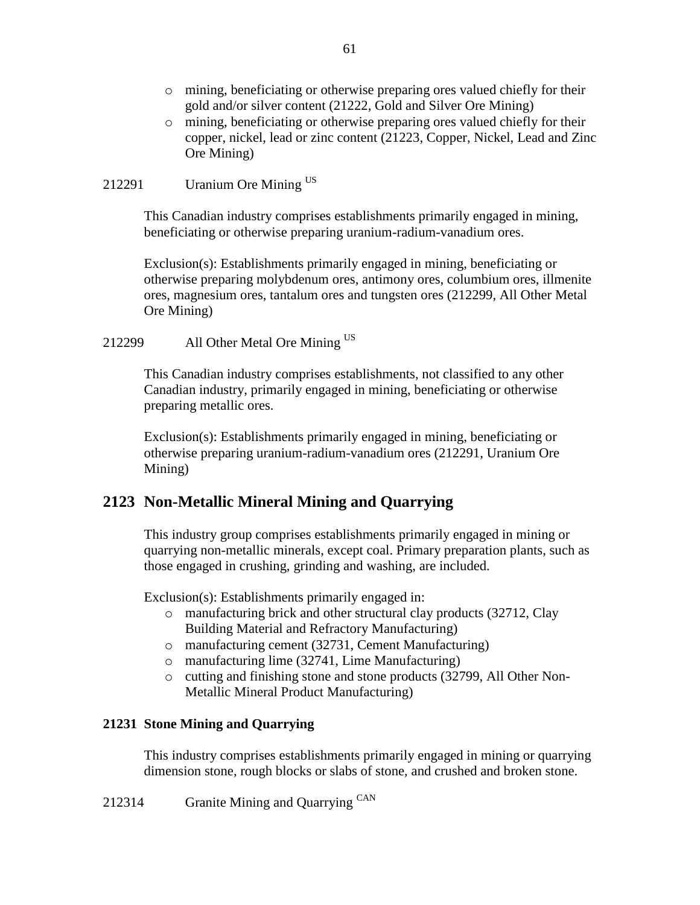- mining, beneficiating or otherwise preparing ores valued chiefly for their gold and/or silver content (21222, Gold and Silver Ore Mining)
- mining, beneficiating or otherwise preparing ores valued chiefly for their copper, nickel, lead or zinc content (21223, Copper, Nickel, Lead and Zinc Ore Mining)

212291 Uranium Ore Mining US

This Canadian industry comprises establishments primarily engaged in mining, beneficiating or otherwise preparing uranium-radium-vanadium ores.

Exclusion(s): Establishments primarily engaged in mining, beneficiating or otherwise preparing molybdenum ores, antimony ores, columbium ores, illmenite ores, magnesium ores, tantalum ores and tungsten ores (212299, All Other Metal Ore Mining)

212299 All Other Metal Ore Mining US

This Canadian industry comprises establishments, not classified to any other Canadian industry, primarily engaged in mining, beneficiating or otherwise preparing metallic ores.

Exclusion(s): Establishments primarily engaged in mining, beneficiating or otherwise preparing uranium-radium-vanadium ores (212291, Uranium Ore Mining)

## 2123 Non-Metallic Mineral Mining and Quarrying

This industry group comprises establishments primarily engaged in mining or quarrying non-metallic minerals, except coal. Primary preparation plants, such as those engaged in crushing, grinding and washing, are included.

Exclusion(s): Establishments primarily engaged in:

- manufacturing brick and other structural clay products (32712, Clay Building Material and Refractory Manufacturing)
- manufacturing cement (32731, Cement Manufacturing)
- manufacturing lime (32741, Lime Manufacturing)
- cutting and finishing stone and stone products (32799, All Other Non-Metallic Mineral Product Manufacturing)

### 21231 Stone Mining and Quarrying

This industry comprises establishments primarily engaged in mining or quarrying dimension stone, rough blocks or slabs of stone, and crushed and broken stone.

212314 Granite Mining and Quarrying CAN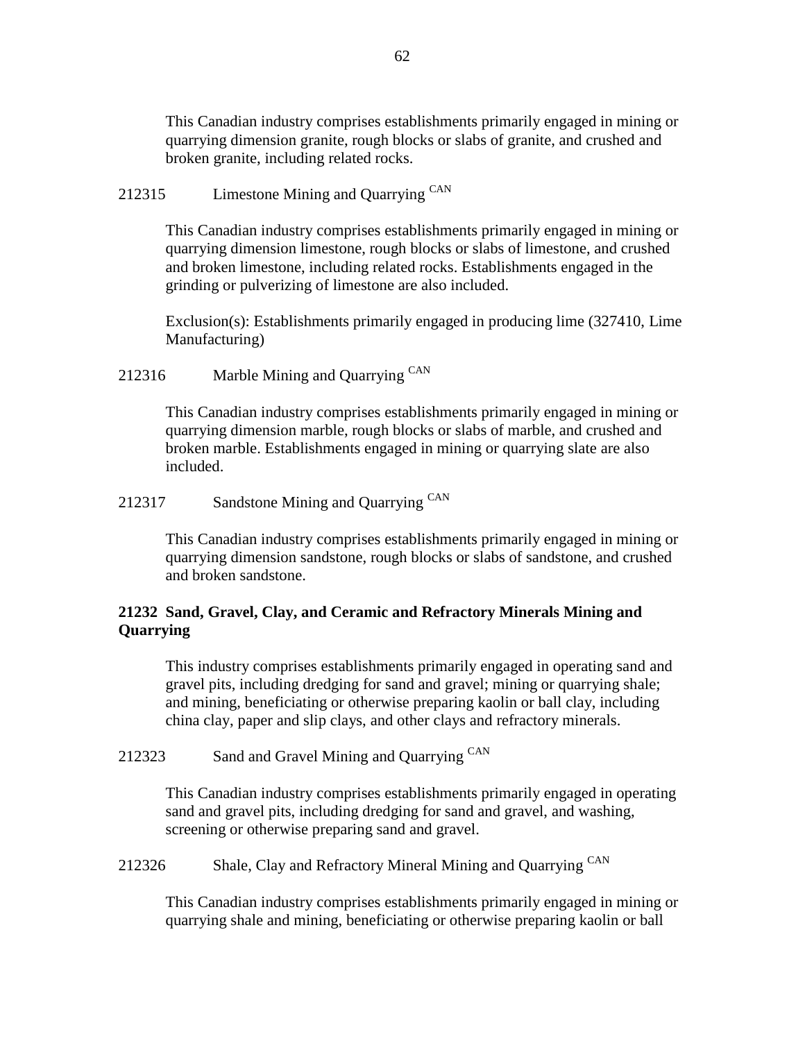This Canadian industry comprises establishments primarily engaged in mining or quarrying dimension granite, rough blocks or slabs of granite, and crushed and broken granite, including related rocks.

212315 Limestone Mining and Quarrying [CAN]

This Canadian industry comprises establishments primarily engaged in mining or quarrying dimension limestone, rough blocks or slabs of limestone, and crushed and broken limestone, including related rocks. Establishments engaged in the grinding or pulverizing of limestone are also included.

Exclusion(s): Establishments primarily engaged in producing lime (327410, Lime Manufacturing)

212316 Marble Mining and Quarrying [CAN]

This Canadian industry comprises establishments primarily engaged in mining or quarrying dimension marble, rough blocks or slabs of marble, and crushed and broken marble. Establishments engaged in mining or quarrying slate are also included.

212317 Sandstone Mining and Quarrying [CAN]

This Canadian industry comprises establishments primarily engaged in mining or quarrying dimension sandstone, rough blocks or slabs of sandstone, and crushed and broken sandstone.

**21232 Sand, Gravel, Clay, and Ceramic and Refractory Minerals Mining and Quarrying**

This industry comprises establishments primarily engaged in operating sand and gravel pits, including dredging for sand and gravel; mining or quarrying shale; and mining, beneficiating or otherwise preparing kaolin or ball clay, including china clay, paper and slip clays, and other clays and refractory minerals.

212323 Sand and Gravel Mining and Quarrying [CAN]

This Canadian industry comprises establishments primarily engaged in operating sand and gravel pits, including dredging for sand and gravel, and washing, screening or otherwise preparing sand and gravel.

212326 Shale, Clay and Refractory Mineral Mining and Quarrying [CAN]

This Canadian industry comprises establishments primarily engaged in mining or quarrying shale and mining, beneficiating or otherwise preparing kaolin or ball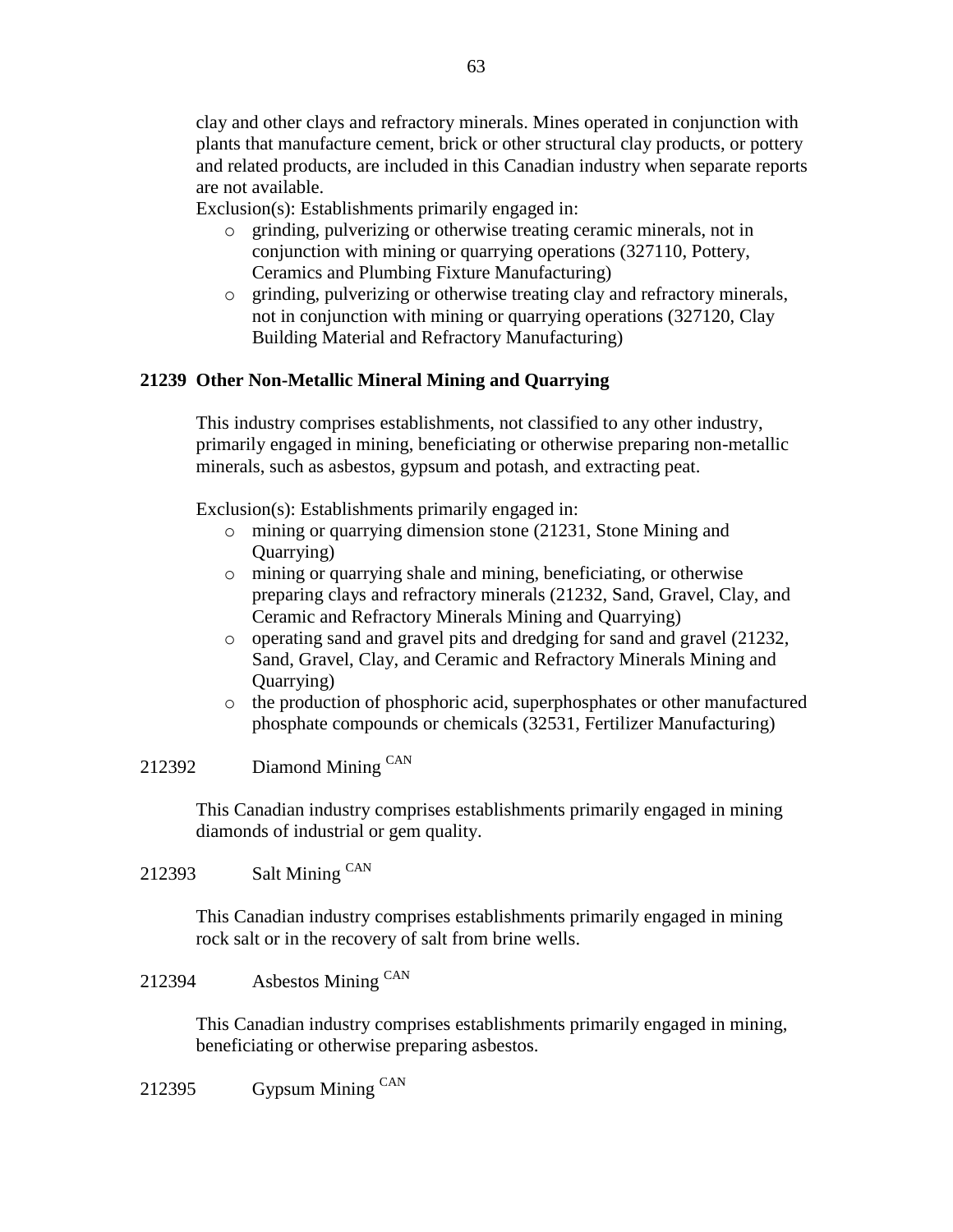clay and other clays and refractory minerals. Mines operated in conjunction with plants that manufacture cement, brick or other structural clay products, or pottery and related products, are included in this Canadian industry when separate reports are not available.

Exclusion(s): Establishments primarily engaged in:

- grinding, pulverizing or otherwise treating ceramic minerals, not in conjunction with mining or quarrying operations (327110, Pottery, Ceramics and Plumbing Fixture Manufacturing)
- grinding, pulverizing or otherwise treating clay and refractory minerals, not in conjunction with mining or quarrying operations (327120, Clay Building Material and Refractory Manufacturing)

### 21239 Other Non-Metallic Mineral Mining and Quarrying

This industry comprises establishments, not classified to any other industry, primarily engaged in mining, beneficiating or otherwise preparing non-metallic minerals, such as asbestos, gypsum and potash, and extracting peat.

Exclusion(s): Establishments primarily engaged in:

- mining or quarrying dimension stone (21231, Stone Mining and Quarrying)
- mining or quarrying shale and mining, beneficiating, or otherwise preparing clays and refractory minerals (21232, Sand, Gravel, Clay, and Ceramic and Refractory Minerals Mining and Quarrying)
- operating sand and gravel pits and dredging for sand and gravel (21232, Sand, Gravel, Clay, and Ceramic and Refractory Minerals Mining and Quarrying)
- the production of phosphoric acid, superphosphates or other manufactured phosphate compounds or chemicals (32531, Fertilizer Manufacturing)

212392 Diamond Mining [CAN]

This Canadian industry comprises establishments primarily engaged in mining diamonds of industrial or gem quality.

212393 Salt Mining [CAN]

This Canadian industry comprises establishments primarily engaged in mining rock salt or in the recovery of salt from brine wells.

212394 Asbestos Mining [CAN]

This Canadian industry comprises establishments primarily engaged in mining, beneficiating or otherwise preparing asbestos.

212395 Gypsum Mining [CAN]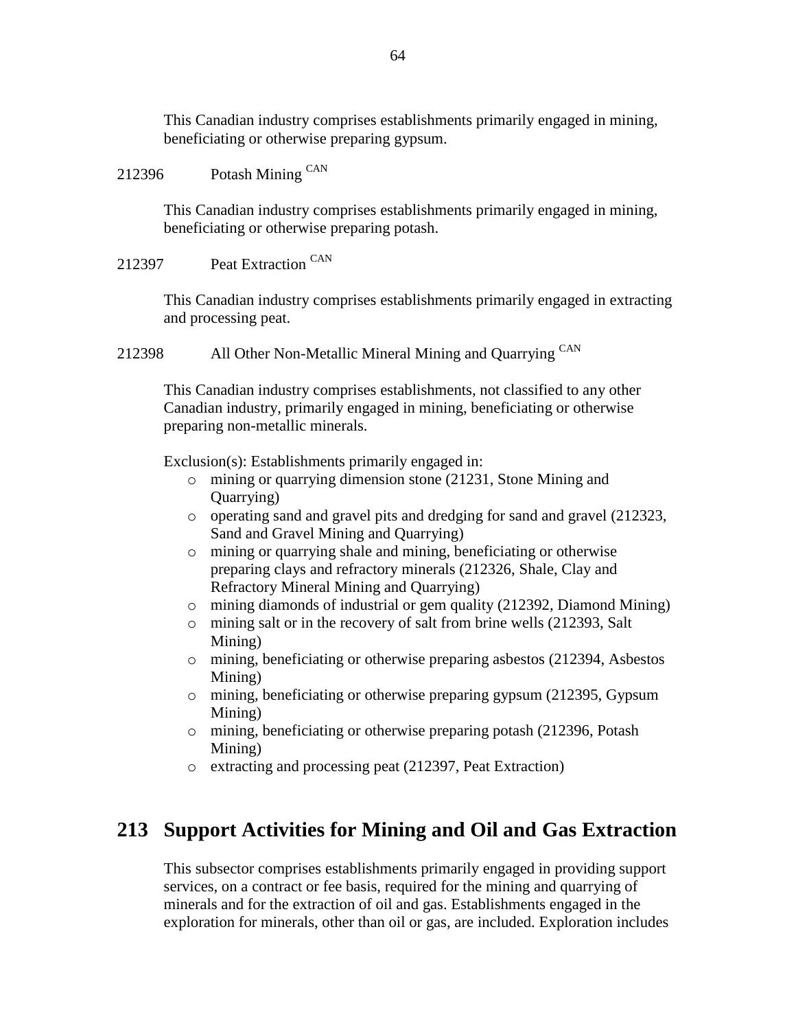This Canadian industry comprises establishments primarily engaged in mining, beneficiating or otherwise preparing gypsum.

212396 Potash Mining [CAN]

This Canadian industry comprises establishments primarily engaged in mining, beneficiating or otherwise preparing potash.

212397 Peat Extraction [CAN]

This Canadian industry comprises establishments primarily engaged in extracting and processing peat.

212398 All Other Non-Metallic Mineral Mining and Quarrying [CAN]

This Canadian industry comprises establishments, not classified to any other Canadian industry, primarily engaged in mining, beneficiating or otherwise preparing non-metallic minerals.

Exclusion(s): Establishments primarily engaged in:

- mining or quarrying dimension stone (21231, Stone Mining and Quarrying)
- operating sand and gravel pits and dredging for sand and gravel (212323, Sand and Gravel Mining and Quarrying)
- mining or quarrying shale and mining, beneficiating or otherwise preparing clays and refractory minerals (212326, Shale, Clay and Refractory Mineral Mining and Quarrying)
- mining diamonds of industrial or gem quality (212392, Diamond Mining)
- mining salt or in the recovery of salt from brine wells (212393, Salt Mining)
- mining, beneficiating or otherwise preparing asbestos (212394, Asbestos Mining)
- mining, beneficiating or otherwise preparing gypsum (212395, Gypsum Mining)
- mining, beneficiating or otherwise preparing potash (212396, Potash Mining)
- extracting and processing peat (212397, Peat Extraction)

## 213 Support Activities for Mining and Oil and Gas Extraction

This subsector comprises establishments primarily engaged in providing support services, on a contract or fee basis, required for the mining and quarrying of minerals and for the extraction of oil and gas. Establishments engaged in the exploration for minerals, other than oil or gas, are included. Exploration includes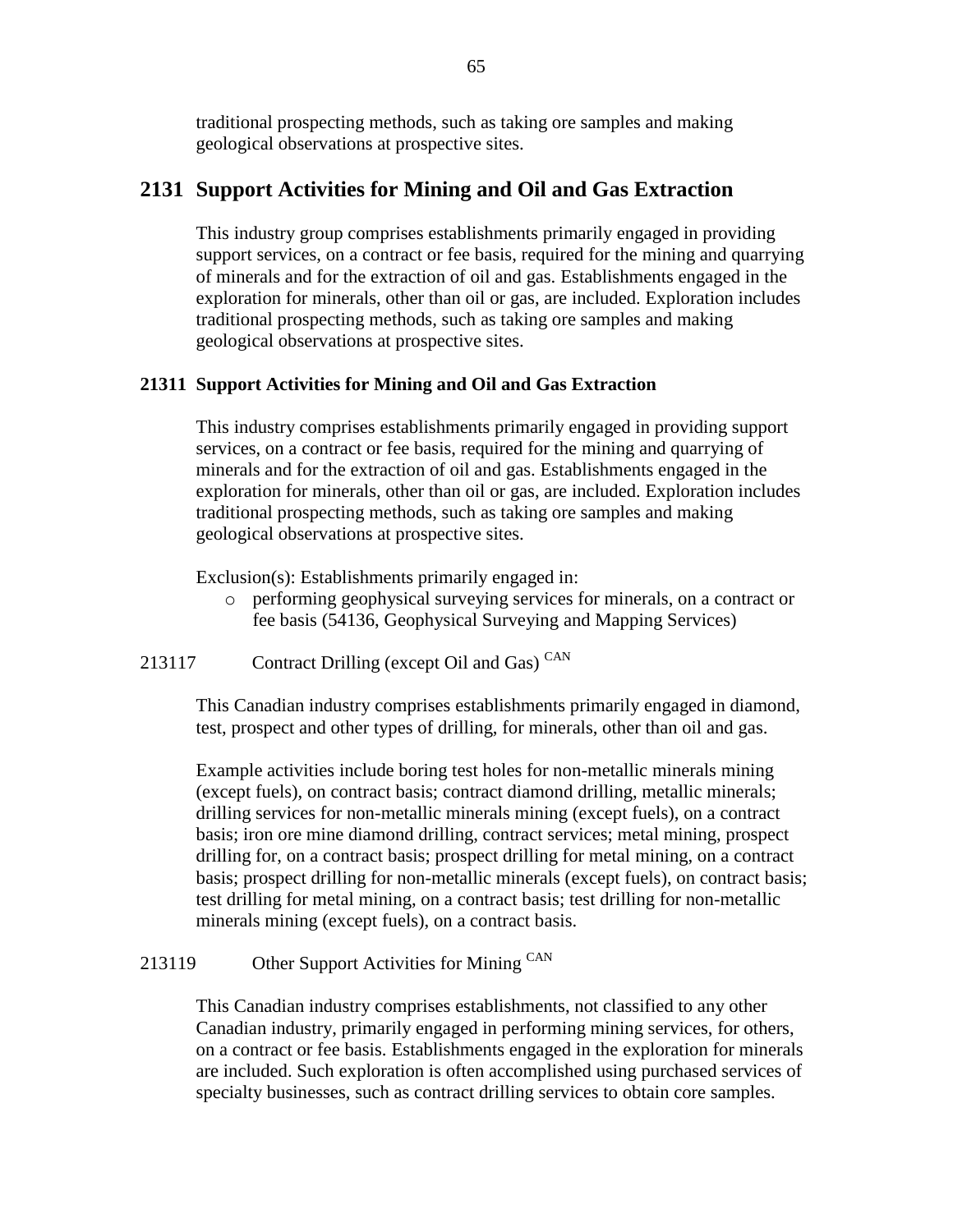traditional prospecting methods, such as taking ore samples and making geological observations at prospective sites.

## 2131 Support Activities for Mining and Oil and Gas Extraction

This industry group comprises establishments primarily engaged in providing support services, on a contract or fee basis, required for the mining and quarrying of minerals and for the extraction of oil and gas. Establishments engaged in the exploration for minerals, other than oil or gas, are included. Exploration includes traditional prospecting methods, such as taking ore samples and making geological observations at prospective sites.

### 21311 Support Activities for Mining and Oil and Gas Extraction

This industry comprises establishments primarily engaged in providing support services, on a contract or fee basis, required for the mining and quarrying of minerals and for the extraction of oil and gas. Establishments engaged in the exploration for minerals, other than oil or gas, are included. Exploration includes traditional prospecting methods, such as taking ore samples and making geological observations at prospective sites.

Exclusion(s): Establishments primarily engaged in:

- performing geophysical surveying services for minerals, on a contract or fee basis (54136, Geophysical Surveying and Mapping Services)

213117 Contract Drilling (except Oil and Gas) CAN

This Canadian industry comprises establishments primarily engaged in diamond, test, prospect and other types of drilling, for minerals, other than oil and gas.

Example activities include boring test holes for non-metallic minerals mining (except fuels), on contract basis; contract diamond drilling, metallic minerals; drilling services for non-metallic minerals mining (except fuels), on a contract basis; iron ore mine diamond drilling, contract services; metal mining, prospect drilling for, on a contract basis; prospect drilling for metal mining, on a contract basis; prospect drilling for non-metallic minerals (except fuels), on contract basis; test drilling for metal mining, on a contract basis; test drilling for non-metallic minerals mining (except fuels), on a contract basis.

213119 Other Support Activities for Mining CAN

This Canadian industry comprises establishments, not classified to any other Canadian industry, primarily engaged in performing mining services, for others, on a contract or fee basis. Establishments engaged in the exploration for minerals are included. Such exploration is often accomplished using purchased services of specialty businesses, such as contract drilling services to obtain core samples.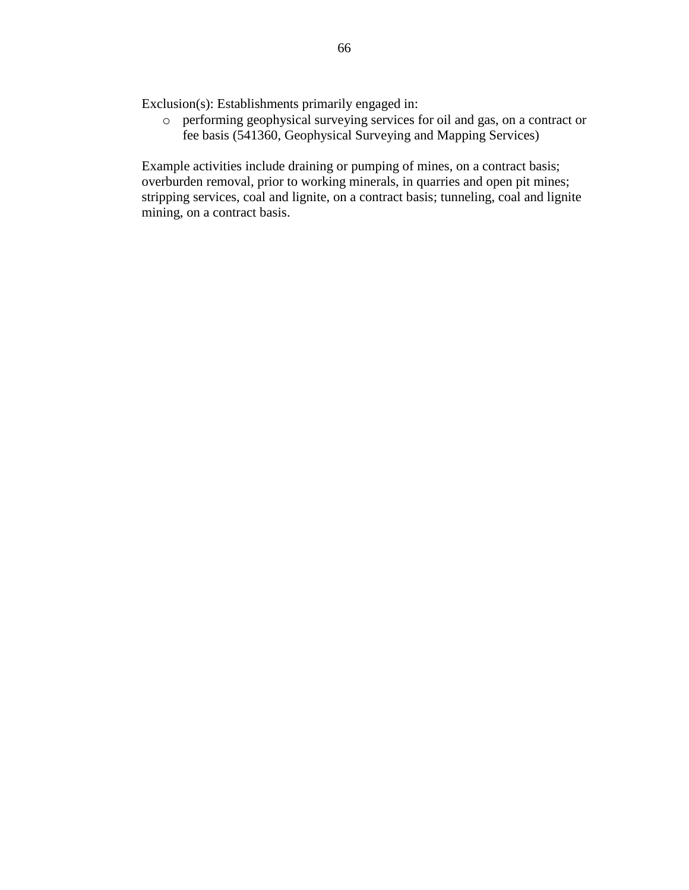Exclusion(s): Establishments primarily engaged in:

- performing geophysical surveying services for oil and gas, on a contract or fee basis (541360, Geophysical Surveying and Mapping Services)

Example activities include draining or pumping of mines, on a contract basis; overburden removal, prior to working minerals, in quarries and open pit mines; stripping services, coal and lignite, on a contract basis; tunneling, coal and lignite mining, on a contract basis.